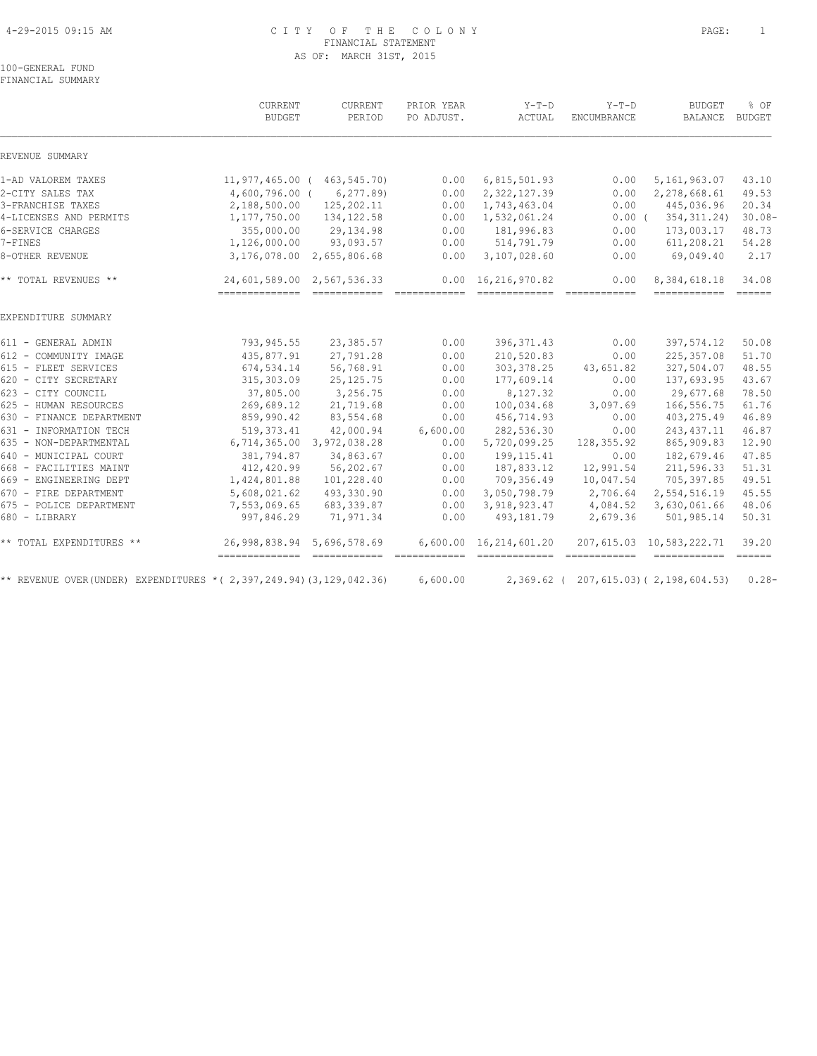# CITY OF THE COLONY

FINANCIAL STATEMENT

AS OF: MARCH 31ST, 2015

100-GENERAL FUND

FINANCIAL SUMMARY

| | CURRENT BUDGET | CURRENT PERIOD | PRIOR YEAR PO ADJUST. | Y-T-D ACTUAL | Y-T-D ENCUMBRANCE | BUDGET BALANCE | % OF BUDGET |
|---|---|---|---|---|---|---|---|
| REVENUE SUMMARY | | | | | | | |
| 1-AD VALOREM TAXES | 11,977,465.00 | ( 463,545.70) | 0.00 | 6,815,501.93 | 0.00 | 5,161,963.07 | 43.10 |
| 2-CITY SALES TAX | 4,600,796.00 | ( 6,277.89) | 0.00 | 2,322,127.39 | 0.00 | 2,278,668.61 | 49.53 |
| 3-FRANCHISE TAXES | 2,188,500.00 | 125,202.11 | 0.00 | 1,743,463.04 | 0.00 | 445,036.96 | 20.34 |
| 4-LICENSES AND PERMITS | 1,177,750.00 | 134,122.58 | 0.00 | 1,532,061.24 | 0.00 | ( 354,311.24) | 30.08- |
| 6-SERVICE CHARGES | 355,000.00 | 29,134.98 | 0.00 | 181,996.83 | 0.00 | 173,003.17 | 48.73 |
| 7-FINES | 1,126,000.00 | 93,093.57 | 0.00 | 514,791.79 | 0.00 | 611,208.21 | 54.28 |
| 8-OTHER REVENUE | 3,176,078.00 | 2,655,806.68 | 0.00 | 3,107,028.60 | 0.00 | 69,049.40 | 2.17 |
| ** TOTAL REVENUES ** | 24,601,589.00 | 2,567,536.33 | 0.00 | 16,216,970.82 | 0.00 | 8,384,618.18 | 34.08 |
| EXPENDITURE SUMMARY | | | | | | | |
| 611 - GENERAL ADMIN | 793,945.55 | 23,385.57 | 0.00 | 396,371.43 | 0.00 | 397,574.12 | 50.08 |
| 612 - COMMUNITY IMAGE | 435,877.91 | 27,791.28 | 0.00 | 210,520.83 | 0.00 | 225,357.08 | 51.70 |
| 615 - FLEET SERVICES | 674,534.14 | 56,768.91 | 0.00 | 303,378.25 | 43,651.82 | 327,504.07 | 48.55 |
| 620 - CITY SECRETARY | 315,303.09 | 25,125.75 | 0.00 | 177,609.14 | 0.00 | 137,693.95 | 43.67 |
| 623 - CITY COUNCIL | 37,805.00 | 3,256.75 | 0.00 | 8,127.32 | 0.00 | 29,677.68 | 78.50 |
| 625 - HUMAN RESOURCES | 269,689.12 | 21,719.68 | 0.00 | 100,034.68 | 3,097.69 | 166,556.75 | 61.76 |
| 630 - FINANCE DEPARTMENT | 859,990.42 | 83,554.68 | 0.00 | 456,714.93 | 0.00 | 403,275.49 | 46.89 |
| 631 - INFORMATION TECH | 519,373.41 | 42,000.94 | 6,600.00 | 282,536.30 | 0.00 | 243,437.11 | 46.87 |
| 635 - NON-DEPARTMENTAL | 6,714,365.00 | 3,972,038.28 | 0.00 | 5,720,099.25 | 128,355.92 | 865,909.83 | 12.90 |
| 640 - MUNICIPAL COURT | 381,794.87 | 34,863.67 | 0.00 | 199,115.41 | 0.00 | 182,679.46 | 47.85 |
| 668 - FACILITIES MAINT | 412,420.99 | 56,202.67 | 0.00 | 187,833.12 | 12,991.54 | 211,596.33 | 51.31 |
| 669 - ENGINEERING DEPT | 1,424,801.88 | 101,228.40 | 0.00 | 709,356.49 | 10,047.54 | 705,397.85 | 49.51 |
| 670 - FIRE DEPARTMENT | 5,608,021.62 | 493,330.90 | 0.00 | 3,050,798.79 | 2,706.64 | 2,554,516.19 | 45.55 |
| 675 - POLICE DEPARTMENT | 7,553,069.65 | 683,339.87 | 0.00 | 3,918,923.47 | 4,084.52 | 3,630,061.66 | 48.06 |
| 680 - LIBRARY | 997,846.29 | 71,971.34 | 0.00 | 493,181.79 | 2,679.36 | 501,985.14 | 50.31 |
| ** TOTAL EXPENDITURES ** | 26,998,838.94 | 5,696,578.69 | 6,600.00 | 16,214,601.20 | 207,615.03 | 10,583,222.71 | 39.20 |
| ** REVENUE OVER(UNDER) EXPENDITURES * | ( 2,397,249.94) | (3,129,042.36) | 6,600.00 | 2,369.62 | ( 207,615.03) | ( 2,198,604.53) | 0.28- |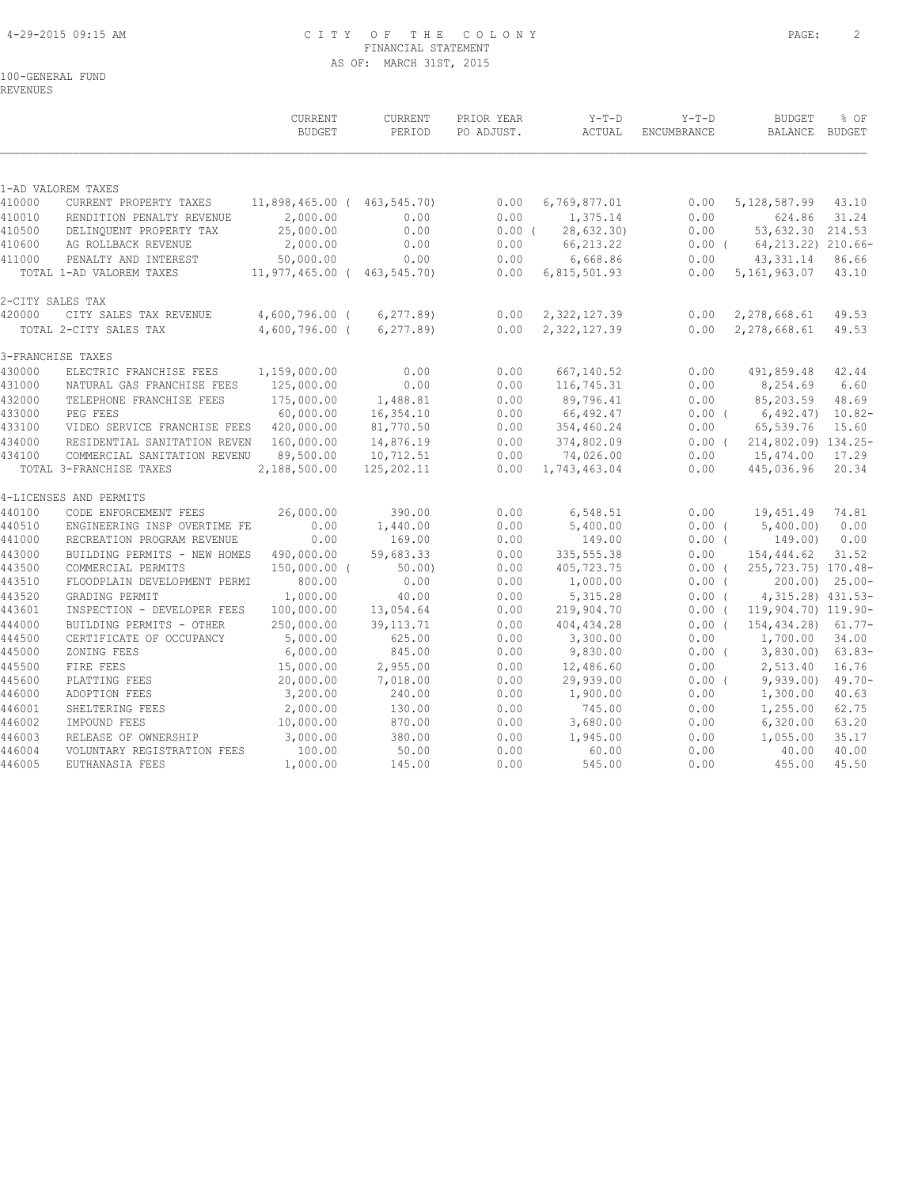# CITY OF THE COLONY
## FINANCIAL STATEMENT
### AS OF: MARCH 31ST, 2015

100-GENERAL FUND
REVENUES

| | | CURRENT BUDGET | CURRENT PERIOD | PRIOR YEAR PO ADJUST. | Y-T-D ACTUAL | Y-T-D ENCUMBRANCE | BUDGET BALANCE | % OF BUDGET |
|---|---|---|---|---|---|---|---|---|
| **1-AD VALOREM TAXES** | | | | | | | | |
| 410000 | CURRENT PROPERTY TAXES | 11,898,465.00 | ( 463,545.70) | 0.00 | 6,769,877.01 | 0.00 | 5,128,587.99 | 43.10 |
| 410010 | RENDITION PENALTY REVENUE | 2,000.00 | 0.00 | 0.00 | 1,375.14 | 0.00 | 624.86 | 31.24 |
| 410500 | DELINQUENT PROPERTY TAX | 25,000.00 | 0.00 | 0.00 | ( 28,632.30) | 0.00 | 53,632.30 | 214.53 |
| 410600 | AG ROLLBACK REVENUE | 2,000.00 | 0.00 | 0.00 | 66,213.22 | 0.00 | ( 64,213.22) | 210.66- |
| 411000 | PENALTY AND INTEREST | 50,000.00 | 0.00 | 0.00 | 6,668.86 | 0.00 | 43,331.14 | 86.66 |
| | TOTAL 1-AD VALOREM TAXES | 11,977,465.00 | ( 463,545.70) | 0.00 | 6,815,501.93 | 0.00 | 5,161,963.07 | 43.10 |
| **2-CITY SALES TAX** | | | | | | | | |
| 420000 | CITY SALES TAX REVENUE | 4,600,796.00 | ( 6,277.89) | 0.00 | 2,322,127.39 | 0.00 | 2,278,668.61 | 49.53 |
| | TOTAL 2-CITY SALES TAX | 4,600,796.00 | ( 6,277.89) | 0.00 | 2,322,127.39 | 0.00 | 2,278,668.61 | 49.53 |
| **3-FRANCHISE TAXES** | | | | | | | | |
| 430000 | ELECTRIC FRANCHISE FEES | 1,159,000.00 | 0.00 | 0.00 | 667,140.52 | 0.00 | 491,859.48 | 42.44 |
| 431000 | NATURAL GAS FRANCHISE FEES | 125,000.00 | 0.00 | 0.00 | 116,745.31 | 0.00 | 8,254.69 | 6.60 |
| 432000 | TELEPHONE FRANCHISE FEES | 175,000.00 | 1,488.81 | 0.00 | 89,796.41 | 0.00 | 85,203.59 | 48.69 |
| 433000 | PEG FEES | 60,000.00 | 16,354.10 | 0.00 | 66,492.47 | 0.00 | ( 6,492.47) | 10.82- |
| 433100 | VIDEO SERVICE FRANCHISE FEES | 420,000.00 | 81,770.50 | 0.00 | 354,460.24 | 0.00 | 65,539.76 | 15.60 |
| 434000 | RESIDENTIAL SANITATION REVEN | 160,000.00 | 14,876.19 | 0.00 | 374,802.09 | 0.00 | ( 214,802.09) | 134.25- |
| 434100 | COMMERCIAL SANITATION REVENU | 89,500.00 | 10,712.51 | 0.00 | 74,026.00 | 0.00 | 15,474.00 | 17.29 |
| | TOTAL 3-FRANCHISE TAXES | 2,188,500.00 | 125,202.11 | 0.00 | 1,743,463.04 | 0.00 | 445,036.96 | 20.34 |
| **4-LICENSES AND PERMITS** | | | | | | | | |
| 440100 | CODE ENFORCEMENT FEES | 26,000.00 | 390.00 | 0.00 | 6,548.51 | 0.00 | 19,451.49 | 74.81 |
| 440510 | ENGINEERING INSP OVERTIME FE | 0.00 | 1,440.00 | 0.00 | 5,400.00 | 0.00 | ( 5,400.00) | 0.00 |
| 441000 | RECREATION PROGRAM REVENUE | 0.00 | 169.00 | 0.00 | 149.00 | 0.00 | ( 149.00) | 0.00 |
| 443000 | BUILDING PERMITS - NEW HOMES | 490,000.00 | 59,683.33 | 0.00 | 335,555.38 | 0.00 | 154,444.62 | 31.52 |
| 443500 | COMMERCIAL PERMITS | 150,000.00 | ( 50.00) | 0.00 | 405,723.75 | 0.00 | ( 255,723.75) | 170.48- |
| 443510 | FLOODPLAIN DEVELOPMENT PERMI | 800.00 | 0.00 | 0.00 | 1,000.00 | 0.00 | ( 200.00) | 25.00- |
| 443520 | GRADING PERMIT | 1,000.00 | 40.00 | 0.00 | 5,315.28 | 0.00 | ( 4,315.28) | 431.53- |
| 443601 | INSPECTION - DEVELOPER FEES | 100,000.00 | 13,054.64 | 0.00 | 219,904.70 | 0.00 | ( 119,904.70) | 119.90- |
| 444000 | BUILDING PERMITS - OTHER | 250,000.00 | 39,113.71 | 0.00 | 404,434.28 | 0.00 | ( 154,434.28) | 61.77- |
| 444500 | CERTIFICATE OF OCCUPANCY | 5,000.00 | 625.00 | 0.00 | 3,300.00 | 0.00 | 1,700.00 | 34.00 |
| 445000 | ZONING FEES | 6,000.00 | 845.00 | 0.00 | 9,830.00 | 0.00 | ( 3,830.00) | 63.83- |
| 445500 | FIRE FEES | 15,000.00 | 2,955.00 | 0.00 | 12,486.60 | 0.00 | 2,513.40 | 16.76 |
| 445600 | PLATTING FEES | 20,000.00 | 7,018.00 | 0.00 | 29,939.00 | 0.00 | ( 9,939.00) | 49.70- |
| 446000 | ADOPTION FEES | 3,200.00 | 240.00 | 0.00 | 1,900.00 | 0.00 | 1,300.00 | 40.63 |
| 446001 | SHELTERING FEES | 2,000.00 | 130.00 | 0.00 | 745.00 | 0.00 | 1,255.00 | 62.75 |
| 446002 | IMPOUND FEES | 10,000.00 | 870.00 | 0.00 | 3,680.00 | 0.00 | 6,320.00 | 63.20 |
| 446003 | RELEASE OF OWNERSHIP | 3,000.00 | 380.00 | 0.00 | 1,945.00 | 0.00 | 1,055.00 | 35.17 |
| 446004 | VOLUNTARY REGISTRATION FEES | 100.00 | 50.00 | 0.00 | 60.00 | 0.00 | 40.00 | 40.00 |
| 446005 | EUTHANASIA FEES | 1,000.00 | 145.00 | 0.00 | 545.00 | 0.00 | 455.00 | 45.50 |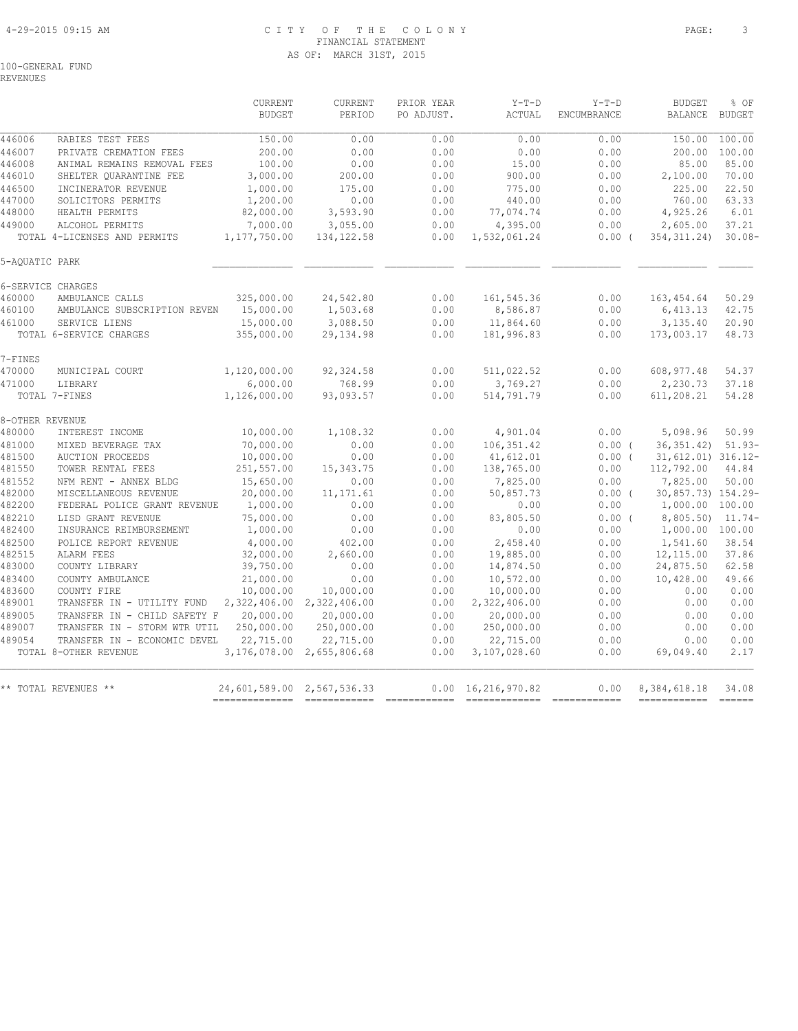CITY OF THE COLONY
FINANCIAL STATEMENT
AS OF: MARCH 31ST, 2015

100-GENERAL FUND
REVENUES

| | | CURRENT BUDGET | CURRENT PERIOD | PRIOR YEAR PO ADJUST. | Y-T-D ACTUAL | Y-T-D ENCUMBRANCE | BUDGET BALANCE | % OF BUDGET |
|---|---|---|---|---|---|---|---|---|
| 446006 | RABIES TEST FEES | 150.00 | 0.00 | 0.00 | 0.00 | 0.00 | 150.00 | 100.00 |
| 446007 | PRIVATE CREMATION FEES | 200.00 | 0.00 | 0.00 | 0.00 | 0.00 | 200.00 | 100.00 |
| 446008 | ANIMAL REMAINS REMOVAL FEES | 100.00 | 0.00 | 0.00 | 15.00 | 0.00 | 85.00 | 85.00 |
| 446010 | SHELTER QUARANTINE FEE | 3,000.00 | 200.00 | 0.00 | 900.00 | 0.00 | 2,100.00 | 70.00 |
| 446500 | INCINERATOR REVENUE | 1,000.00 | 175.00 | 0.00 | 775.00 | 0.00 | 225.00 | 22.50 |
| 447000 | SOLICITORS PERMITS | 1,200.00 | 0.00 | 0.00 | 440.00 | 0.00 | 760.00 | 63.33 |
| 448000 | HEALTH PERMITS | 82,000.00 | 3,593.90 | 0.00 | 77,074.74 | 0.00 | 4,925.26 | 6.01 |
| 449000 | ALCOHOL PERMITS | 7,000.00 | 3,055.00 | 0.00 | 4,395.00 | 0.00 | 2,605.00 | 37.21 |
| | TOTAL 4-LICENSES AND PERMITS | 1,177,750.00 | 134,122.58 | 0.00 | 1,532,061.24 | 0.00 | ( 354,311.24) | 30.08- |
| 5-AQUATIC PARK | | | | | | | | |
| 6-SERVICE CHARGES | | | | | | | | |
| 460000 | AMBULANCE CALLS | 325,000.00 | 24,542.80 | 0.00 | 161,545.36 | 0.00 | 163,454.64 | 50.29 |
| 460100 | AMBULANCE SUBSCRIPTION REVEN | 15,000.00 | 1,503.68 | 0.00 | 8,586.87 | 0.00 | 6,413.13 | 42.75 |
| 461000 | SERVICE LIENS | 15,000.00 | 3,088.50 | 0.00 | 11,864.60 | 0.00 | 3,135.40 | 20.90 |
| | TOTAL 6-SERVICE CHARGES | 355,000.00 | 29,134.98 | 0.00 | 181,996.83 | 0.00 | 173,003.17 | 48.73 |
| 7-FINES | | | | | | | | |
| 470000 | MUNICIPAL COURT | 1,120,000.00 | 92,324.58 | 0.00 | 511,022.52 | 0.00 | 608,977.48 | 54.37 |
| 471000 | LIBRARY | 6,000.00 | 768.99 | 0.00 | 3,769.27 | 0.00 | 2,230.73 | 37.18 |
| | TOTAL 7-FINES | 1,126,000.00 | 93,093.57 | 0.00 | 514,791.79 | 0.00 | 611,208.21 | 54.28 |
| 8-OTHER REVENUE | | | | | | | | |
| 480000 | INTEREST INCOME | 10,000.00 | 1,108.32 | 0.00 | 4,901.04 | 0.00 | 5,098.96 | 50.99 |
| 481000 | MIXED BEVERAGE TAX | 70,000.00 | 0.00 | 0.00 | 106,351.42 | 0.00 | ( 36,351.42) | 51.93- |
| 481500 | AUCTION PROCEEDS | 10,000.00 | 0.00 | 0.00 | 41,612.01 | 0.00 | ( 31,612.01) | 316.12- |
| 481550 | TOWER RENTAL FEES | 251,557.00 | 15,343.75 | 0.00 | 138,765.00 | 0.00 | 112,792.00 | 44.84 |
| 481552 | NFM RENT - ANNEX BLDG | 15,650.00 | 0.00 | 0.00 | 7,825.00 | 0.00 | 7,825.00 | 50.00 |
| 482000 | MISCELLANEOUS REVENUE | 20,000.00 | 11,171.61 | 0.00 | 50,857.73 | 0.00 | ( 30,857.73) | 154.29- |
| 482200 | FEDERAL POLICE GRANT REVENUE | 1,000.00 | 0.00 | 0.00 | 0.00 | 0.00 | 1,000.00 | 100.00 |
| 482210 | LISD GRANT REVENUE | 75,000.00 | 0.00 | 0.00 | 83,805.50 | 0.00 | ( 8,805.50) | 11.74- |
| 482400 | INSURANCE REIMBURSEMENT | 1,000.00 | 0.00 | 0.00 | 0.00 | 0.00 | 1,000.00 | 100.00 |
| 482500 | POLICE REPORT REVENUE | 4,000.00 | 402.00 | 0.00 | 2,458.40 | 0.00 | 1,541.60 | 38.54 |
| 482515 | ALARM FEES | 32,000.00 | 2,660.00 | 0.00 | 19,885.00 | 0.00 | 12,115.00 | 37.86 |
| 483000 | COUNTY LIBRARY | 39,750.00 | 0.00 | 0.00 | 14,874.50 | 0.00 | 24,875.50 | 62.58 |
| 483400 | COUNTY AMBULANCE | 21,000.00 | 0.00 | 0.00 | 10,572.00 | 0.00 | 10,428.00 | 49.66 |
| 483600 | COUNTY FIRE | 10,000.00 | 10,000.00 | 0.00 | 10,000.00 | 0.00 | 0.00 | 0.00 |
| 489001 | TRANSFER IN - UTILITY FUND | 2,322,406.00 | 2,322,406.00 | 0.00 | 2,322,406.00 | 0.00 | 0.00 | 0.00 |
| 489005 | TRANSFER IN - CHILD SAFETY F | 20,000.00 | 20,000.00 | 0.00 | 20,000.00 | 0.00 | 0.00 | 0.00 |
| 489007 | TRANSFER IN - STORM WTR UTIL | 250,000.00 | 250,000.00 | 0.00 | 250,000.00 | 0.00 | 0.00 | 0.00 |
| 489054 | TRANSFER IN - ECONOMIC DEVEL | 22,715.00 | 22,715.00 | 0.00 | 22,715.00 | 0.00 | 0.00 | 0.00 |
| | TOTAL 8-OTHER REVENUE | 3,176,078.00 | 2,655,806.68 | 0.00 | 3,107,028.60 | 0.00 | 69,049.40 | 2.17 |
| | ** TOTAL REVENUES ** | 24,601,589.00 | 2,567,536.33 | 0.00 | 16,216,970.82 | 0.00 | 8,384,618.18 | 34.08 |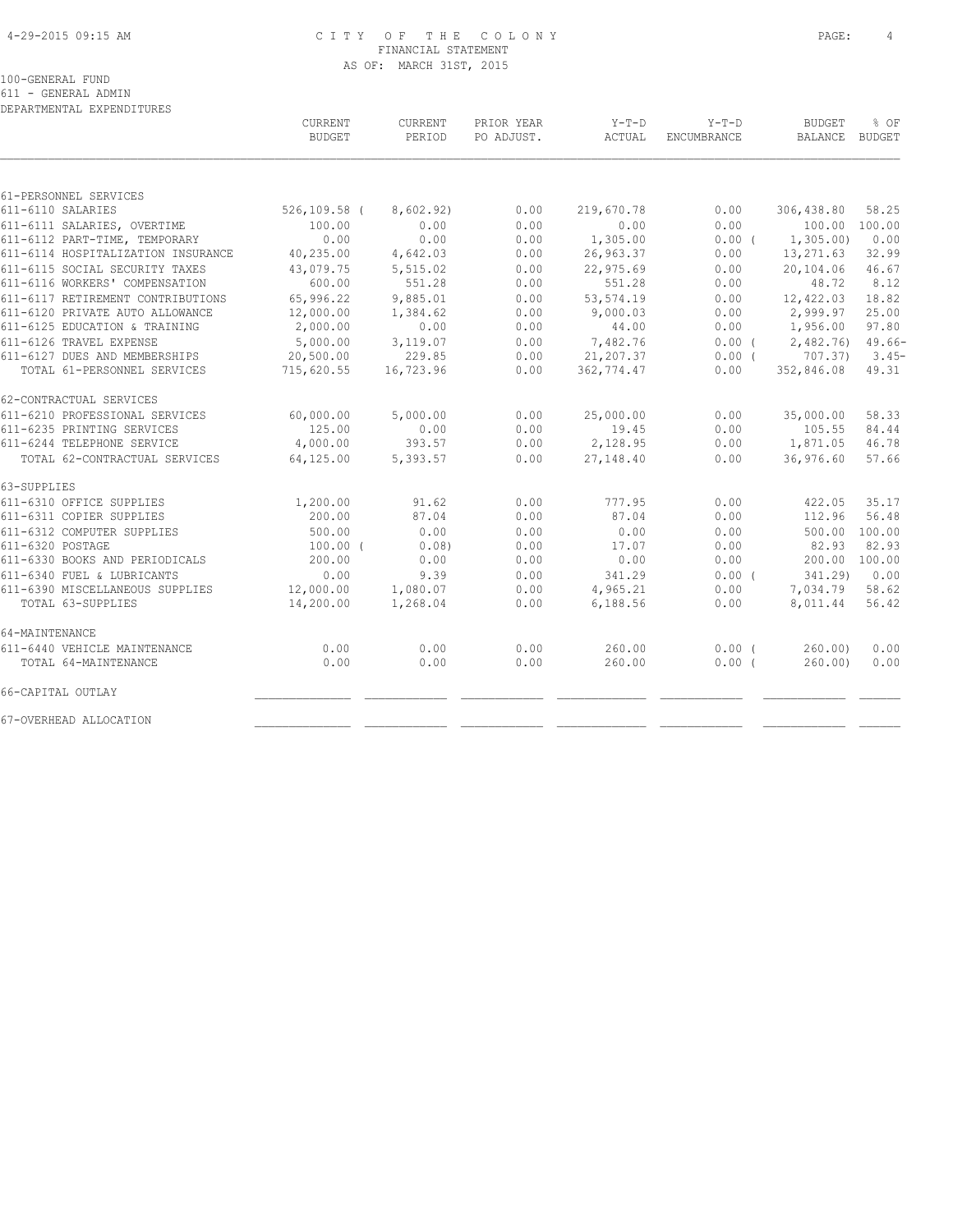CITY OF THE COLONY
FINANCIAL STATEMENT
AS OF: MARCH 31ST, 2015

100-GENERAL FUND
611 - GENERAL ADMIN
DEPARTMENTAL EXPENDITURES

| | CURRENT BUDGET | CURRENT PERIOD | PRIOR YEAR PO ADJUST. | Y-T-D ACTUAL | Y-T-D ENCUMBRANCE | BUDGET BALANCE | % OF BUDGET |
|---|---|---|---|---|---|---|---|
| 61-PERSONNEL SERVICES | | | | | | | |
| 611-6110 SALARIES | 526,109.58 | (8,602.92) | 0.00 | 219,670.78 | 0.00 | 306,438.80 | 58.25 |
| 611-6111 SALARIES, OVERTIME | 100.00 | 0.00 | 0.00 | 0.00 | 0.00 | 100.00 | 100.00 |
| 611-6112 PART-TIME, TEMPORARY | 0.00 | 0.00 | 0.00 | 1,305.00 | 0.00 | (1,305.00) | 0.00 |
| 611-6114 HOSPITALIZATION INSURANCE | 40,235.00 | 4,642.03 | 0.00 | 26,963.37 | 0.00 | 13,271.63 | 32.99 |
| 611-6115 SOCIAL SECURITY TAXES | 43,079.75 | 5,515.02 | 0.00 | 22,975.69 | 0.00 | 20,104.06 | 46.67 |
| 611-6116 WORKERS' COMPENSATION | 600.00 | 551.28 | 0.00 | 551.28 | 0.00 | 48.72 | 8.12 |
| 611-6117 RETIREMENT CONTRIBUTIONS | 65,996.22 | 9,885.01 | 0.00 | 53,574.19 | 0.00 | 12,422.03 | 18.82 |
| 611-6120 PRIVATE AUTO ALLOWANCE | 12,000.00 | 1,384.62 | 0.00 | 9,000.03 | 0.00 | 2,999.97 | 25.00 |
| 611-6125 EDUCATION & TRAINING | 2,000.00 | 0.00 | 0.00 | 44.00 | 0.00 | 1,956.00 | 97.80 |
| 611-6126 TRAVEL EXPENSE | 5,000.00 | 3,119.07 | 0.00 | 7,482.76 | 0.00 | (2,482.76) | 49.66- |
| 611-6127 DUES AND MEMBERSHIPS | 20,500.00 | 229.85 | 0.00 | 21,207.37 | 0.00 | (707.37) | 3.45- |
| TOTAL 61-PERSONNEL SERVICES | 715,620.55 | 16,723.96 | 0.00 | 362,774.47 | 0.00 | 352,846.08 | 49.31 |
| 62-CONTRACTUAL SERVICES | | | | | | | |
| 611-6210 PROFESSIONAL SERVICES | 60,000.00 | 5,000.00 | 0.00 | 25,000.00 | 0.00 | 35,000.00 | 58.33 |
| 611-6235 PRINTING SERVICES | 125.00 | 0.00 | 0.00 | 19.45 | 0.00 | 105.55 | 84.44 |
| 611-6244 TELEPHONE SERVICE | 4,000.00 | 393.57 | 0.00 | 2,128.95 | 0.00 | 1,871.05 | 46.78 |
| TOTAL 62-CONTRACTUAL SERVICES | 64,125.00 | 5,393.57 | 0.00 | 27,148.40 | 0.00 | 36,976.60 | 57.66 |
| 63-SUPPLIES | | | | | | | |
| 611-6310 OFFICE SUPPLIES | 1,200.00 | 91.62 | 0.00 | 777.95 | 0.00 | 422.05 | 35.17 |
| 611-6311 COPIER SUPPLIES | 200.00 | 87.04 | 0.00 | 87.04 | 0.00 | 112.96 | 56.48 |
| 611-6312 COMPUTER SUPPLIES | 500.00 | 0.00 | 0.00 | 0.00 | 0.00 | 500.00 | 100.00 |
| 611-6320 POSTAGE | 100.00 | (0.08) | 0.00 | 17.07 | 0.00 | 82.93 | 82.93 |
| 611-6330 BOOKS AND PERIODICALS | 200.00 | 0.00 | 0.00 | 0.00 | 0.00 | 200.00 | 100.00 |
| 611-6340 FUEL & LUBRICANTS | 0.00 | 9.39 | 0.00 | 341.29 | 0.00 | (341.29) | 0.00 |
| 611-6390 MISCELLANEOUS SUPPLIES | 12,000.00 | 1,080.07 | 0.00 | 4,965.21 | 0.00 | 7,034.79 | 58.62 |
| TOTAL 63-SUPPLIES | 14,200.00 | 1,268.04 | 0.00 | 6,188.56 | 0.00 | 8,011.44 | 56.42 |
| 64-MAINTENANCE | | | | | | | |
| 611-6440 VEHICLE MAINTENANCE | 0.00 | 0.00 | 0.00 | 260.00 | 0.00 | (260.00) | 0.00 |
| TOTAL 64-MAINTENANCE | 0.00 | 0.00 | 0.00 | 260.00 | 0.00 | (260.00) | 0.00 |
| 66-CAPITAL OUTLAY | | | | | | | |
| 67-OVERHEAD ALLOCATION | | | | | | | |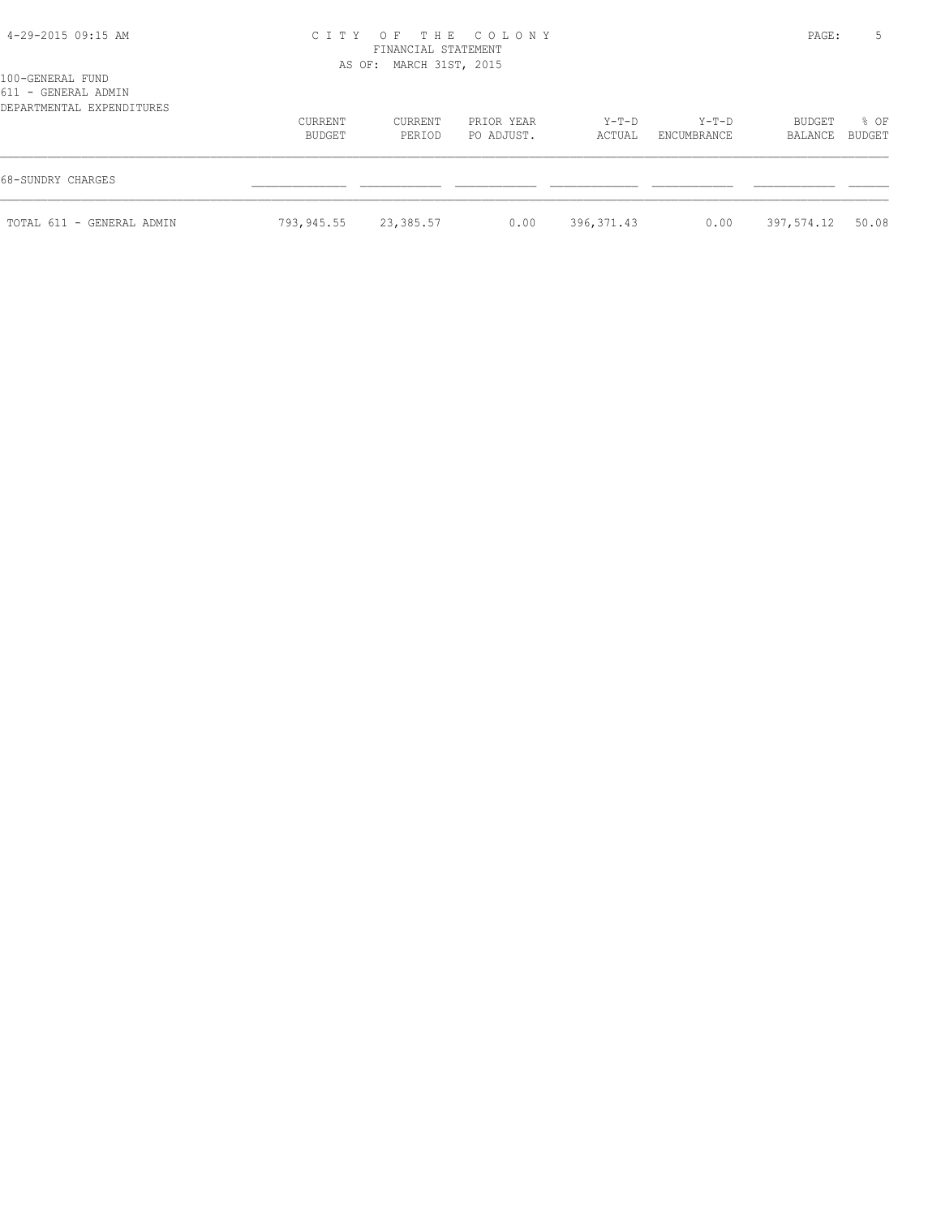100-GENERAL FUND
611 - GENERAL ADMIN
DEPARTMENTAL EXPENDITURES

CITY OF THE COLONY
FINANCIAL STATEMENT
AS OF: MARCH 31ST, 2015

| | CURRENT BUDGET | CURRENT PERIOD | PRIOR YEAR PO ADJUST. | Y-T-D ACTUAL | Y-T-D ENCUMBRANCE | BUDGET BALANCE | % OF BUDGET |
|---|---|---|---|---|---|---|---|
| 68-SUNDRY CHARGES | | | | | | | |
| TOTAL 611 - GENERAL ADMIN | 793,945.55 | 23,385.57 | 0.00 | 396,371.43 | 0.00 | 397,574.12 | 50.08 |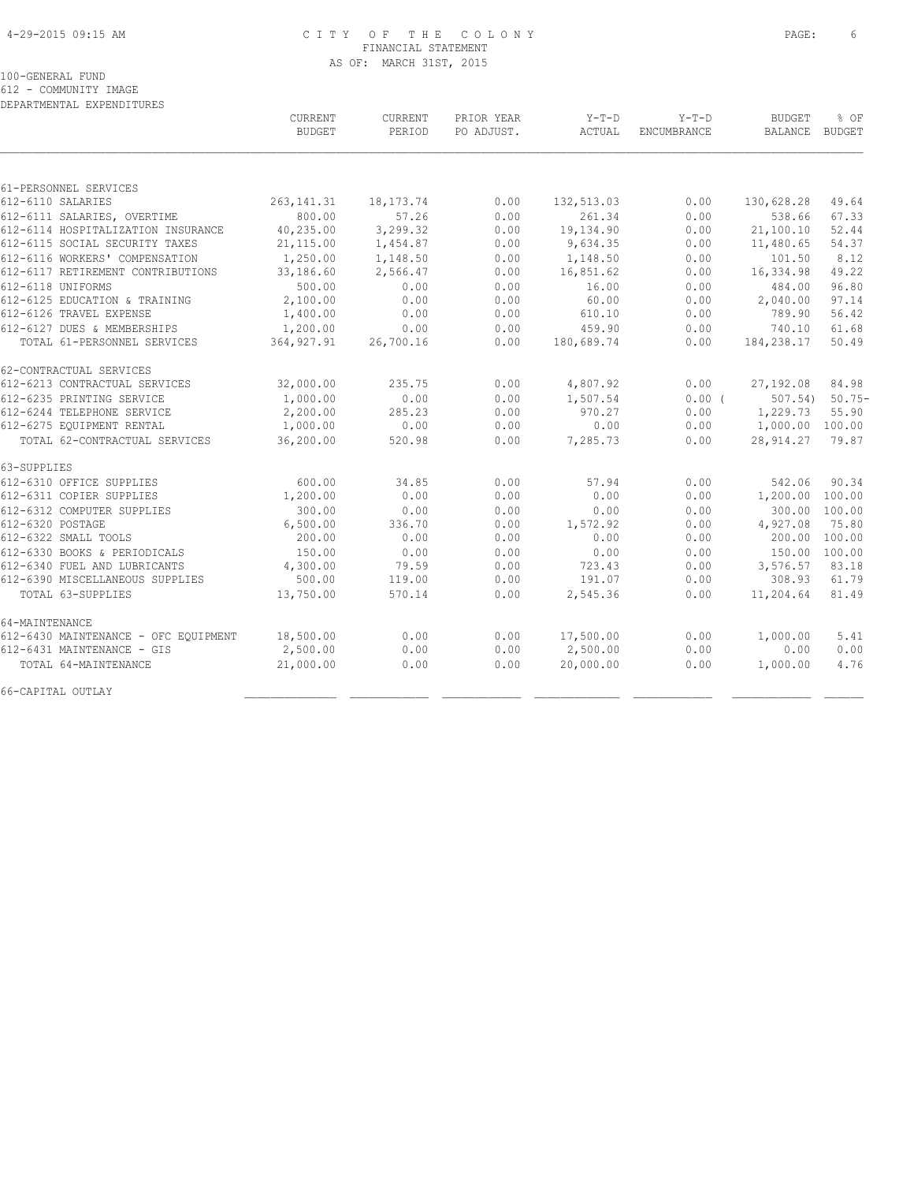CITY OF THE COLONY
FINANCIAL STATEMENT
AS OF: MARCH 31ST, 2015

100-GENERAL FUND
612 - COMMUNITY IMAGE
DEPARTMENTAL EXPENDITURES

| | CURRENT BUDGET | CURRENT PERIOD | PRIOR YEAR PO ADJUST. | Y-T-D ACTUAL | Y-T-D ENCUMBRANCE | BUDGET BALANCE | % OF BUDGET |
|---|---|---|---|---|---|---|---|
| 61-PERSONNEL SERVICES | | | | | | | |
| 612-6110 SALARIES | 263,141.31 | 18,173.74 | 0.00 | 132,513.03 | 0.00 | 130,628.28 | 49.64 |
| 612-6111 SALARIES, OVERTIME | 800.00 | 57.26 | 0.00 | 261.34 | 0.00 | 538.66 | 67.33 |
| 612-6114 HOSPITALIZATION INSURANCE | 40,235.00 | 3,299.32 | 0.00 | 19,134.90 | 0.00 | 21,100.10 | 52.44 |
| 612-6115 SOCIAL SECURITY TAXES | 21,115.00 | 1,454.87 | 0.00 | 9,634.35 | 0.00 | 11,480.65 | 54.37 |
| 612-6116 WORKERS' COMPENSATION | 1,250.00 | 1,148.50 | 0.00 | 1,148.50 | 0.00 | 101.50 | 8.12 |
| 612-6117 RETIREMENT CONTRIBUTIONS | 33,186.60 | 2,566.47 | 0.00 | 16,851.62 | 0.00 | 16,334.98 | 49.22 |
| 612-6118 UNIFORMS | 500.00 | 0.00 | 0.00 | 16.00 | 0.00 | 484.00 | 96.80 |
| 612-6125 EDUCATION & TRAINING | 2,100.00 | 0.00 | 0.00 | 60.00 | 0.00 | 2,040.00 | 97.14 |
| 612-6126 TRAVEL EXPENSE | 1,400.00 | 0.00 | 0.00 | 610.10 | 0.00 | 789.90 | 56.42 |
| 612-6127 DUES & MEMBERSHIPS | 1,200.00 | 0.00 | 0.00 | 459.90 | 0.00 | 740.10 | 61.68 |
| TOTAL 61-PERSONNEL SERVICES | 364,927.91 | 26,700.16 | 0.00 | 180,689.74 | 0.00 | 184,238.17 | 50.49 |
| 62-CONTRACTUAL SERVICES | | | | | | | |
| 612-6213 CONTRACTUAL SERVICES | 32,000.00 | 235.75 | 0.00 | 4,807.92 | 0.00 | 27,192.08 | 84.98 |
| 612-6235 PRINTING SERVICE | 1,000.00 | 0.00 | 0.00 | 1,507.54 | 0.00 | ( 507.54) | 50.75- |
| 612-6244 TELEPHONE SERVICE | 2,200.00 | 285.23 | 0.00 | 970.27 | 0.00 | 1,229.73 | 55.90 |
| 612-6275 EQUIPMENT RENTAL | 1,000.00 | 0.00 | 0.00 | 0.00 | 0.00 | 1,000.00 | 100.00 |
| TOTAL 62-CONTRACTUAL SERVICES | 36,200.00 | 520.98 | 0.00 | 7,285.73 | 0.00 | 28,914.27 | 79.87 |
| 63-SUPPLIES | | | | | | | |
| 612-6310 OFFICE SUPPLIES | 600.00 | 34.85 | 0.00 | 57.94 | 0.00 | 542.06 | 90.34 |
| 612-6311 COPIER SUPPLIES | 1,200.00 | 0.00 | 0.00 | 0.00 | 0.00 | 1,200.00 | 100.00 |
| 612-6312 COMPUTER SUPPLIES | 300.00 | 0.00 | 0.00 | 0.00 | 0.00 | 300.00 | 100.00 |
| 612-6320 POSTAGE | 6,500.00 | 336.70 | 0.00 | 1,572.92 | 0.00 | 4,927.08 | 75.80 |
| 612-6322 SMALL TOOLS | 200.00 | 0.00 | 0.00 | 0.00 | 0.00 | 200.00 | 100.00 |
| 612-6330 BOOKS & PERIODICALS | 150.00 | 0.00 | 0.00 | 0.00 | 0.00 | 150.00 | 100.00 |
| 612-6340 FUEL AND LUBRICANTS | 4,300.00 | 79.59 | 0.00 | 723.43 | 0.00 | 3,576.57 | 83.18 |
| 612-6390 MISCELLANEOUS SUPPLIES | 500.00 | 119.00 | 0.00 | 191.07 | 0.00 | 308.93 | 61.79 |
| TOTAL 63-SUPPLIES | 13,750.00 | 570.14 | 0.00 | 2,545.36 | 0.00 | 11,204.64 | 81.49 |
| 64-MAINTENANCE | | | | | | | |
| 612-6430 MAINTENANCE - OFC EQUIPMENT | 18,500.00 | 0.00 | 0.00 | 17,500.00 | 0.00 | 1,000.00 | 5.41 |
| 612-6431 MAINTENANCE - GIS | 2,500.00 | 0.00 | 0.00 | 2,500.00 | 0.00 | 0.00 | 0.00 |
| TOTAL 64-MAINTENANCE | 21,000.00 | 0.00 | 0.00 | 20,000.00 | 0.00 | 1,000.00 | 4.76 |
| 66-CAPITAL OUTLAY | | | | | | | |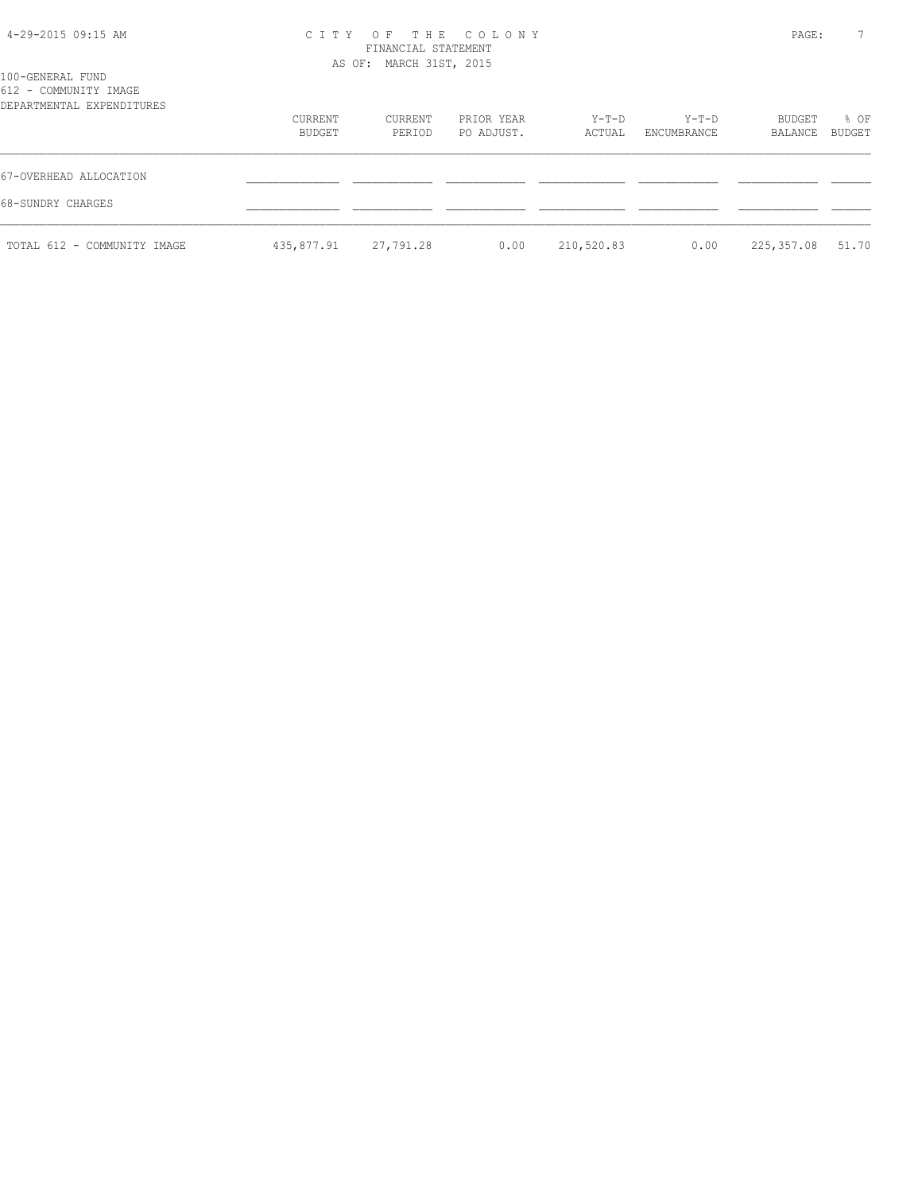CITY OF THE COLONY
FINANCIAL STATEMENT
AS OF: MARCH 31ST, 2015

100-GENERAL FUND
612 - COMMUNITY IMAGE
DEPARTMENTAL EXPENDITURES

| | CURRENT BUDGET | CURRENT PERIOD | PRIOR YEAR PO ADJUST. | Y-T-D ACTUAL | Y-T-D ENCUMBRANCE | BUDGET BALANCE | % OF BUDGET |
|---|---|---|---|---|---|---|---|
| 67-OVERHEAD ALLOCATION | | | | | | | |
| 68-SUNDRY CHARGES | | | | | | | |
| TOTAL 612 - COMMUNITY IMAGE | 435,877.91 | 27,791.28 | 0.00 | 210,520.83 | 0.00 | 225,357.08 | 51.70 |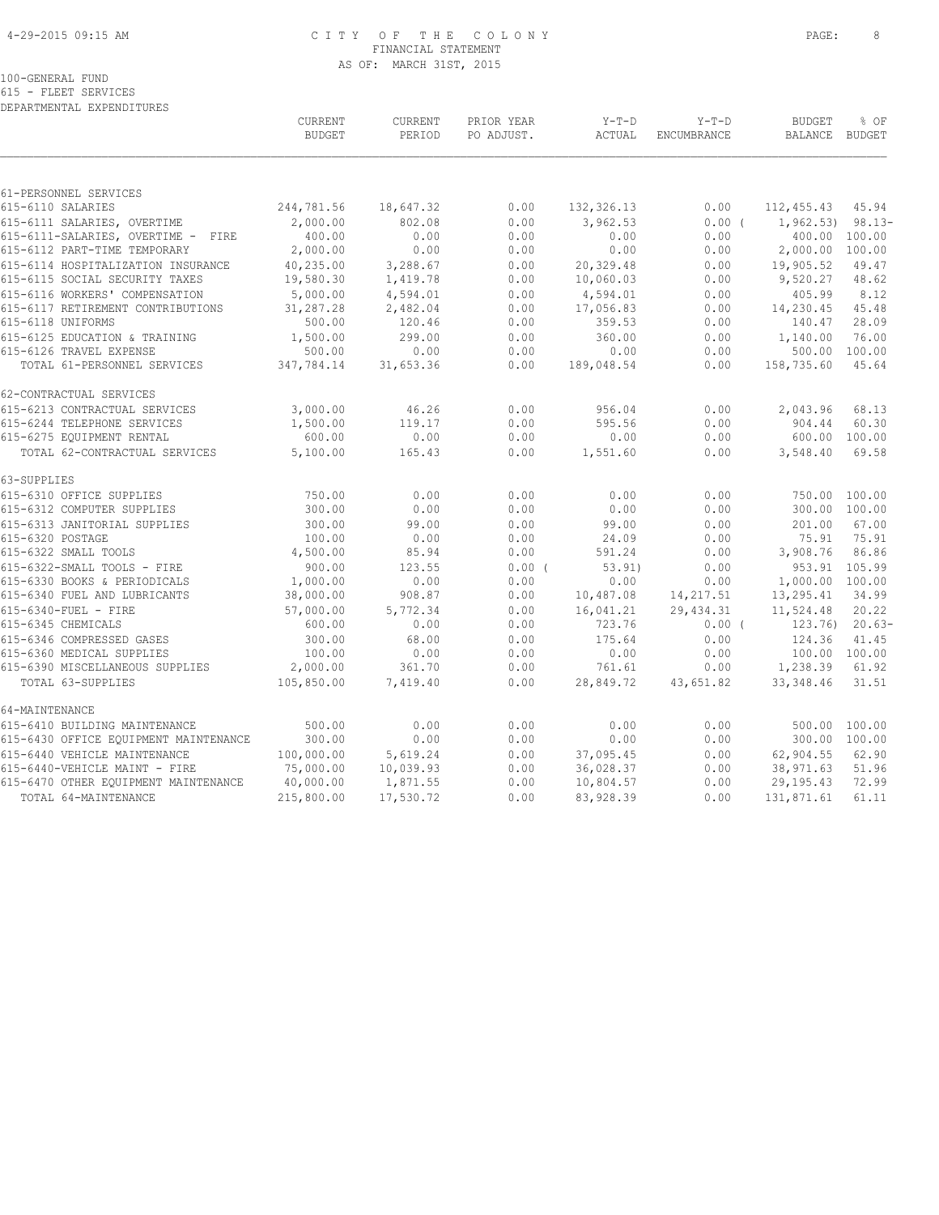CITY OF THE COLONY
FINANCIAL STATEMENT
AS OF: MARCH 31ST, 2015

100-GENERAL FUND
615 - FLEET SERVICES
DEPARTMENTAL EXPENDITURES

| | CURRENT BUDGET | CURRENT PERIOD | PRIOR YEAR PO ADJUST. | Y-T-D ACTUAL | Y-T-D ENCUMBRANCE | BUDGET BALANCE | % OF BUDGET |
|---|---|---|---|---|---|---|---|
| 61-PERSONNEL SERVICES | | | | | | | |
| 615-6110 SALARIES | 244,781.56 | 18,647.32 | 0.00 | 132,326.13 | 0.00 | 112,455.43 | 45.94 |
| 615-6111 SALARIES, OVERTIME | 2,000.00 | 802.08 | 0.00 | 3,962.53 | 0.00 ( | 1,962.53) | 98.13- |
| 615-6111-SALARIES, OVERTIME - FIRE | 400.00 | 0.00 | 0.00 | 0.00 | 0.00 | 400.00 | 100.00 |
| 615-6112 PART-TIME TEMPORARY | 2,000.00 | 0.00 | 0.00 | 0.00 | 0.00 | 2,000.00 | 100.00 |
| 615-6114 HOSPITALIZATION INSURANCE | 40,235.00 | 3,288.67 | 0.00 | 20,329.48 | 0.00 | 19,905.52 | 49.47 |
| 615-6115 SOCIAL SECURITY TAXES | 19,580.30 | 1,419.78 | 0.00 | 10,060.03 | 0.00 | 9,520.27 | 48.62 |
| 615-6116 WORKERS' COMPENSATION | 5,000.00 | 4,594.01 | 0.00 | 4,594.01 | 0.00 | 405.99 | 8.12 |
| 615-6117 RETIREMENT CONTRIBUTIONS | 31,287.28 | 2,482.04 | 0.00 | 17,056.83 | 0.00 | 14,230.45 | 45.48 |
| 615-6118 UNIFORMS | 500.00 | 120.46 | 0.00 | 359.53 | 0.00 | 140.47 | 28.09 |
| 615-6125 EDUCATION & TRAINING | 1,500.00 | 299.00 | 0.00 | 360.00 | 0.00 | 1,140.00 | 76.00 |
| 615-6126 TRAVEL EXPENSE | 500.00 | 0.00 | 0.00 | 0.00 | 0.00 | 500.00 | 100.00 |
| TOTAL 61-PERSONNEL SERVICES | 347,784.14 | 31,653.36 | 0.00 | 189,048.54 | 0.00 | 158,735.60 | 45.64 |
| 62-CONTRACTUAL SERVICES | | | | | | | |
| 615-6213 CONTRACTUAL SERVICES | 3,000.00 | 46.26 | 0.00 | 956.04 | 0.00 | 2,043.96 | 68.13 |
| 615-6244 TELEPHONE SERVICES | 1,500.00 | 119.17 | 0.00 | 595.56 | 0.00 | 904.44 | 60.30 |
| 615-6275 EQUIPMENT RENTAL | 600.00 | 0.00 | 0.00 | 0.00 | 0.00 | 600.00 | 100.00 |
| TOTAL 62-CONTRACTUAL SERVICES | 5,100.00 | 165.43 | 0.00 | 1,551.60 | 0.00 | 3,548.40 | 69.58 |
| 63-SUPPLIES | | | | | | | |
| 615-6310 OFFICE SUPPLIES | 750.00 | 0.00 | 0.00 | 0.00 | 0.00 | 750.00 | 100.00 |
| 615-6312 COMPUTER SUPPLIES | 300.00 | 0.00 | 0.00 | 0.00 | 0.00 | 300.00 | 100.00 |
| 615-6313 JANITORIAL SUPPLIES | 300.00 | 99.00 | 0.00 | 99.00 | 0.00 | 201.00 | 67.00 |
| 615-6320 POSTAGE | 100.00 | 0.00 | 0.00 | 24.09 | 0.00 | 75.91 | 75.91 |
| 615-6322 SMALL TOOLS | 4,500.00 | 85.94 | 0.00 | 591.24 | 0.00 | 3,908.76 | 86.86 |
| 615-6322-SMALL TOOLS - FIRE | 900.00 | 123.55 | 0.00 ( | 53.91) | 0.00 | 953.91 | 105.99 |
| 615-6330 BOOKS & PERIODICALS | 1,000.00 | 0.00 | 0.00 | 0.00 | 0.00 | 1,000.00 | 100.00 |
| 615-6340 FUEL AND LUBRICANTS | 38,000.00 | 908.87 | 0.00 | 10,487.08 | 14,217.51 | 13,295.41 | 34.99 |
| 615-6340-FUEL - FIRE | 57,000.00 | 5,772.34 | 0.00 | 16,041.21 | 29,434.31 | 11,524.48 | 20.22 |
| 615-6345 CHEMICALS | 600.00 | 0.00 | 0.00 | 723.76 | 0.00 ( | 123.76) | 20.63- |
| 615-6346 COMPRESSED GASES | 300.00 | 68.00 | 0.00 | 175.64 | 0.00 | 124.36 | 41.45 |
| 615-6360 MEDICAL SUPPLIES | 100.00 | 0.00 | 0.00 | 0.00 | 0.00 | 100.00 | 100.00 |
| 615-6390 MISCELLANEOUS SUPPLIES | 2,000.00 | 361.70 | 0.00 | 761.61 | 0.00 | 1,238.39 | 61.92 |
| TOTAL 63-SUPPLIES | 105,850.00 | 7,419.40 | 0.00 | 28,849.72 | 43,651.82 | 33,348.46 | 31.51 |
| 64-MAINTENANCE | | | | | | | |
| 615-6410 BUILDING MAINTENANCE | 500.00 | 0.00 | 0.00 | 0.00 | 0.00 | 500.00 | 100.00 |
| 615-6430 OFFICE EQUIPMENT MAINTENANCE | 300.00 | 0.00 | 0.00 | 0.00 | 0.00 | 300.00 | 100.00 |
| 615-6440 VEHICLE MAINTENANCE | 100,000.00 | 5,619.24 | 0.00 | 37,095.45 | 0.00 | 62,904.55 | 62.90 |
| 615-6440-VEHICLE MAINT - FIRE | 75,000.00 | 10,039.93 | 0.00 | 36,028.37 | 0.00 | 38,971.63 | 51.96 |
| 615-6470 OTHER EQUIPMENT MAINTENANCE | 40,000.00 | 1,871.55 | 0.00 | 10,804.57 | 0.00 | 29,195.43 | 72.99 |
| TOTAL 64-MAINTENANCE | 215,800.00 | 17,530.72 | 0.00 | 83,928.39 | 0.00 | 131,871.61 | 61.11 |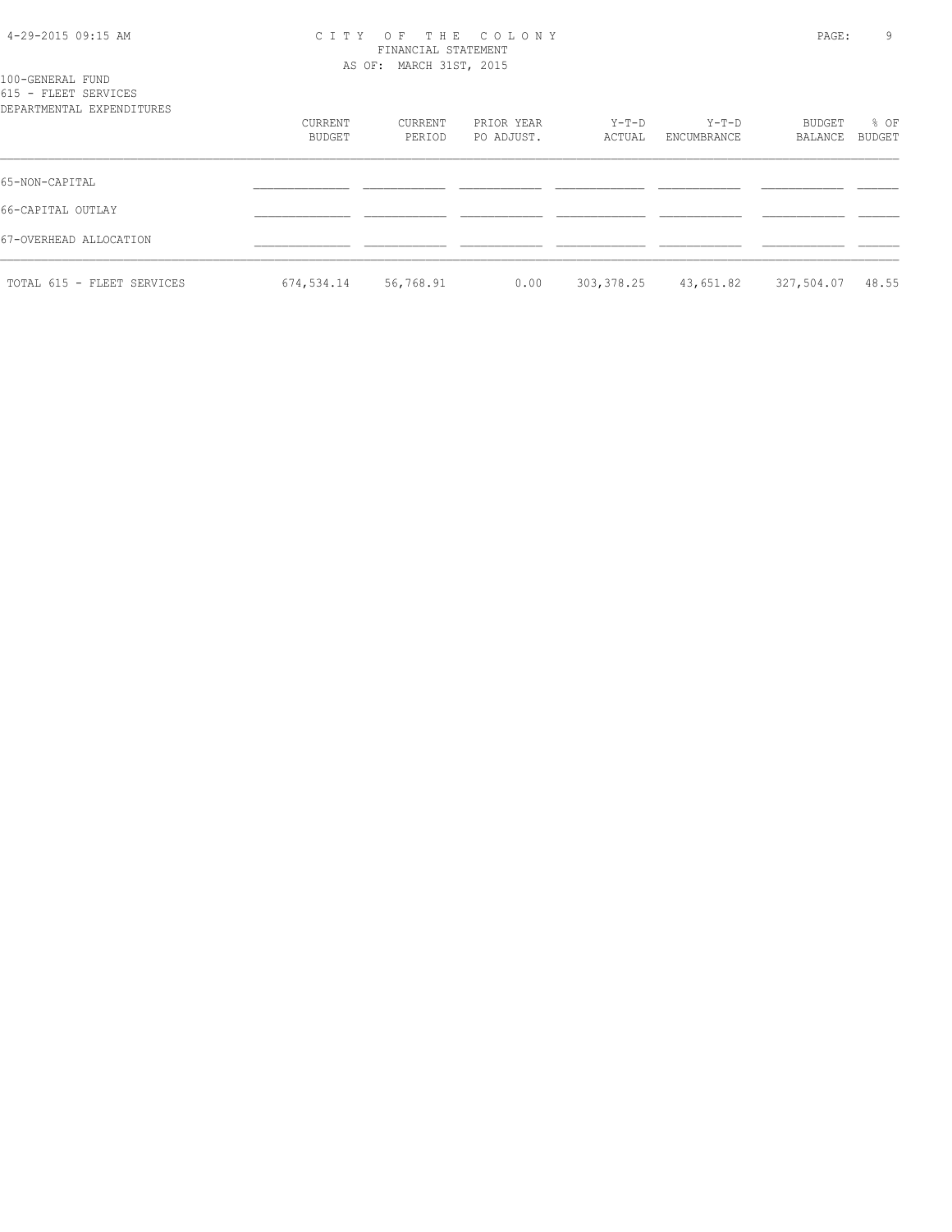# CITY OF THE COLONY

FINANCIAL STATEMENT

AS OF: MARCH 31ST, 2015

100-GENERAL FUND

615 - FLEET SERVICES

| DEPARTMENTAL EXPENDITURES | CURRENT BUDGET | CURRENT PERIOD | PRIOR YEAR PO ADJUST. | Y-T-D ACTUAL | Y-T-D ENCUMBRANCE | BUDGET BALANCE | % OF BUDGET |
|---|---|---|---|---|---|---|---|
| 65-NON-CAPITAL | | | | | | | |
| 66-CAPITAL OUTLAY | | | | | | | |
| 67-OVERHEAD ALLOCATION | | | | | | | |
| TOTAL 615 - FLEET SERVICES | 674,534.14 | 56,768.91 | 0.00 | 303,378.25 | 43,651.82 | 327,504.07 | 48.55 |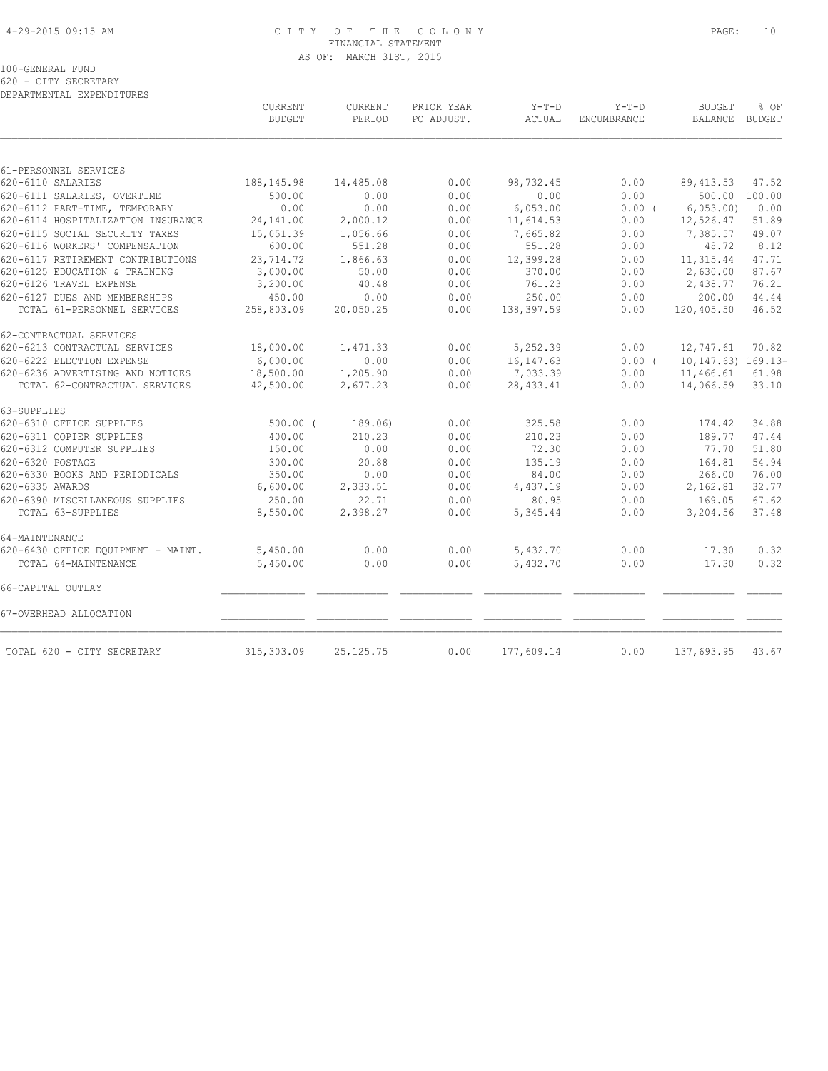CITY OF THE COLONY
FINANCIAL STATEMENT
AS OF: MARCH 31ST, 2015

100-GENERAL FUND
620 - CITY SECRETARY
DEPARTMENTAL EXPENDITURES

| | CURRENT BUDGET | CURRENT PERIOD | PRIOR YEAR PO ADJUST. | Y-T-D ACTUAL | Y-T-D ENCUMBRANCE | BUDGET BALANCE | % OF BUDGET |
|---|---|---|---|---|---|---|---|
| 61-PERSONNEL SERVICES | | | | | | | |
| 620-6110 SALARIES | 188,145.98 | 14,485.08 | 0.00 | 98,732.45 | 0.00 | 89,413.53 | 47.52 |
| 620-6111 SALARIES, OVERTIME | 500.00 | 0.00 | 0.00 | 0.00 | 0.00 | 500.00 | 100.00 |
| 620-6112 PART-TIME, TEMPORARY | 0.00 | 0.00 | 0.00 | 6,053.00 | 0.00 ( | 6,053.00) | 0.00 |
| 620-6114 HOSPITALIZATION INSURANCE | 24,141.00 | 2,000.12 | 0.00 | 11,614.53 | 0.00 | 12,526.47 | 51.89 |
| 620-6115 SOCIAL SECURITY TAXES | 15,051.39 | 1,056.66 | 0.00 | 7,665.82 | 0.00 | 7,385.57 | 49.07 |
| 620-6116 WORKERS' COMPENSATION | 600.00 | 551.28 | 0.00 | 551.28 | 0.00 | 48.72 | 8.12 |
| 620-6117 RETIREMENT CONTRIBUTIONS | 23,714.72 | 1,866.63 | 0.00 | 12,399.28 | 0.00 | 11,315.44 | 47.71 |
| 620-6125 EDUCATION & TRAINING | 3,000.00 | 50.00 | 0.00 | 370.00 | 0.00 | 2,630.00 | 87.67 |
| 620-6126 TRAVEL EXPENSE | 3,200.00 | 40.48 | 0.00 | 761.23 | 0.00 | 2,438.77 | 76.21 |
| 620-6127 DUES AND MEMBERSHIPS | 450.00 | 0.00 | 0.00 | 250.00 | 0.00 | 200.00 | 44.44 |
| TOTAL 61-PERSONNEL SERVICES | 258,803.09 | 20,050.25 | 0.00 | 138,397.59 | 0.00 | 120,405.50 | 46.52 |
| 62-CONTRACTUAL SERVICES | | | | | | | |
| 620-6213 CONTRACTUAL SERVICES | 18,000.00 | 1,471.33 | 0.00 | 5,252.39 | 0.00 | 12,747.61 | 70.82 |
| 620-6222 ELECTION EXPENSE | 6,000.00 | 0.00 | 0.00 | 16,147.63 | 0.00 ( | 10,147.63) | 169.13- |
| 620-6236 ADVERTISING AND NOTICES | 18,500.00 | 1,205.90 | 0.00 | 7,033.39 | 0.00 | 11,466.61 | 61.98 |
| TOTAL 62-CONTRACTUAL SERVICES | 42,500.00 | 2,677.23 | 0.00 | 28,433.41 | 0.00 | 14,066.59 | 33.10 |
| 63-SUPPLIES | | | | | | | |
| 620-6310 OFFICE SUPPLIES | 500.00 ( | 189.06) | 0.00 | 325.58 | 0.00 | 174.42 | 34.88 |
| 620-6311 COPIER SUPPLIES | 400.00 | 210.23 | 0.00 | 210.23 | 0.00 | 189.77 | 47.44 |
| 620-6312 COMPUTER SUPPLIES | 150.00 | 0.00 | 0.00 | 72.30 | 0.00 | 77.70 | 51.80 |
| 620-6320 POSTAGE | 300.00 | 20.88 | 0.00 | 135.19 | 0.00 | 164.81 | 54.94 |
| 620-6330 BOOKS AND PERIODICALS | 350.00 | 0.00 | 0.00 | 84.00 | 0.00 | 266.00 | 76.00 |
| 620-6335 AWARDS | 6,600.00 | 2,333.51 | 0.00 | 4,437.19 | 0.00 | 2,162.81 | 32.77 |
| 620-6390 MISCELLANEOUS SUPPLIES | 250.00 | 22.71 | 0.00 | 80.95 | 0.00 | 169.05 | 67.62 |
| TOTAL 63-SUPPLIES | 8,550.00 | 2,398.27 | 0.00 | 5,345.44 | 0.00 | 3,204.56 | 37.48 |
| 64-MAINTENANCE | | | | | | | |
| 620-6430 OFFICE EQUIPMENT - MAINT. | 5,450.00 | 0.00 | 0.00 | 5,432.70 | 0.00 | 17.30 | 0.32 |
| TOTAL 64-MAINTENANCE | 5,450.00 | 0.00 | 0.00 | 5,432.70 | 0.00 | 17.30 | 0.32 |
| 66-CAPITAL OUTLAY | | | | | | | |
| 67-OVERHEAD ALLOCATION | | | | | | | |
| TOTAL 620 - CITY SECRETARY | 315,303.09 | 25,125.75 | 0.00 | 177,609.14 | 0.00 | 137,693.95 | 43.67 |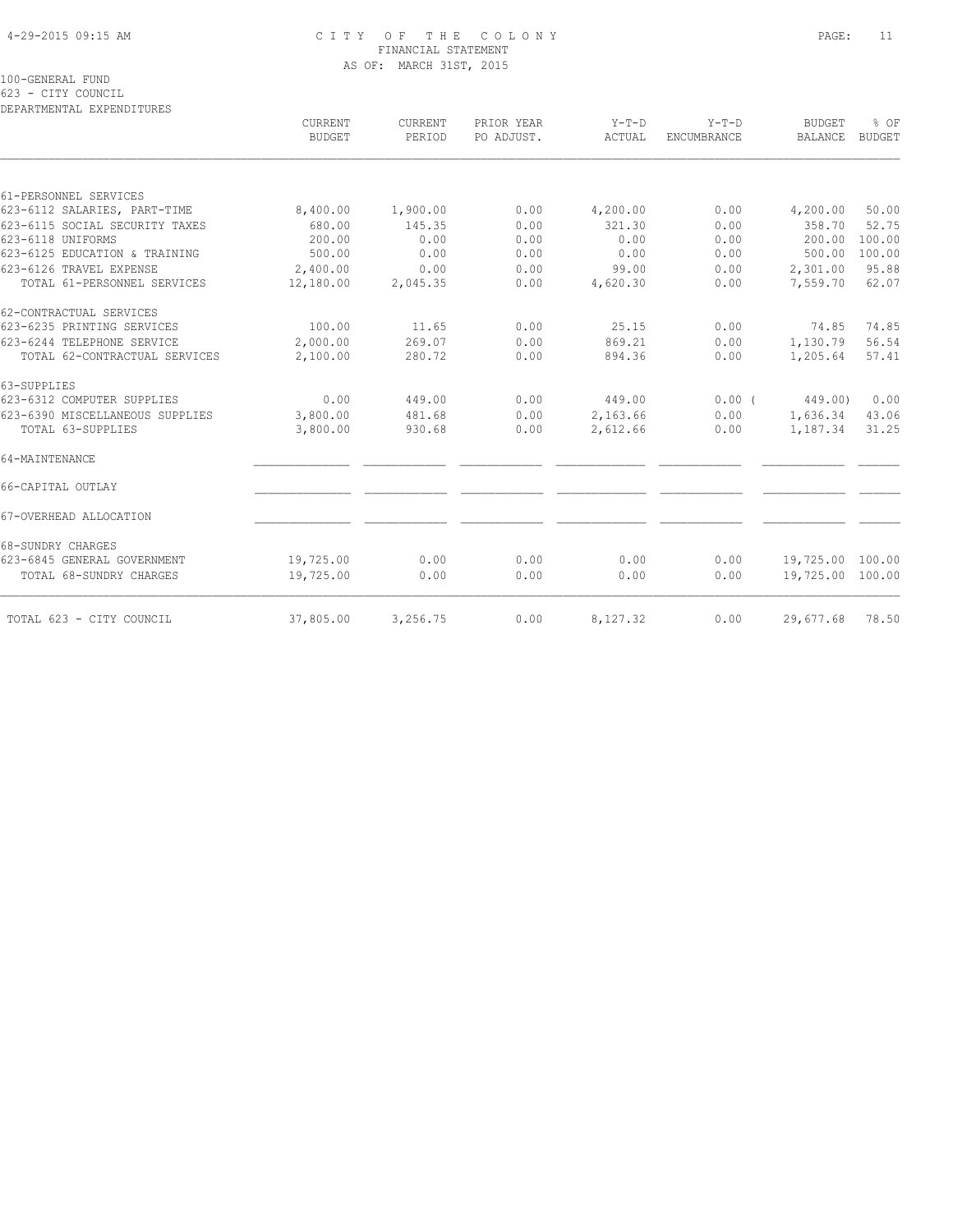# CITY OF THE COLONY
## FINANCIAL STATEMENT
### AS OF: MARCH 31ST, 2015

4-29-2015 09:15 AM

100-GENERAL FUND
623 - CITY COUNCIL
DEPARTMENTAL EXPENDITURES

| | CURRENT BUDGET | CURRENT PERIOD | PRIOR YEAR PO ADJUST. | Y-T-D ACTUAL | Y-T-D ENCUMBRANCE | BUDGET BALANCE | % OF BUDGET |
|---|---|---|---|---|---|---|---|
| 61-PERSONNEL SERVICES | | | | | | | |
| 623-6112 SALARIES, PART-TIME | 8,400.00 | 1,900.00 | 0.00 | 4,200.00 | 0.00 | 4,200.00 | 50.00 |
| 623-6115 SOCIAL SECURITY TAXES | 680.00 | 145.35 | 0.00 | 321.30 | 0.00 | 358.70 | 52.75 |
| 623-6118 UNIFORMS | 200.00 | 0.00 | 0.00 | 0.00 | 0.00 | 200.00 | 100.00 |
| 623-6125 EDUCATION & TRAINING | 500.00 | 0.00 | 0.00 | 0.00 | 0.00 | 500.00 | 100.00 |
| 623-6126 TRAVEL EXPENSE | 2,400.00 | 0.00 | 0.00 | 99.00 | 0.00 | 2,301.00 | 95.88 |
| TOTAL 61-PERSONNEL SERVICES | 12,180.00 | 2,045.35 | 0.00 | 4,620.30 | 0.00 | 7,559.70 | 62.07 |
| 62-CONTRACTUAL SERVICES | | | | | | | |
| 623-6235 PRINTING SERVICES | 100.00 | 11.65 | 0.00 | 25.15 | 0.00 | 74.85 | 74.85 |
| 623-6244 TELEPHONE SERVICE | 2,000.00 | 269.07 | 0.00 | 869.21 | 0.00 | 1,130.79 | 56.54 |
| TOTAL 62-CONTRACTUAL SERVICES | 2,100.00 | 280.72 | 0.00 | 894.36 | 0.00 | 1,205.64 | 57.41 |
| 63-SUPPLIES | | | | | | | |
| 623-6312 COMPUTER SUPPLIES | 0.00 | 449.00 | 0.00 | 449.00 | 0.00 | ( 449.00) | 0.00 |
| 623-6390 MISCELLANEOUS SUPPLIES | 3,800.00 | 481.68 | 0.00 | 2,163.66 | 0.00 | 1,636.34 | 43.06 |
| TOTAL 63-SUPPLIES | 3,800.00 | 930.68 | 0.00 | 2,612.66 | 0.00 | 1,187.34 | 31.25 |
| 64-MAINTENANCE | | | | | | | |
| 66-CAPITAL OUTLAY | | | | | | | |
| 67-OVERHEAD ALLOCATION | | | | | | | |
| 68-SUNDRY CHARGES | | | | | | | |
| 623-6845 GENERAL GOVERNMENT | 19,725.00 | 0.00 | 0.00 | 0.00 | 0.00 | 19,725.00 | 100.00 |
| TOTAL 68-SUNDRY CHARGES | 19,725.00 | 0.00 | 0.00 | 0.00 | 0.00 | 19,725.00 | 100.00 |
| TOTAL 623 - CITY COUNCIL | 37,805.00 | 3,256.75 | 0.00 | 8,127.32 | 0.00 | 29,677.68 | 78.50 |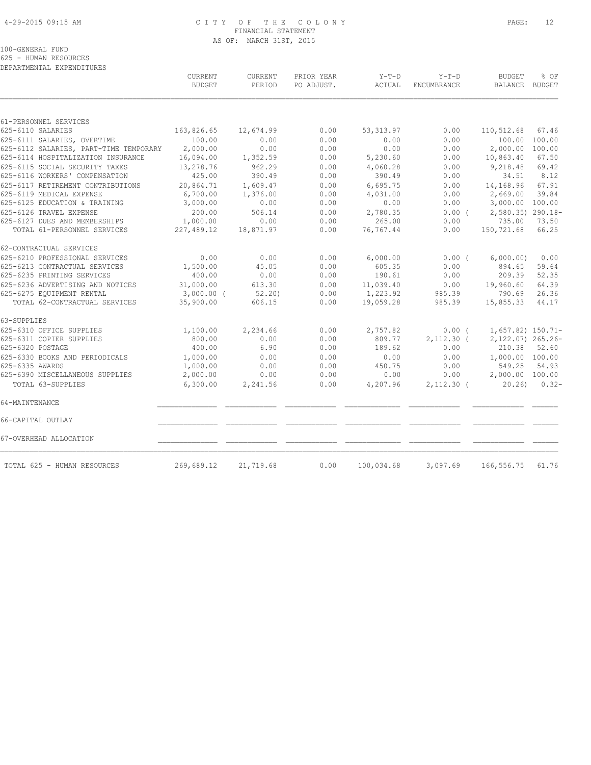# CITY OF THE COLONY
## FINANCIAL STATEMENT
### AS OF: MARCH 31ST, 2015

100-GENERAL FUND
625 - HUMAN RESOURCES
DEPARTMENTAL EXPENDITURES

| | CURRENT BUDGET | CURRENT PERIOD | PRIOR YEAR PO ADJUST. | Y-T-D ACTUAL | Y-T-D ENCUMBRANCE | BUDGET BALANCE | % OF BUDGET |
|---|---|---|---|---|---|---|---|
| 61-PERSONNEL SERVICES | | | | | | | |
| 625-6110 SALARIES | 163,826.65 | 12,674.99 | 0.00 | 53,313.97 | 0.00 | 110,512.68 | 67.46 |
| 625-6111 SALARIES, OVERTIME | 100.00 | 0.00 | 0.00 | 0.00 | 0.00 | 100.00 | 100.00 |
| 625-6112 SALARIES, PART-TIME TEMPORARY | 2,000.00 | 0.00 | 0.00 | 0.00 | 0.00 | 2,000.00 | 100.00 |
| 625-6114 HOSPITALIZATION INSURANCE | 16,094.00 | 1,352.59 | 0.00 | 5,230.60 | 0.00 | 10,863.40 | 67.50 |
| 625-6115 SOCIAL SECURITY TAXES | 13,278.76 | 962.29 | 0.00 | 4,060.28 | 0.00 | 9,218.48 | 69.42 |
| 625-6116 WORKERS' COMPENSATION | 425.00 | 390.49 | 0.00 | 390.49 | 0.00 | 34.51 | 8.12 |
| 625-6117 RETIREMENT CONTRIBUTIONS | 20,864.71 | 1,609.47 | 0.00 | 6,695.75 | 0.00 | 14,168.96 | 67.91 |
| 625-6119 MEDICAL EXPENSE | 6,700.00 | 1,376.00 | 0.00 | 4,031.00 | 0.00 | 2,669.00 | 39.84 |
| 625-6125 EDUCATION & TRAINING | 3,000.00 | 0.00 | 0.00 | 0.00 | 0.00 | 3,000.00 | 100.00 |
| 625-6126 TRAVEL EXPENSE | 200.00 | 506.14 | 0.00 | 2,780.35 | 0.00 | ( 2,580.35) | 290.18- |
| 625-6127 DUES AND MEMBERSHIPS | 1,000.00 | 0.00 | 0.00 | 265.00 | 0.00 | 735.00 | 73.50 |
| TOTAL 61-PERSONNEL SERVICES | 227,489.12 | 18,871.97 | 0.00 | 76,767.44 | 0.00 | 150,721.68 | 66.25 |
| 62-CONTRACTUAL SERVICES | | | | | | | |
| 625-6210 PROFESSIONAL SERVICES | 0.00 | 0.00 | 0.00 | 6,000.00 | 0.00 | ( 6,000.00) | 0.00 |
| 625-6213 CONTRACTUAL SERVICES | 1,500.00 | 45.05 | 0.00 | 605.35 | 0.00 | 894.65 | 59.64 |
| 625-6235 PRINTING SERVICES | 400.00 | 0.00 | 0.00 | 190.61 | 0.00 | 209.39 | 52.35 |
| 625-6236 ADVERTISING AND NOTICES | 31,000.00 | 613.30 | 0.00 | 11,039.40 | 0.00 | 19,960.60 | 64.39 |
| 625-6275 EQUIPMENT RENTAL | 3,000.00 | ( 52.20) | 0.00 | 1,223.92 | 985.39 | 790.69 | 26.36 |
| TOTAL 62-CONTRACTUAL SERVICES | 35,900.00 | 606.15 | 0.00 | 19,059.28 | 985.39 | 15,855.33 | 44.17 |
| 63-SUPPLIES | | | | | | | |
| 625-6310 OFFICE SUPPLIES | 1,100.00 | 2,234.66 | 0.00 | 2,757.82 | 0.00 | ( 1,657.82) | 150.71- |
| 625-6311 COPIER SUPPLIES | 800.00 | 0.00 | 0.00 | 809.77 | 2,112.30 | ( 2,122.07) | 265.26- |
| 625-6320 POSTAGE | 400.00 | 6.90 | 0.00 | 189.62 | 0.00 | 210.38 | 52.60 |
| 625-6330 BOOKS AND PERIODICALS | 1,000.00 | 0.00 | 0.00 | 0.00 | 0.00 | 1,000.00 | 100.00 |
| 625-6335 AWARDS | 1,000.00 | 0.00 | 0.00 | 450.75 | 0.00 | 549.25 | 54.93 |
| 625-6390 MISCELLANEOUS SUPPLIES | 2,000.00 | 0.00 | 0.00 | 0.00 | 0.00 | 2,000.00 | 100.00 |
| TOTAL 63-SUPPLIES | 6,300.00 | 2,241.56 | 0.00 | 4,207.96 | 2,112.30 | ( 20.26) | 0.32- |
| 64-MAINTENANCE | | | | | | | |
| 66-CAPITAL OUTLAY | | | | | | | |
| 67-OVERHEAD ALLOCATION | | | | | | | |
| TOTAL 625 - HUMAN RESOURCES | 269,689.12 | 21,719.68 | 0.00 | 100,034.68 | 3,097.69 | 166,556.75 | 61.76 |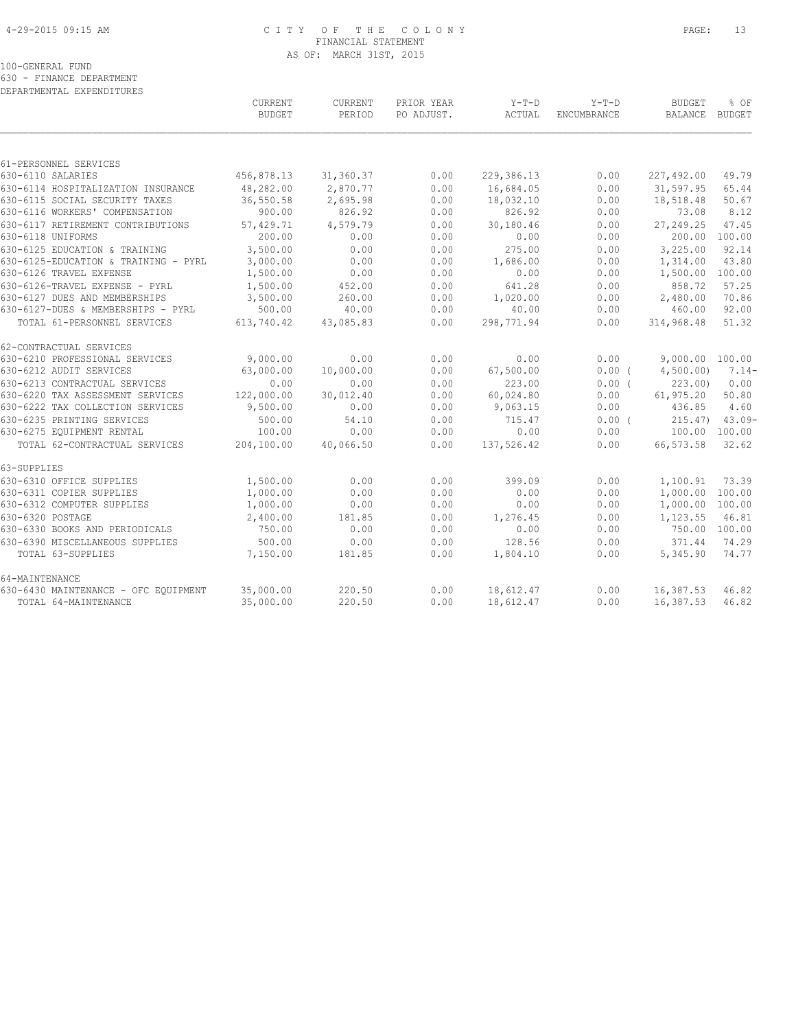# CITY OF THE COLONY
## FINANCIAL STATEMENT
### AS OF: MARCH 31ST, 2015

100-GENERAL FUND
630 - FINANCE DEPARTMENT
DEPARTMENTAL EXPENDITURES

| | CURRENT BUDGET | CURRENT PERIOD | PRIOR YEAR PO ADJUST. | Y-T-D ACTUAL | Y-T-D ENCUMBRANCE | BUDGET BALANCE | % OF BUDGET |
|---|---|---|---|---|---|---|---|
| 61-PERSONNEL SERVICES | | | | | | | |
| 630-6110 SALARIES | 456,878.13 | 31,360.37 | 0.00 | 229,386.13 | 0.00 | 227,492.00 | 49.79 |
| 630-6114 HOSPITALIZATION INSURANCE | 48,282.00 | 2,870.77 | 0.00 | 16,684.05 | 0.00 | 31,597.95 | 65.44 |
| 630-6115 SOCIAL SECURITY TAXES | 36,550.58 | 2,695.98 | 0.00 | 18,032.10 | 0.00 | 18,518.48 | 50.67 |
| 630-6116 WORKERS' COMPENSATION | 900.00 | 826.92 | 0.00 | 826.92 | 0.00 | 73.08 | 8.12 |
| 630-6117 RETIREMENT CONTRIBUTIONS | 57,429.71 | 4,579.79 | 0.00 | 30,180.46 | 0.00 | 27,249.25 | 47.45 |
| 630-6118 UNIFORMS | 200.00 | 0.00 | 0.00 | 0.00 | 0.00 | 200.00 | 100.00 |
| 630-6125 EDUCATION & TRAINING | 3,500.00 | 0.00 | 0.00 | 275.00 | 0.00 | 3,225.00 | 92.14 |
| 630-6125-EDUCATION & TRAINING - PYRL | 3,000.00 | 0.00 | 0.00 | 1,686.00 | 0.00 | 1,314.00 | 43.80 |
| 630-6126 TRAVEL EXPENSE | 1,500.00 | 0.00 | 0.00 | 0.00 | 0.00 | 1,500.00 | 100.00 |
| 630-6126-TRAVEL EXPENSE - PYRL | 1,500.00 | 452.00 | 0.00 | 641.28 | 0.00 | 858.72 | 57.25 |
| 630-6127 DUES AND MEMBERSHIPS | 3,500.00 | 260.00 | 0.00 | 1,020.00 | 0.00 | 2,480.00 | 70.86 |
| 630-6127-DUES & MEMBERSHIPS - PYRL | 500.00 | 40.00 | 0.00 | 40.00 | 0.00 | 460.00 | 92.00 |
| TOTAL 61-PERSONNEL SERVICES | 613,740.42 | 43,085.83 | 0.00 | 298,771.94 | 0.00 | 314,968.48 | 51.32 |
| 62-CONTRACTUAL SERVICES | | | | | | | |
| 630-6210 PROFESSIONAL SERVICES | 9,000.00 | 0.00 | 0.00 | 0.00 | 0.00 | 9,000.00 | 100.00 |
| 630-6212 AUDIT SERVICES | 63,000.00 | 10,000.00 | 0.00 | 67,500.00 | 0.00 | ( 4,500.00) | 7.14- |
| 630-6213 CONTRACTUAL SERVICES | 0.00 | 0.00 | 0.00 | 223.00 | 0.00 | ( 223.00) | 0.00 |
| 630-6220 TAX ASSESSMENT SERVICES | 122,000.00 | 30,012.40 | 0.00 | 60,024.80 | 0.00 | 61,975.20 | 50.80 |
| 630-6222 TAX COLLECTION SERVICES | 9,500.00 | 0.00 | 0.00 | 9,063.15 | 0.00 | 436.85 | 4.60 |
| 630-6235 PRINTING SERVICES | 500.00 | 54.10 | 0.00 | 715.47 | 0.00 | ( 215.47) | 43.09- |
| 630-6275 EQUIPMENT RENTAL | 100.00 | 0.00 | 0.00 | 0.00 | 0.00 | 100.00 | 100.00 |
| TOTAL 62-CONTRACTUAL SERVICES | 204,100.00 | 40,066.50 | 0.00 | 137,526.42 | 0.00 | 66,573.58 | 32.62 |
| 63-SUPPLIES | | | | | | | |
| 630-6310 OFFICE SUPPLIES | 1,500.00 | 0.00 | 0.00 | 399.09 | 0.00 | 1,100.91 | 73.39 |
| 630-6311 COPIER SUPPLIES | 1,000.00 | 0.00 | 0.00 | 0.00 | 0.00 | 1,000.00 | 100.00 |
| 630-6312 COMPUTER SUPPLIES | 1,000.00 | 0.00 | 0.00 | 0.00 | 0.00 | 1,000.00 | 100.00 |
| 630-6320 POSTAGE | 2,400.00 | 181.85 | 0.00 | 1,276.45 | 0.00 | 1,123.55 | 46.81 |
| 630-6330 BOOKS AND PERIODICALS | 750.00 | 0.00 | 0.00 | 0.00 | 0.00 | 750.00 | 100.00 |
| 630-6390 MISCELLANEOUS SUPPLIES | 500.00 | 0.00 | 0.00 | 128.56 | 0.00 | 371.44 | 74.29 |
| TOTAL 63-SUPPLIES | 7,150.00 | 181.85 | 0.00 | 1,804.10 | 0.00 | 5,345.90 | 74.77 |
| 64-MAINTENANCE | | | | | | | |
| 630-6430 MAINTENANCE - OFC EQUIPMENT | 35,000.00 | 220.50 | 0.00 | 18,612.47 | 0.00 | 16,387.53 | 46.82 |
| TOTAL 64-MAINTENANCE | 35,000.00 | 220.50 | 0.00 | 18,612.47 | 0.00 | 16,387.53 | 46.82 |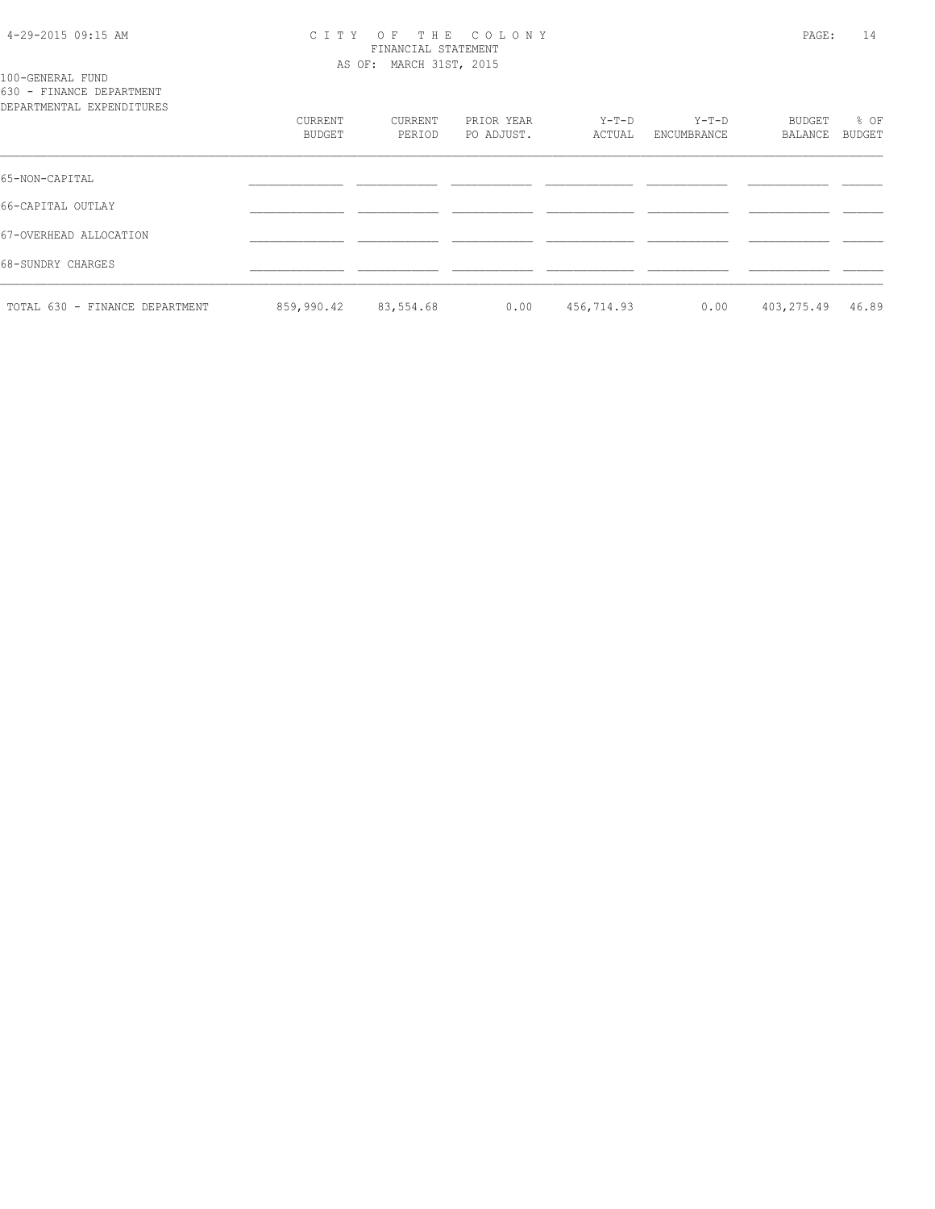100-GENERAL FUND
630 - FINANCE DEPARTMENT
DEPARTMENTAL EXPENDITURES

| | CURRENT BUDGET | CURRENT PERIOD | PRIOR YEAR PO ADJUST. | Y-T-D ACTUAL | Y-T-D ENCUMBRANCE | BUDGET BALANCE | % OF BUDGET |
|---|---|---|---|---|---|---|---|
| 65-NON-CAPITAL | | | | | | | |
| 66-CAPITAL OUTLAY | | | | | | | |
| 67-OVERHEAD ALLOCATION | | | | | | | |
| 68-SUNDRY CHARGES | | | | | | | |
| TOTAL 630 - FINANCE DEPARTMENT | 859,990.42 | 83,554.68 | 0.00 | 456,714.93 | 0.00 | 403,275.49 | 46.89 |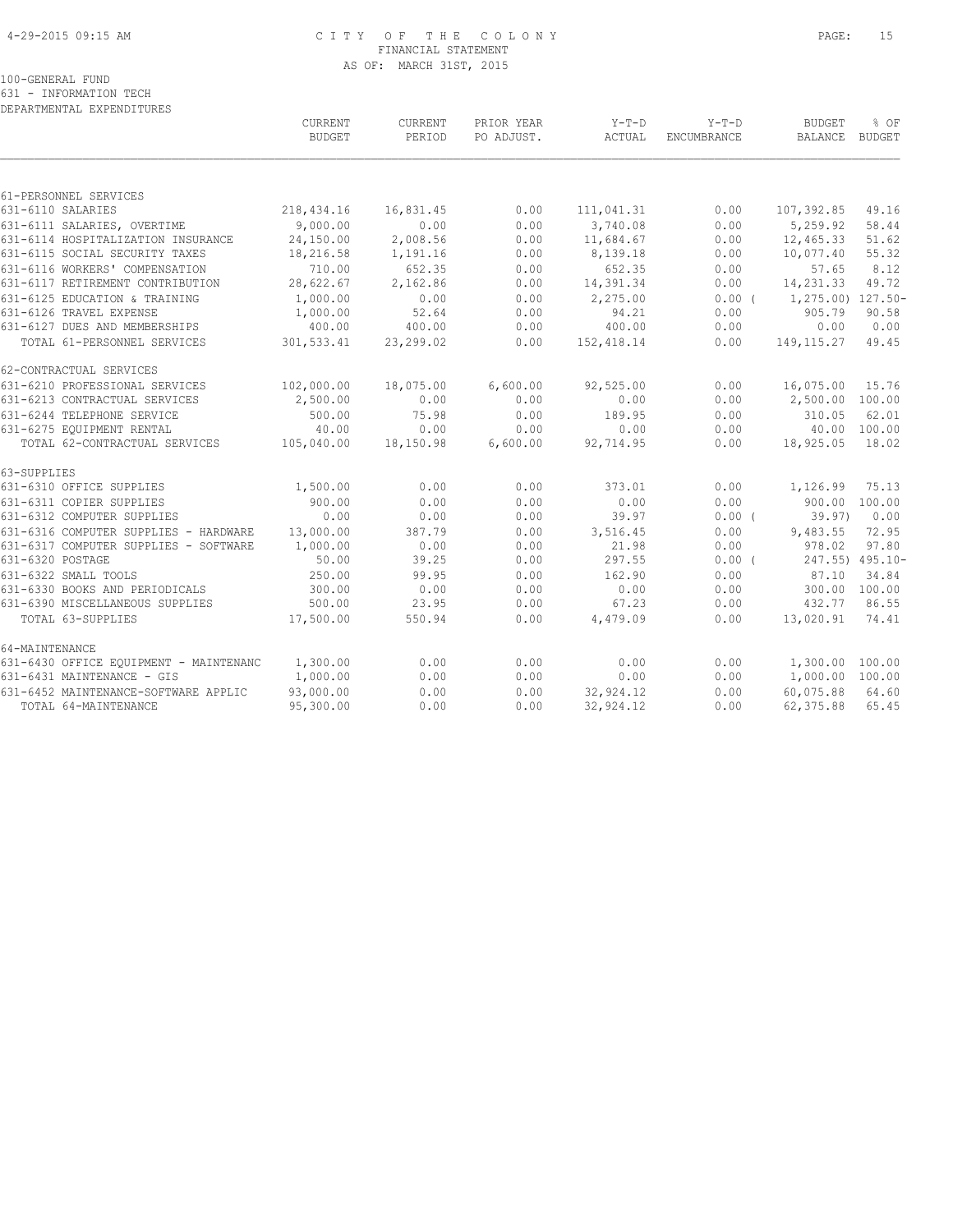CITY OF THE COLONY
FINANCIAL STATEMENT
AS OF: MARCH 31ST, 2015

100-GENERAL FUND
631 - INFORMATION TECH
DEPARTMENTAL EXPENDITURES

| | CURRENT BUDGET | CURRENT PERIOD | PRIOR YEAR PO ADJUST. | Y-T-D ACTUAL | Y-T-D ENCUMBRANCE | BUDGET BALANCE | % OF BUDGET |
|---|---|---|---|---|---|---|---|
| 61-PERSONNEL SERVICES | | | | | | | |
| 631-6110 SALARIES | 218,434.16 | 16,831.45 | 0.00 | 111,041.31 | 0.00 | 107,392.85 | 49.16 |
| 631-6111 SALARIES, OVERTIME | 9,000.00 | 0.00 | 0.00 | 3,740.08 | 0.00 | 5,259.92 | 58.44 |
| 631-6114 HOSPITALIZATION INSURANCE | 24,150.00 | 2,008.56 | 0.00 | 11,684.67 | 0.00 | 12,465.33 | 51.62 |
| 631-6115 SOCIAL SECURITY TAXES | 18,216.58 | 1,191.16 | 0.00 | 8,139.18 | 0.00 | 10,077.40 | 55.32 |
| 631-6116 WORKERS' COMPENSATION | 710.00 | 652.35 | 0.00 | 652.35 | 0.00 | 57.65 | 8.12 |
| 631-6117 RETIREMENT CONTRIBUTION | 28,622.67 | 2,162.86 | 0.00 | 14,391.34 | 0.00 | 14,231.33 | 49.72 |
| 631-6125 EDUCATION & TRAINING | 1,000.00 | 0.00 | 0.00 | 2,275.00 | 0.00 | ( 1,275.00) | 127.50- |
| 631-6126 TRAVEL EXPENSE | 1,000.00 | 52.64 | 0.00 | 94.21 | 0.00 | 905.79 | 90.58 |
| 631-6127 DUES AND MEMBERSHIPS | 400.00 | 400.00 | 0.00 | 400.00 | 0.00 | 0.00 | 0.00 |
| TOTAL 61-PERSONNEL SERVICES | 301,533.41 | 23,299.02 | 0.00 | 152,418.14 | 0.00 | 149,115.27 | 49.45 |
| 62-CONTRACTUAL SERVICES | | | | | | | |
| 631-6210 PROFESSIONAL SERVICES | 102,000.00 | 18,075.00 | 6,600.00 | 92,525.00 | 0.00 | 16,075.00 | 15.76 |
| 631-6213 CONTRACTUAL SERVICES | 2,500.00 | 0.00 | 0.00 | 0.00 | 0.00 | 2,500.00 | 100.00 |
| 631-6244 TELEPHONE SERVICE | 500.00 | 75.98 | 0.00 | 189.95 | 0.00 | 310.05 | 62.01 |
| 631-6275 EQUIPMENT RENTAL | 40.00 | 0.00 | 0.00 | 0.00 | 0.00 | 40.00 | 100.00 |
| TOTAL 62-CONTRACTUAL SERVICES | 105,040.00 | 18,150.98 | 6,600.00 | 92,714.95 | 0.00 | 18,925.05 | 18.02 |
| 63-SUPPLIES | | | | | | | |
| 631-6310 OFFICE SUPPLIES | 1,500.00 | 0.00 | 0.00 | 373.01 | 0.00 | 1,126.99 | 75.13 |
| 631-6311 COPIER SUPPLIES | 900.00 | 0.00 | 0.00 | 0.00 | 0.00 | 900.00 | 100.00 |
| 631-6312 COMPUTER SUPPLIES | 0.00 | 0.00 | 0.00 | 39.97 | 0.00 | ( 39.97) | 0.00 |
| 631-6316 COMPUTER SUPPLIES - HARDWARE | 13,000.00 | 387.79 | 0.00 | 3,516.45 | 0.00 | 9,483.55 | 72.95 |
| 631-6317 COMPUTER SUPPLIES - SOFTWARE | 1,000.00 | 0.00 | 0.00 | 21.98 | 0.00 | 978.02 | 97.80 |
| 631-6320 POSTAGE | 50.00 | 39.25 | 0.00 | 297.55 | 0.00 | ( 247.55) | 495.10- |
| 631-6322 SMALL TOOLS | 250.00 | 99.95 | 0.00 | 162.90 | 0.00 | 87.10 | 34.84 |
| 631-6330 BOOKS AND PERIODICALS | 300.00 | 0.00 | 0.00 | 0.00 | 0.00 | 300.00 | 100.00 |
| 631-6390 MISCELLANEOUS SUPPLIES | 500.00 | 23.95 | 0.00 | 67.23 | 0.00 | 432.77 | 86.55 |
| TOTAL 63-SUPPLIES | 17,500.00 | 550.94 | 0.00 | 4,479.09 | 0.00 | 13,020.91 | 74.41 |
| 64-MAINTENANCE | | | | | | | |
| 631-6430 OFFICE EQUIPMENT - MAINTENANC | 1,300.00 | 0.00 | 0.00 | 0.00 | 0.00 | 1,300.00 | 100.00 |
| 631-6431 MAINTENANCE - GIS | 1,000.00 | 0.00 | 0.00 | 0.00 | 0.00 | 1,000.00 | 100.00 |
| 631-6452 MAINTENANCE-SOFTWARE APPLIC | 93,000.00 | 0.00 | 0.00 | 32,924.12 | 0.00 | 60,075.88 | 64.60 |
| TOTAL 64-MAINTENANCE | 95,300.00 | 0.00 | 0.00 | 32,924.12 | 0.00 | 62,375.88 | 65.45 |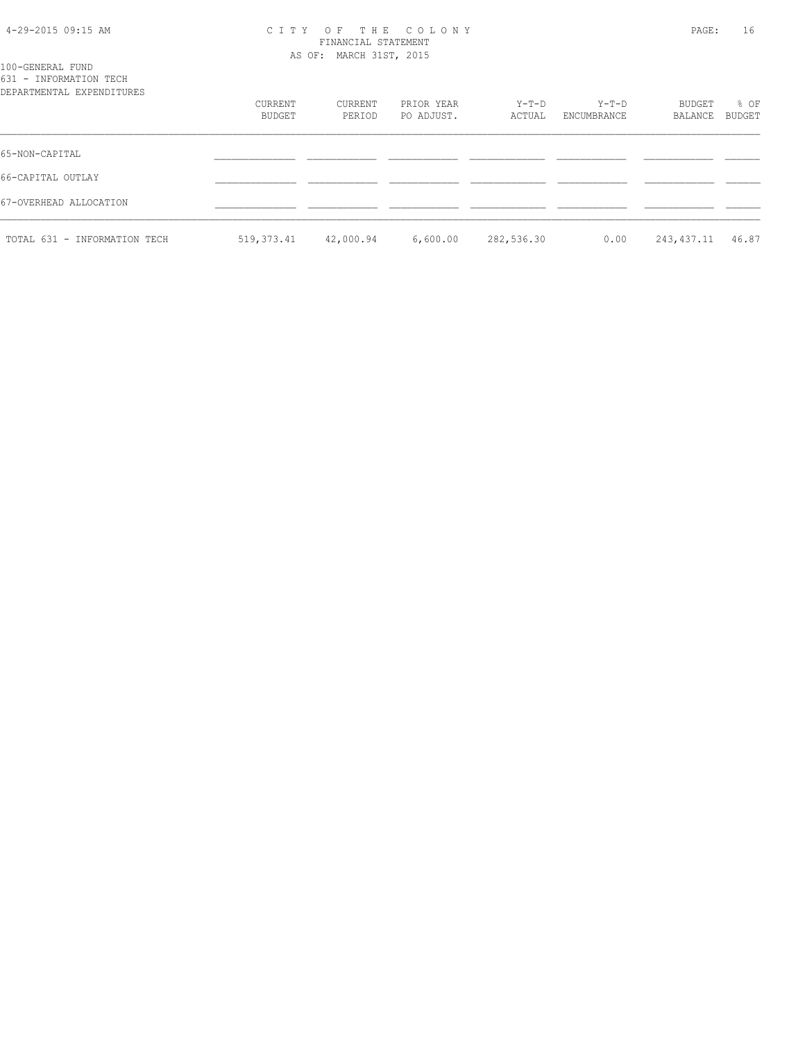# CITY OF THE COLONY

FINANCIAL STATEMENT

AS OF: MARCH 31ST, 2015

100-GENERAL FUND

631 - INFORMATION TECH

DEPARTMENTAL EXPENDITURES

| | CURRENT BUDGET | CURRENT PERIOD | PRIOR YEAR PO ADJUST. | Y-T-D ACTUAL | Y-T-D ENCUMBRANCE | BUDGET BALANCE | % OF BUDGET |
|---|---|---|---|---|---|---|---|
| 65-NON-CAPITAL | | | | | | | |
| 66-CAPITAL OUTLAY | | | | | | | |
| 67-OVERHEAD ALLOCATION | | | | | | | |
| TOTAL 631 - INFORMATION TECH | 519,373.41 | 42,000.94 | 6,600.00 | 282,536.30 | 0.00 | 243,437.11 | 46.87 |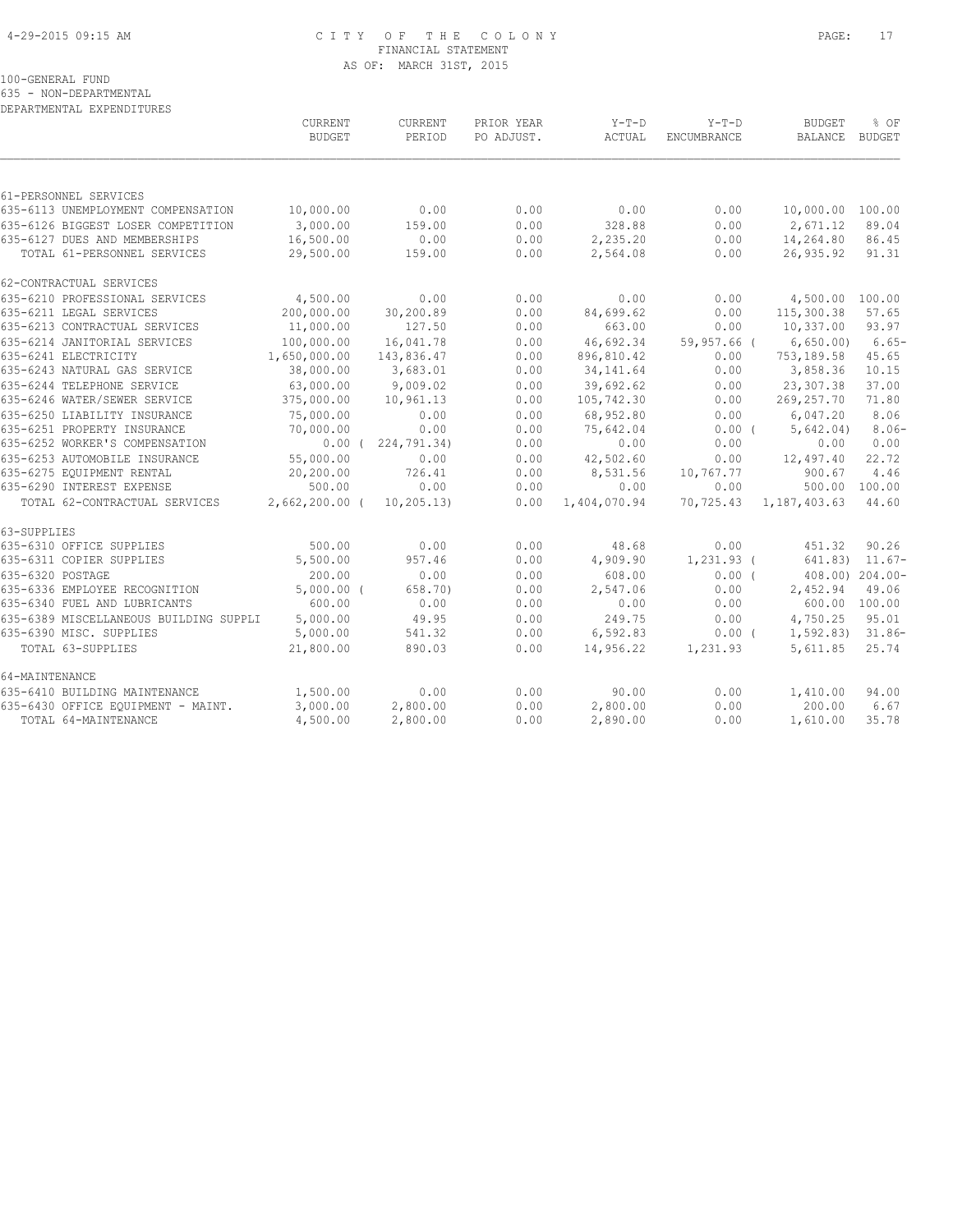CITY OF THE COLONY
FINANCIAL STATEMENT
AS OF: MARCH 31ST, 2015

100-GENERAL FUND
635 - NON-DEPARTMENTAL
DEPARTMENTAL EXPENDITURES

| | CURRENT BUDGET | CURRENT PERIOD | PRIOR YEAR PO ADJUST. | Y-T-D ACTUAL | Y-T-D ENCUMBRANCE | BUDGET BALANCE | % OF BUDGET |
|---|---|---|---|---|---|---|---|
| 61-PERSONNEL SERVICES | | | | | | | |
| 635-6113 UNEMPLOYMENT COMPENSATION | 10,000.00 | 0.00 | 0.00 | 0.00 | 0.00 | 10,000.00 | 100.00 |
| 635-6126 BIGGEST LOSER COMPETITION | 3,000.00 | 159.00 | 0.00 | 328.88 | 0.00 | 2,671.12 | 89.04 |
| 635-6127 DUES AND MEMBERSHIPS | 16,500.00 | 0.00 | 0.00 | 2,235.20 | 0.00 | 14,264.80 | 86.45 |
| TOTAL 61-PERSONNEL SERVICES | 29,500.00 | 159.00 | 0.00 | 2,564.08 | 0.00 | 26,935.92 | 91.31 |
| 62-CONTRACTUAL SERVICES | | | | | | | |
| 635-6210 PROFESSIONAL SERVICES | 4,500.00 | 0.00 | 0.00 | 0.00 | 0.00 | 4,500.00 | 100.00 |
| 635-6211 LEGAL SERVICES | 200,000.00 | 30,200.89 | 0.00 | 84,699.62 | 0.00 | 115,300.38 | 57.65 |
| 635-6213 CONTRACTUAL SERVICES | 11,000.00 | 127.50 | 0.00 | 663.00 | 0.00 | 10,337.00 | 93.97 |
| 635-6214 JANITORIAL SERVICES | 100,000.00 | 16,041.78 | 0.00 | 46,692.34 | 59,957.66 | ( 6,650.00) | 6.65- |
| 635-6241 ELECTRICITY | 1,650,000.00 | 143,836.47 | 0.00 | 896,810.42 | 0.00 | 753,189.58 | 45.65 |
| 635-6243 NATURAL GAS SERVICE | 38,000.00 | 3,683.01 | 0.00 | 34,141.64 | 0.00 | 3,858.36 | 10.15 |
| 635-6244 TELEPHONE SERVICE | 63,000.00 | 9,009.02 | 0.00 | 39,692.62 | 0.00 | 23,307.38 | 37.00 |
| 635-6246 WATER/SEWER SERVICE | 375,000.00 | 10,961.13 | 0.00 | 105,742.30 | 0.00 | 269,257.70 | 71.80 |
| 635-6250 LIABILITY INSURANCE | 75,000.00 | 0.00 | 0.00 | 68,952.80 | 0.00 | 6,047.20 | 8.06 |
| 635-6251 PROPERTY INSURANCE | 70,000.00 | 0.00 | 0.00 | 75,642.04 | 0.00 | ( 5,642.04) | 8.06- |
| 635-6252 WORKER'S COMPENSATION | 0.00 | ( 224,791.34) | 0.00 | 0.00 | 0.00 | 0.00 | 0.00 |
| 635-6253 AUTOMOBILE INSURANCE | 55,000.00 | 0.00 | 0.00 | 42,502.60 | 0.00 | 12,497.40 | 22.72 |
| 635-6275 EQUIPMENT RENTAL | 20,200.00 | 726.41 | 0.00 | 8,531.56 | 10,767.77 | 900.67 | 4.46 |
| 635-6290 INTEREST EXPENSE | 500.00 | 0.00 | 0.00 | 0.00 | 0.00 | 500.00 | 100.00 |
| TOTAL 62-CONTRACTUAL SERVICES | 2,662,200.00 | ( 10,205.13) | 0.00 | 1,404,070.94 | 70,725.43 | 1,187,403.63 | 44.60 |
| 63-SUPPLIES | | | | | | | |
| 635-6310 OFFICE SUPPLIES | 500.00 | 0.00 | 0.00 | 48.68 | 0.00 | 451.32 | 90.26 |
| 635-6311 COPIER SUPPLIES | 5,500.00 | 957.46 | 0.00 | 4,909.90 | 1,231.93 | ( 641.83) | 11.67- |
| 635-6320 POSTAGE | 200.00 | 0.00 | 0.00 | 608.00 | 0.00 | ( 408.00) | 204.00- |
| 635-6336 EMPLOYEE RECOGNITION | 5,000.00 | ( 658.70) | 0.00 | 2,547.06 | 0.00 | 2,452.94 | 49.06 |
| 635-6340 FUEL AND LUBRICANTS | 600.00 | 0.00 | 0.00 | 0.00 | 0.00 | 600.00 | 100.00 |
| 635-6389 MISCELLANEOUS BUILDING SUPPLI | 5,000.00 | 49.95 | 0.00 | 249.75 | 0.00 | 4,750.25 | 95.01 |
| 635-6390 MISC. SUPPLIES | 5,000.00 | 541.32 | 0.00 | 6,592.83 | 0.00 | ( 1,592.83) | 31.86- |
| TOTAL 63-SUPPLIES | 21,800.00 | 890.03 | 0.00 | 14,956.22 | 1,231.93 | 5,611.85 | 25.74 |
| 64-MAINTENANCE | | | | | | | |
| 635-6410 BUILDING MAINTENANCE | 1,500.00 | 0.00 | 0.00 | 90.00 | 0.00 | 1,410.00 | 94.00 |
| 635-6430 OFFICE EQUIPMENT - MAINT. | 3,000.00 | 2,800.00 | 0.00 | 2,800.00 | 0.00 | 200.00 | 6.67 |
| TOTAL 64-MAINTENANCE | 4,500.00 | 2,800.00 | 0.00 | 2,890.00 | 0.00 | 1,610.00 | 35.78 |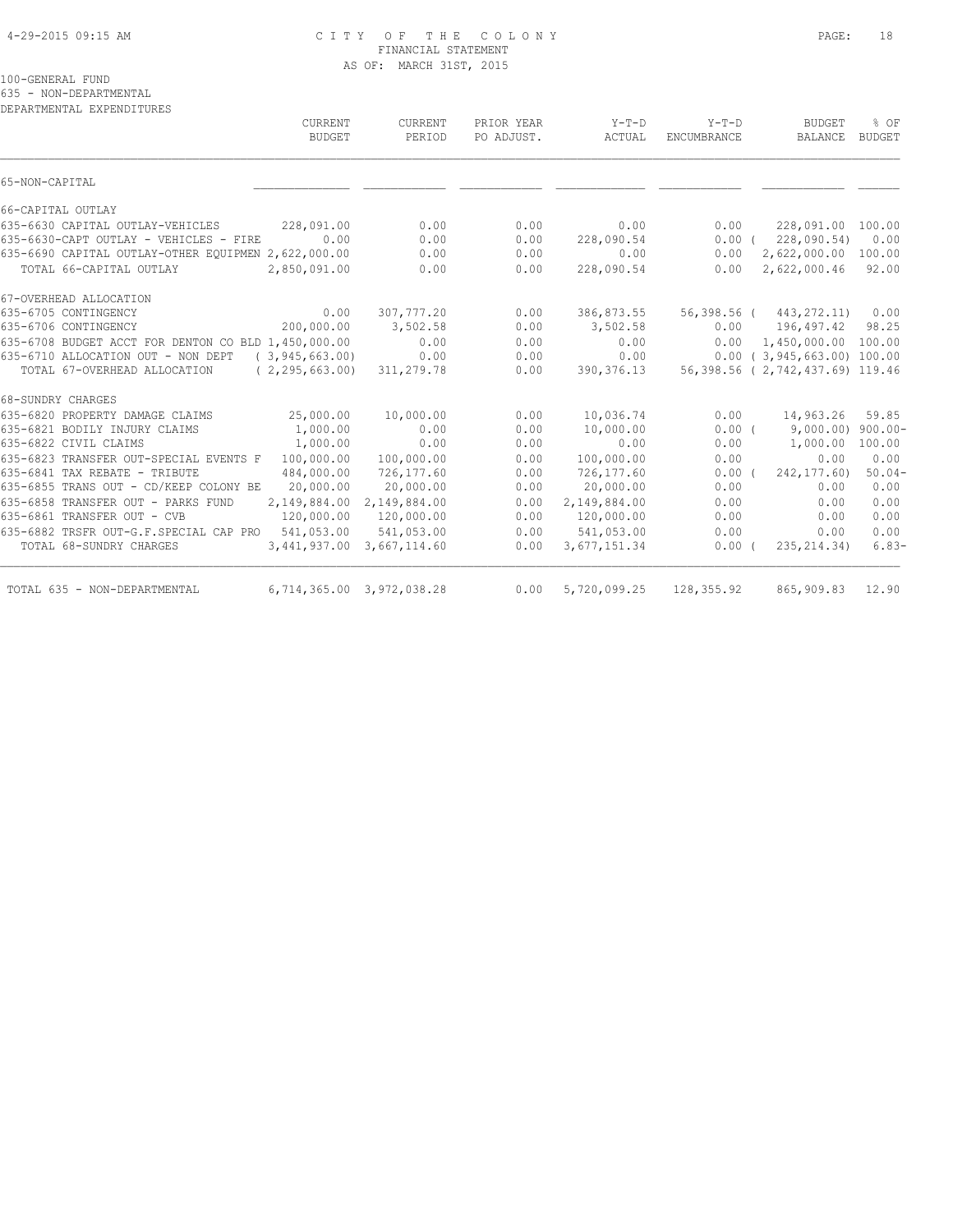CITY OF THE COLONY
FINANCIAL STATEMENT
AS OF: MARCH 31ST, 2015

100-GENERAL FUND
635 - NON-DEPARTMENTAL
DEPARTMENTAL EXPENDITURES

| | CURRENT BUDGET | CURRENT PERIOD | PRIOR YEAR PO ADJUST. | Y-T-D ACTUAL | Y-T-D ENCUMBRANCE | BUDGET BALANCE | % OF BUDGET |
|---|---|---|---|---|---|---|---|
| 65-NON-CAPITAL | | | | | | | |
| 66-CAPITAL OUTLAY | | | | | | | |
| 635-6630 CAPITAL OUTLAY-VEHICLES | 228,091.00 | 0.00 | 0.00 | 0.00 | 0.00 | 228,091.00 | 100.00 |
| 635-6630-CAPT OUTLAY - VEHICLES - FIRE | 0.00 | 0.00 | 0.00 | 228,090.54 | 0.00 | ( 228,090.54) | 0.00 |
| 635-6690 CAPITAL OUTLAY-OTHER EQUIPMEN | 2,622,000.00 | 0.00 | 0.00 | 0.00 | 0.00 | 2,622,000.00 | 100.00 |
| TOTAL 66-CAPITAL OUTLAY | 2,850,091.00 | 0.00 | 0.00 | 228,090.54 | 0.00 | 2,622,000.46 | 92.00 |
| 67-OVERHEAD ALLOCATION | | | | | | | |
| 635-6705 CONTINGENCY | 0.00 | 307,777.20 | 0.00 | 386,873.55 | 56,398.56 | ( 443,272.11) | 0.00 |
| 635-6706 CONTINGENCY | 200,000.00 | 3,502.58 | 0.00 | 3,502.58 | 0.00 | 196,497.42 | 98.25 |
| 635-6708 BUDGET ACCT FOR DENTON CO BLD | 1,450,000.00 | 0.00 | 0.00 | 0.00 | 0.00 | 1,450,000.00 | 100.00 |
| 635-6710 ALLOCATION OUT - NON DEPT | ( 3,945,663.00) | 0.00 | 0.00 | 0.00 | 0.00 | ( 3,945,663.00) | 100.00 |
| TOTAL 67-OVERHEAD ALLOCATION | ( 2,295,663.00) | 311,279.78 | 0.00 | 390,376.13 | 56,398.56 | ( 2,742,437.69) | 119.46 |
| 68-SUNDRY CHARGES | | | | | | | |
| 635-6820 PROPERTY DAMAGE CLAIMS | 25,000.00 | 10,000.00 | 0.00 | 10,036.74 | 0.00 | 14,963.26 | 59.85 |
| 635-6821 BODILY INJURY CLAIMS | 1,000.00 | 0.00 | 0.00 | 10,000.00 | 0.00 | ( 9,000.00) | 900.00- |
| 635-6822 CIVIL CLAIMS | 1,000.00 | 0.00 | 0.00 | 0.00 | 0.00 | 1,000.00 | 100.00 |
| 635-6823 TRANSFER OUT-SPECIAL EVENTS F | 100,000.00 | 100,000.00 | 0.00 | 100,000.00 | 0.00 | 0.00 | 0.00 |
| 635-6841 TAX REBATE - TRIBUTE | 484,000.00 | 726,177.60 | 0.00 | 726,177.60 | 0.00 | ( 242,177.60) | 50.04- |
| 635-6855 TRANS OUT - CD/KEEP COLONY BE | 20,000.00 | 20,000.00 | 0.00 | 20,000.00 | 0.00 | 0.00 | 0.00 |
| 635-6858 TRANSFER OUT - PARKS FUND | 2,149,884.00 | 2,149,884.00 | 0.00 | 2,149,884.00 | 0.00 | 0.00 | 0.00 |
| 635-6861 TRANSFER OUT - CVB | 120,000.00 | 120,000.00 | 0.00 | 120,000.00 | 0.00 | 0.00 | 0.00 |
| 635-6882 TRSFR OUT-G.F.SPECIAL CAP PRO | 541,053.00 | 541,053.00 | 0.00 | 541,053.00 | 0.00 | 0.00 | 0.00 |
| TOTAL 68-SUNDRY CHARGES | 3,441,937.00 | 3,667,114.60 | 0.00 | 3,677,151.34 | 0.00 | ( 235,214.34) | 6.83- |
| TOTAL 635 - NON-DEPARTMENTAL | 6,714,365.00 | 3,972,038.28 | 0.00 | 5,720,099.25 | 128,355.92 | 865,909.83 | 12.90 |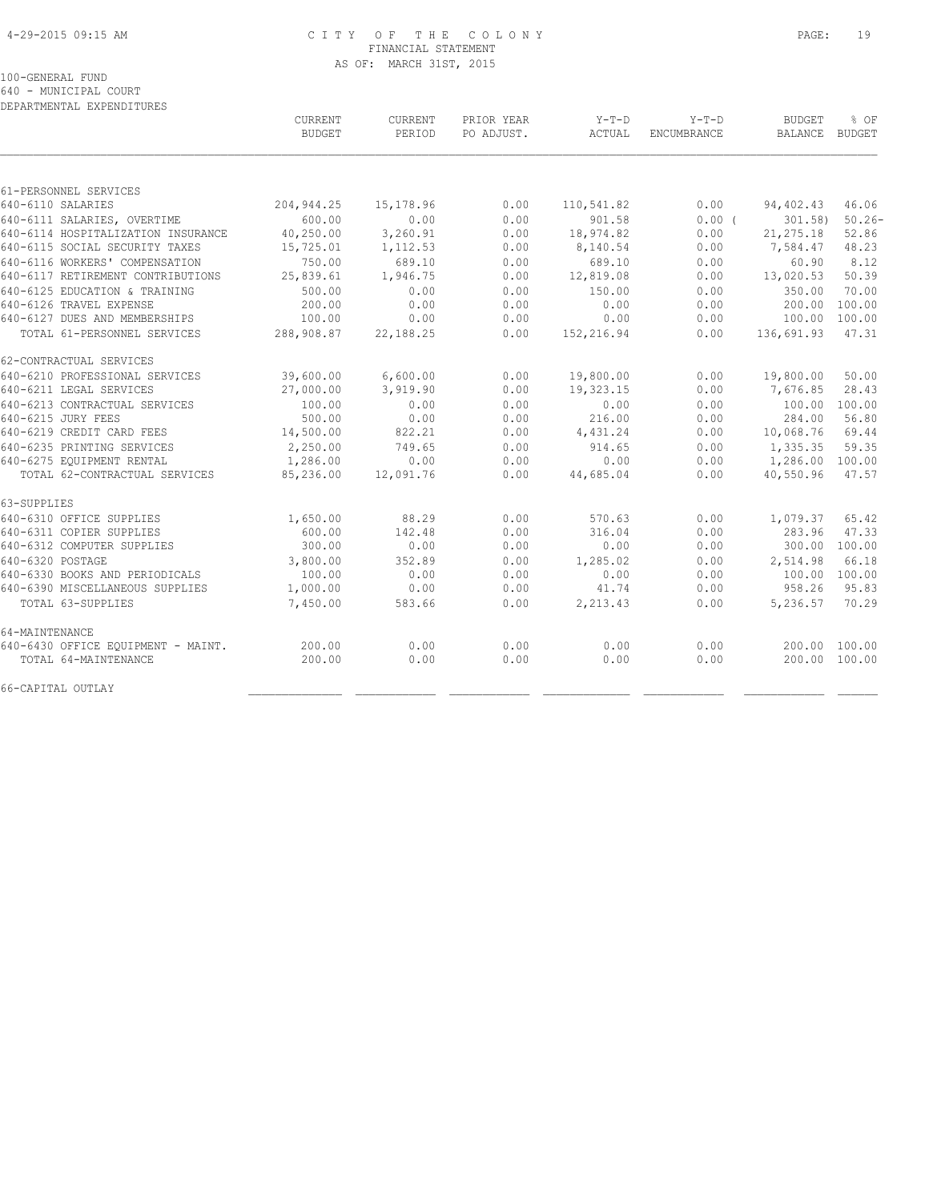CITY OF THE COLONY
FINANCIAL STATEMENT
AS OF: MARCH 31ST, 2015

100-GENERAL FUND
640 - MUNICIPAL COURT
DEPARTMENTAL EXPENDITURES

| | CURRENT BUDGET | CURRENT PERIOD | PRIOR YEAR PO ADJUST. | Y-T-D ACTUAL | Y-T-D ENCUMBRANCE | BUDGET BALANCE | % OF BUDGET |
|---|---|---|---|---|---|---|---|
| 61-PERSONNEL SERVICES | | | | | | | |
| 640-6110 SALARIES | 204,944.25 | 15,178.96 | 0.00 | 110,541.82 | 0.00 | 94,402.43 | 46.06 |
| 640-6111 SALARIES, OVERTIME | 600.00 | 0.00 | 0.00 | 901.58 | 0.00 | ( 301.58) | 50.26- |
| 640-6114 HOSPITALIZATION INSURANCE | 40,250.00 | 3,260.91 | 0.00 | 18,974.82 | 0.00 | 21,275.18 | 52.86 |
| 640-6115 SOCIAL SECURITY TAXES | 15,725.01 | 1,112.53 | 0.00 | 8,140.54 | 0.00 | 7,584.47 | 48.23 |
| 640-6116 WORKERS' COMPENSATION | 750.00 | 689.10 | 0.00 | 689.10 | 0.00 | 60.90 | 8.12 |
| 640-6117 RETIREMENT CONTRIBUTIONS | 25,839.61 | 1,946.75 | 0.00 | 12,819.08 | 0.00 | 13,020.53 | 50.39 |
| 640-6125 EDUCATION & TRAINING | 500.00 | 0.00 | 0.00 | 150.00 | 0.00 | 350.00 | 70.00 |
| 640-6126 TRAVEL EXPENSE | 200.00 | 0.00 | 0.00 | 0.00 | 0.00 | 200.00 | 100.00 |
| 640-6127 DUES AND MEMBERSHIPS | 100.00 | 0.00 | 0.00 | 0.00 | 0.00 | 100.00 | 100.00 |
| TOTAL 61-PERSONNEL SERVICES | 288,908.87 | 22,188.25 | 0.00 | 152,216.94 | 0.00 | 136,691.93 | 47.31 |
| 62-CONTRACTUAL SERVICES | | | | | | | |
| 640-6210 PROFESSIONAL SERVICES | 39,600.00 | 6,600.00 | 0.00 | 19,800.00 | 0.00 | 19,800.00 | 50.00 |
| 640-6211 LEGAL SERVICES | 27,000.00 | 3,919.90 | 0.00 | 19,323.15 | 0.00 | 7,676.85 | 28.43 |
| 640-6213 CONTRACTUAL SERVICES | 100.00 | 0.00 | 0.00 | 0.00 | 0.00 | 100.00 | 100.00 |
| 640-6215 JURY FEES | 500.00 | 0.00 | 0.00 | 216.00 | 0.00 | 284.00 | 56.80 |
| 640-6219 CREDIT CARD FEES | 14,500.00 | 822.21 | 0.00 | 4,431.24 | 0.00 | 10,068.76 | 69.44 |
| 640-6235 PRINTING SERVICES | 2,250.00 | 749.65 | 0.00 | 914.65 | 0.00 | 1,335.35 | 59.35 |
| 640-6275 EQUIPMENT RENTAL | 1,286.00 | 0.00 | 0.00 | 0.00 | 0.00 | 1,286.00 | 100.00 |
| TOTAL 62-CONTRACTUAL SERVICES | 85,236.00 | 12,091.76 | 0.00 | 44,685.04 | 0.00 | 40,550.96 | 47.57 |
| 63-SUPPLIES | | | | | | | |
| 640-6310 OFFICE SUPPLIES | 1,650.00 | 88.29 | 0.00 | 570.63 | 0.00 | 1,079.37 | 65.42 |
| 640-6311 COPIER SUPPLIES | 600.00 | 142.48 | 0.00 | 316.04 | 0.00 | 283.96 | 47.33 |
| 640-6312 COMPUTER SUPPLIES | 300.00 | 0.00 | 0.00 | 0.00 | 0.00 | 300.00 | 100.00 |
| 640-6320 POSTAGE | 3,800.00 | 352.89 | 0.00 | 1,285.02 | 0.00 | 2,514.98 | 66.18 |
| 640-6330 BOOKS AND PERIODICALS | 100.00 | 0.00 | 0.00 | 0.00 | 0.00 | 100.00 | 100.00 |
| 640-6390 MISCELLANEOUS SUPPLIES | 1,000.00 | 0.00 | 0.00 | 41.74 | 0.00 | 958.26 | 95.83 |
| TOTAL 63-SUPPLIES | 7,450.00 | 583.66 | 0.00 | 2,213.43 | 0.00 | 5,236.57 | 70.29 |
| 64-MAINTENANCE | | | | | | | |
| 640-6430 OFFICE EQUIPMENT - MAINT. | 200.00 | 0.00 | 0.00 | 0.00 | 0.00 | 200.00 | 100.00 |
| TOTAL 64-MAINTENANCE | 200.00 | 0.00 | 0.00 | 0.00 | 0.00 | 200.00 | 100.00 |
| 66-CAPITAL OUTLAY | | | | | | | |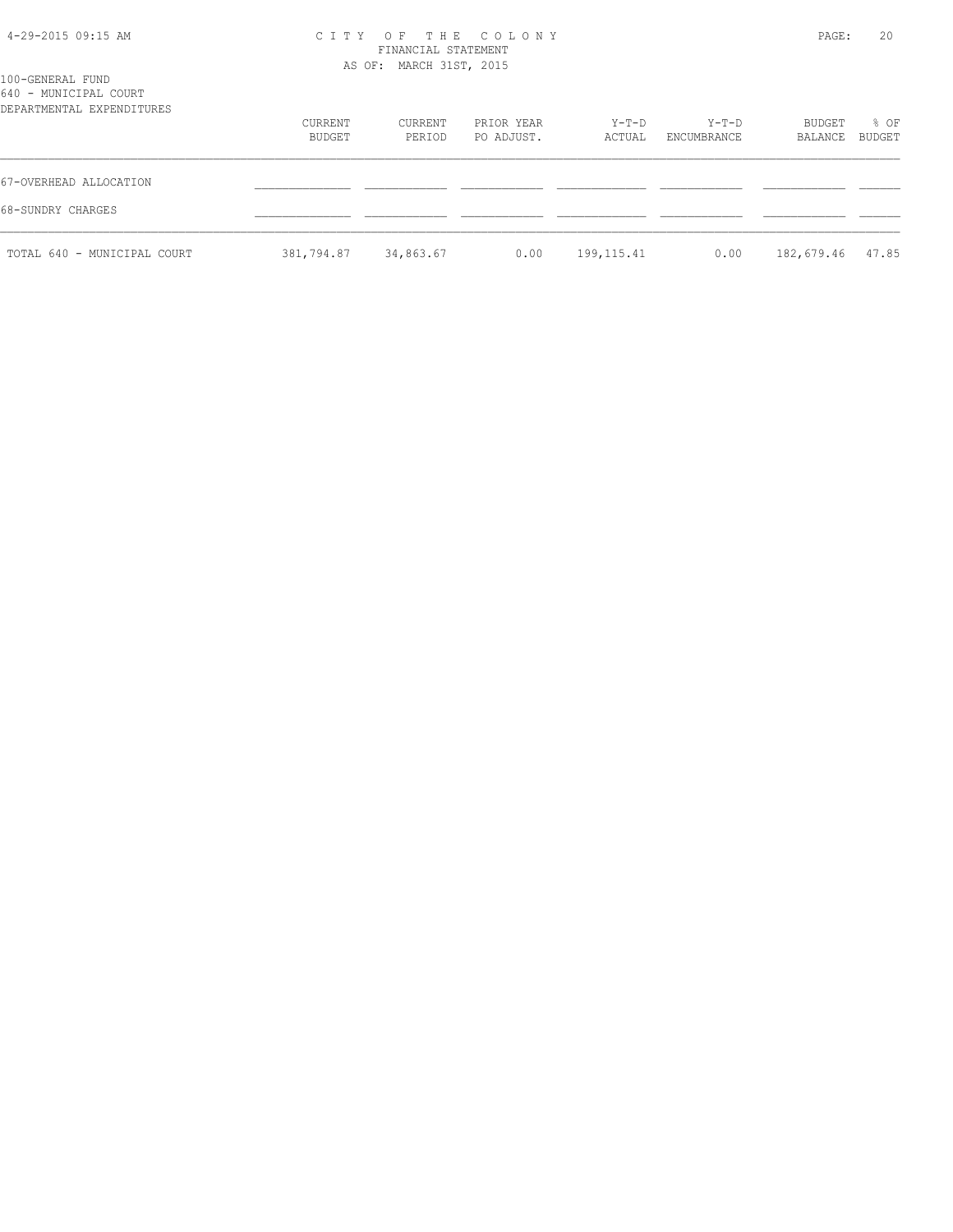100-GENERAL FUND
640 - MUNICIPAL COURT
DEPARTMENTAL EXPENDITURES

| | CURRENT BUDGET | CURRENT PERIOD | PRIOR YEAR PO ADJUST. | Y-T-D ACTUAL | Y-T-D ENCUMBRANCE | BUDGET BALANCE | % OF BUDGET |
|---|---|---|---|---|---|---|---|
| 67-OVERHEAD ALLOCATION | | | | | | | |
| 68-SUNDRY CHARGES | | | | | | | |
| TOTAL 640 - MUNICIPAL COURT | 381,794.87 | 34,863.67 | 0.00 | 199,115.41 | 0.00 | 182,679.46 | 47.85 |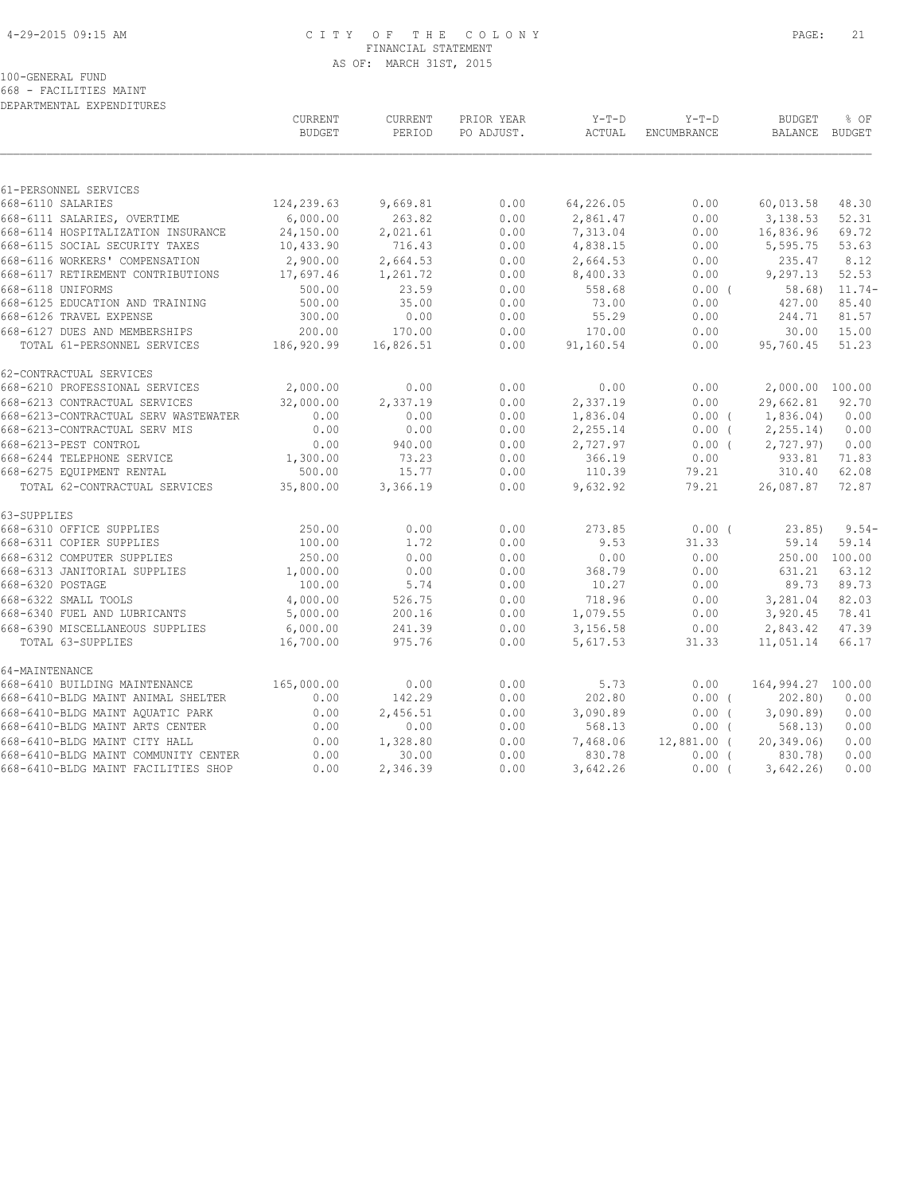4-29-2015 09:15 AM

# CITY OF THE COLONY
## FINANCIAL STATEMENT
### AS OF: MARCH 31ST, 2015

100-GENERAL FUND
668 - FACILITIES MAINT
DEPARTMENTAL EXPENDITURES

| | CURRENT BUDGET | CURRENT PERIOD | PRIOR YEAR PO ADJUST. | Y-T-D ACTUAL | Y-T-D ENCUMBRANCE | BUDGET BALANCE | % OF BUDGET |
|---|---|---|---|---|---|---|---|
| 61-PERSONNEL SERVICES | | | | | | | |
| 668-6110 SALARIES | 124,239.63 | 9,669.81 | 0.00 | 64,226.05 | 0.00 | 60,013.58 | 48.30 |
| 668-6111 SALARIES, OVERTIME | 6,000.00 | 263.82 | 0.00 | 2,861.47 | 0.00 | 3,138.53 | 52.31 |
| 668-6114 HOSPITALIZATION INSURANCE | 24,150.00 | 2,021.61 | 0.00 | 7,313.04 | 0.00 | 16,836.96 | 69.72 |
| 668-6115 SOCIAL SECURITY TAXES | 10,433.90 | 716.43 | 0.00 | 4,838.15 | 0.00 | 5,595.75 | 53.63 |
| 668-6116 WORKERS' COMPENSATION | 2,900.00 | 2,664.53 | 0.00 | 2,664.53 | 0.00 | 235.47 | 8.12 |
| 668-6117 RETIREMENT CONTRIBUTIONS | 17,697.46 | 1,261.72 | 0.00 | 8,400.33 | 0.00 | 9,297.13 | 52.53 |
| 668-6118 UNIFORMS | 500.00 | 23.59 | 0.00 | 558.68 | 0.00 ( | 58.68) | 11.74- |
| 668-6125 EDUCATION AND TRAINING | 500.00 | 35.00 | 0.00 | 73.00 | 0.00 | 427.00 | 85.40 |
| 668-6126 TRAVEL EXPENSE | 300.00 | 0.00 | 0.00 | 55.29 | 0.00 | 244.71 | 81.57 |
| 668-6127 DUES AND MEMBERSHIPS | 200.00 | 170.00 | 0.00 | 170.00 | 0.00 | 30.00 | 15.00 |
| TOTAL 61-PERSONNEL SERVICES | 186,920.99 | 16,826.51 | 0.00 | 91,160.54 | 0.00 | 95,760.45 | 51.23 |
| 62-CONTRACTUAL SERVICES | | | | | | | |
| 668-6210 PROFESSIONAL SERVICES | 2,000.00 | 0.00 | 0.00 | 0.00 | 0.00 | 2,000.00 | 100.00 |
| 668-6213 CONTRACTUAL SERVICES | 32,000.00 | 2,337.19 | 0.00 | 2,337.19 | 0.00 | 29,662.81 | 92.70 |
| 668-6213-CONTRACTUAL SERV WASTEWATER | 0.00 | 0.00 | 0.00 | 1,836.04 | 0.00 ( | 1,836.04) | 0.00 |
| 668-6213-CONTRACTUAL SERV MIS | 0.00 | 0.00 | 0.00 | 2,255.14 | 0.00 ( | 2,255.14) | 0.00 |
| 668-6213-PEST CONTROL | 0.00 | 940.00 | 0.00 | 2,727.97 | 0.00 ( | 2,727.97) | 0.00 |
| 668-6244 TELEPHONE SERVICE | 1,300.00 | 73.23 | 0.00 | 366.19 | 0.00 | 933.81 | 71.83 |
| 668-6275 EQUIPMENT RENTAL | 500.00 | 15.77 | 0.00 | 110.39 | 79.21 | 310.40 | 62.08 |
| TOTAL 62-CONTRACTUAL SERVICES | 35,800.00 | 3,366.19 | 0.00 | 9,632.92 | 79.21 | 26,087.87 | 72.87 |
| 63-SUPPLIES | | | | | | | |
| 668-6310 OFFICE SUPPLIES | 250.00 | 0.00 | 0.00 | 273.85 | 0.00 ( | 23.85) | 9.54- |
| 668-6311 COPIER SUPPLIES | 100.00 | 1.72 | 0.00 | 9.53 | 31.33 | 59.14 | 59.14 |
| 668-6312 COMPUTER SUPPLIES | 250.00 | 0.00 | 0.00 | 0.00 | 0.00 | 250.00 | 100.00 |
| 668-6313 JANITORIAL SUPPLIES | 1,000.00 | 0.00 | 0.00 | 368.79 | 0.00 | 631.21 | 63.12 |
| 668-6320 POSTAGE | 100.00 | 5.74 | 0.00 | 10.27 | 0.00 | 89.73 | 89.73 |
| 668-6322 SMALL TOOLS | 4,000.00 | 526.75 | 0.00 | 718.96 | 0.00 | 3,281.04 | 82.03 |
| 668-6340 FUEL AND LUBRICANTS | 5,000.00 | 200.16 | 0.00 | 1,079.55 | 0.00 | 3,920.45 | 78.41 |
| 668-6390 MISCELLANEOUS SUPPLIES | 6,000.00 | 241.39 | 0.00 | 3,156.58 | 0.00 | 2,843.42 | 47.39 |
| TOTAL 63-SUPPLIES | 16,700.00 | 975.76 | 0.00 | 5,617.53 | 31.33 | 11,051.14 | 66.17 |
| 64-MAINTENANCE | | | | | | | |
| 668-6410 BUILDING MAINTENANCE | 165,000.00 | 0.00 | 0.00 | 5.73 | 0.00 | 164,994.27 | 100.00 |
| 668-6410-BLDG MAINT ANIMAL SHELTER | 0.00 | 142.29 | 0.00 | 202.80 | 0.00 ( | 202.80) | 0.00 |
| 668-6410-BLDG MAINT AQUATIC PARK | 0.00 | 2,456.51 | 0.00 | 3,090.89 | 0.00 ( | 3,090.89) | 0.00 |
| 668-6410-BLDG MAINT ARTS CENTER | 0.00 | 0.00 | 0.00 | 568.13 | 0.00 ( | 568.13) | 0.00 |
| 668-6410-BLDG MAINT CITY HALL | 0.00 | 1,328.80 | 0.00 | 7,468.06 | 12,881.00 ( | 20,349.06) | 0.00 |
| 668-6410-BLDG MAINT COMMUNITY CENTER | 0.00 | 30.00 | 0.00 | 830.78 | 0.00 ( | 830.78) | 0.00 |
| 668-6410-BLDG MAINT FACILITIES SHOP | 0.00 | 2,346.39 | 0.00 | 3,642.26 | 0.00 ( | 3,642.26) | 0.00 |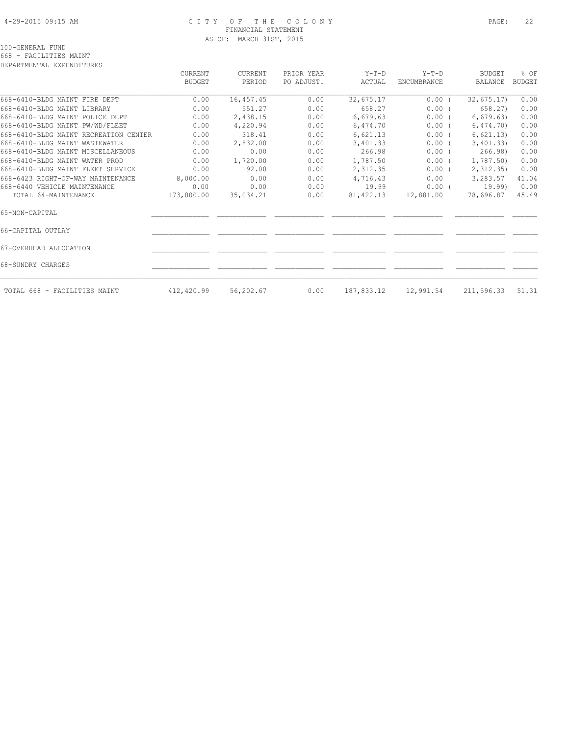CITY OF THE COLONY
FINANCIAL STATEMENT
AS OF: MARCH 31ST, 2015

100-GENERAL FUND
668 - FACILITIES MAINT
DEPARTMENTAL EXPENDITURES

| | CURRENT BUDGET | CURRENT PERIOD | PRIOR YEAR PO ADJUST. | Y-T-D ACTUAL | Y-T-D ENCUMBRANCE | BUDGET BALANCE | % OF BUDGET |
|---|---|---|---|---|---|---|---|
| 668-6410-BLDG MAINT FIRE DEPT | 0.00 | 16,457.45 | 0.00 | 32,675.17 | 0.00 | ( 32,675.17) | 0.00 |
| 668-6410-BLDG MAINT LIBRARY | 0.00 | 551.27 | 0.00 | 658.27 | 0.00 | ( 658.27) | 0.00 |
| 668-6410-BLDG MAINT POLICE DEPT | 0.00 | 2,438.15 | 0.00 | 6,679.63 | 0.00 | ( 6,679.63) | 0.00 |
| 668-6410-BLDG MAINT PW/WD/FLEET | 0.00 | 4,220.94 | 0.00 | 6,474.70 | 0.00 | ( 6,474.70) | 0.00 |
| 668-6410-BLDG MAINT RECREATION CENTER | 0.00 | 318.41 | 0.00 | 6,621.13 | 0.00 | ( 6,621.13) | 0.00 |
| 668-6410-BLDG MAINT WASTEWATER | 0.00 | 2,832.00 | 0.00 | 3,401.33 | 0.00 | ( 3,401.33) | 0.00 |
| 668-6410-BLDG MAINT MISCELLANEOUS | 0.00 | 0.00 | 0.00 | 266.98 | 0.00 | ( 266.98) | 0.00 |
| 668-6410-BLDG MAINT WATER PROD | 0.00 | 1,720.00 | 0.00 | 1,787.50 | 0.00 | ( 1,787.50) | 0.00 |
| 668-6410-BLDG MAINT FLEET SERVICE | 0.00 | 192.00 | 0.00 | 2,312.35 | 0.00 | ( 2,312.35) | 0.00 |
| 668-6423 RIGHT-OF-WAY MAINTENANCE | 8,000.00 | 0.00 | 0.00 | 4,716.43 | 0.00 | 3,283.57 | 41.04 |
| 668-6440 VEHICLE MAINTENANCE | 0.00 | 0.00 | 0.00 | 19.99 | 0.00 | ( 19.99) | 0.00 |
| TOTAL 64-MAINTENANCE | 173,000.00 | 35,034.21 | 0.00 | 81,422.13 | 12,881.00 | 78,696.87 | 45.49 |
| 65-NON-CAPITAL | | | | | | | |
| 66-CAPITAL OUTLAY | | | | | | | |
| 67-OVERHEAD ALLOCATION | | | | | | | |
| 68-SUNDRY CHARGES | | | | | | | |
| TOTAL 668 - FACILITIES MAINT | 412,420.99 | 56,202.67 | 0.00 | 187,833.12 | 12,991.54 | 211,596.33 | 51.31 |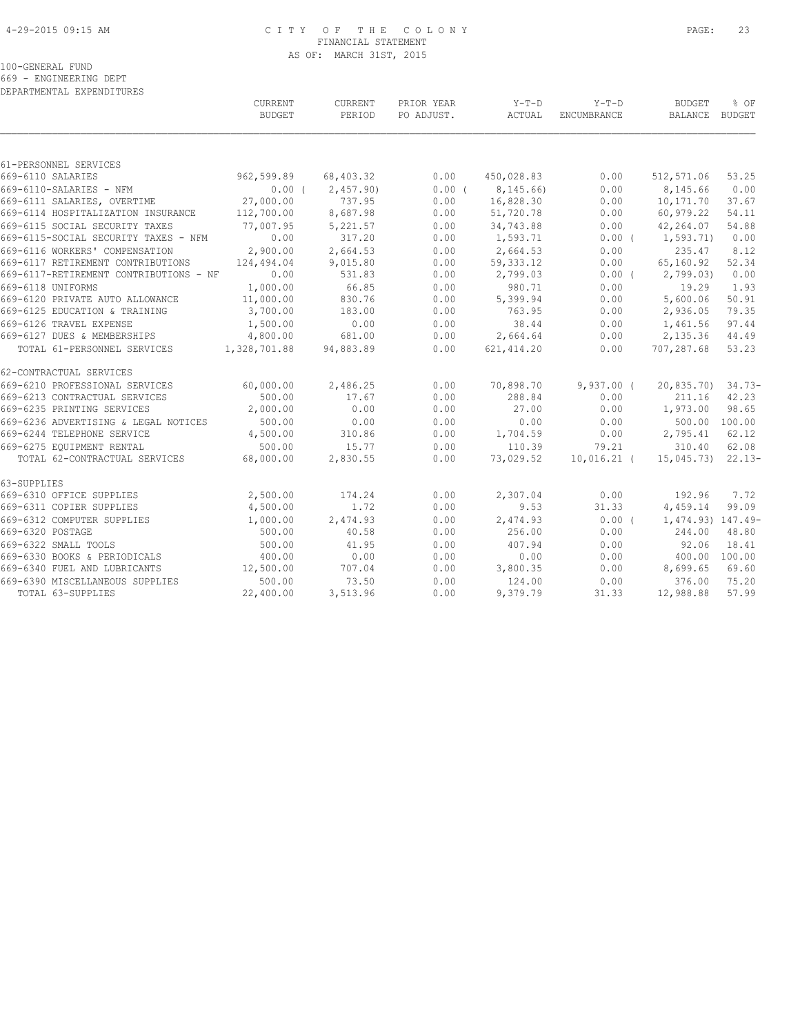# CITY OF THE COLONY
## FINANCIAL STATEMENT
### AS OF: MARCH 31ST, 2015

100-GENERAL FUND
669 - ENGINEERING DEPT
DEPARTMENTAL EXPENDITURES

| | CURRENT BUDGET | CURRENT PERIOD | PRIOR YEAR PO ADJUST. | Y-T-D ACTUAL | Y-T-D ENCUMBRANCE | BUDGET BALANCE | % OF BUDGET |
|---|---|---|---|---|---|---|---|
| **61-PERSONNEL SERVICES** | | | | | | | |
| 669-6110 SALARIES | 962,599.89 | 68,403.32 | 0.00 | 450,028.83 | 0.00 | 512,571.06 | 53.25 |
| 669-6110-SALARIES - NFM | 0.00 | ( 2,457.90) | 0.00 | ( 8,145.66) | 0.00 | 8,145.66 | 0.00 |
| 669-6111 SALARIES, OVERTIME | 27,000.00 | 737.95 | 0.00 | 16,828.30 | 0.00 | 10,171.70 | 37.67 |
| 669-6114 HOSPITALIZATION INSURANCE | 112,700.00 | 8,687.98 | 0.00 | 51,720.78 | 0.00 | 60,979.22 | 54.11 |
| 669-6115 SOCIAL SECURITY TAXES | 77,007.95 | 5,221.57 | 0.00 | 34,743.88 | 0.00 | 42,264.07 | 54.88 |
| 669-6115-SOCIAL SECURITY TAXES - NFM | 0.00 | 317.20 | 0.00 | 1,593.71 | 0.00 | ( 1,593.71) | 0.00 |
| 669-6116 WORKERS' COMPENSATION | 2,900.00 | 2,664.53 | 0.00 | 2,664.53 | 0.00 | 235.47 | 8.12 |
| 669-6117 RETIREMENT CONTRIBUTIONS | 124,494.04 | 9,015.80 | 0.00 | 59,333.12 | 0.00 | 65,160.92 | 52.34 |
| 669-6117-RETIREMENT CONTRIBUTIONS - NF | 0.00 | 531.83 | 0.00 | 2,799.03 | 0.00 | ( 2,799.03) | 0.00 |
| 669-6118 UNIFORMS | 1,000.00 | 66.85 | 0.00 | 980.71 | 0.00 | 19.29 | 1.93 |
| 669-6120 PRIVATE AUTO ALLOWANCE | 11,000.00 | 830.76 | 0.00 | 5,399.94 | 0.00 | 5,600.06 | 50.91 |
| 669-6125 EDUCATION & TRAINING | 3,700.00 | 183.00 | 0.00 | 763.95 | 0.00 | 2,936.05 | 79.35 |
| 669-6126 TRAVEL EXPENSE | 1,500.00 | 0.00 | 0.00 | 38.44 | 0.00 | 1,461.56 | 97.44 |
| 669-6127 DUES & MEMBERSHIPS | 4,800.00 | 681.00 | 0.00 | 2,664.64 | 0.00 | 2,135.36 | 44.49 |
| TOTAL 61-PERSONNEL SERVICES | 1,328,701.88 | 94,883.89 | 0.00 | 621,414.20 | 0.00 | 707,287.68 | 53.23 |
| **62-CONTRACTUAL SERVICES** | | | | | | | |
| 669-6210 PROFESSIONAL SERVICES | 60,000.00 | 2,486.25 | 0.00 | 70,898.70 | 9,937.00 | ( 20,835.70) | 34.73- |
| 669-6213 CONTRACTUAL SERVICES | 500.00 | 17.67 | 0.00 | 288.84 | 0.00 | 211.16 | 42.23 |
| 669-6235 PRINTING SERVICES | 2,000.00 | 0.00 | 0.00 | 27.00 | 0.00 | 1,973.00 | 98.65 |
| 669-6236 ADVERTISING & LEGAL NOTICES | 500.00 | 0.00 | 0.00 | 0.00 | 0.00 | 500.00 | 100.00 |
| 669-6244 TELEPHONE SERVICE | 4,500.00 | 310.86 | 0.00 | 1,704.59 | 0.00 | 2,795.41 | 62.12 |
| 669-6275 EQUIPMENT RENTAL | 500.00 | 15.77 | 0.00 | 110.39 | 79.21 | 310.40 | 62.08 |
| TOTAL 62-CONTRACTUAL SERVICES | 68,000.00 | 2,830.55 | 0.00 | 73,029.52 | 10,016.21 | ( 15,045.73) | 22.13- |
| **63-SUPPLIES** | | | | | | | |
| 669-6310 OFFICE SUPPLIES | 2,500.00 | 174.24 | 0.00 | 2,307.04 | 0.00 | 192.96 | 7.72 |
| 669-6311 COPIER SUPPLIES | 4,500.00 | 1.72 | 0.00 | 9.53 | 31.33 | 4,459.14 | 99.09 |
| 669-6312 COMPUTER SUPPLIES | 1,000.00 | 2,474.93 | 0.00 | 2,474.93 | 0.00 | ( 1,474.93) | 147.49- |
| 669-6320 POSTAGE | 500.00 | 40.58 | 0.00 | 256.00 | 0.00 | 244.00 | 48.80 |
| 669-6322 SMALL TOOLS | 500.00 | 41.95 | 0.00 | 407.94 | 0.00 | 92.06 | 18.41 |
| 669-6330 BOOKS & PERIODICALS | 400.00 | 0.00 | 0.00 | 0.00 | 0.00 | 400.00 | 100.00 |
| 669-6340 FUEL AND LUBRICANTS | 12,500.00 | 707.04 | 0.00 | 3,800.35 | 0.00 | 8,699.65 | 69.60 |
| 669-6390 MISCELLANEOUS SUPPLIES | 500.00 | 73.50 | 0.00 | 124.00 | 0.00 | 376.00 | 75.20 |
| TOTAL 63-SUPPLIES | 22,400.00 | 3,513.96 | 0.00 | 9,379.79 | 31.33 | 12,988.88 | 57.99 |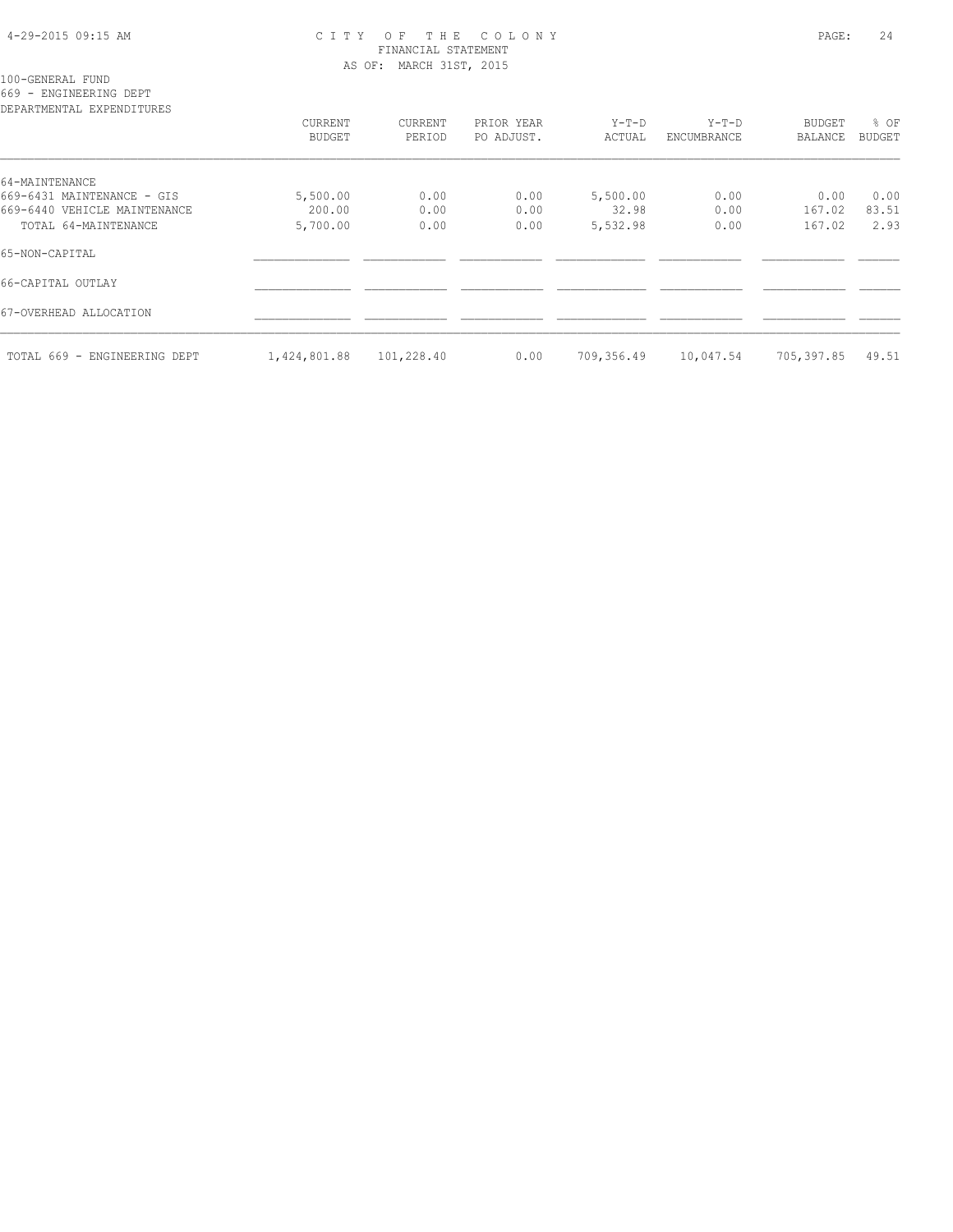CITY OF THE COLONY
FINANCIAL STATEMENT
AS OF: MARCH 31ST, 2015

100-GENERAL FUND
669 - ENGINEERING DEPT
DEPARTMENTAL EXPENDITURES

| | CURRENT BUDGET | CURRENT PERIOD | PRIOR YEAR PO ADJUST. | Y-T-D ACTUAL | Y-T-D ENCUMBRANCE | BUDGET BALANCE | % OF BUDGET |
|---|---|---|---|---|---|---|---|
| 64-MAINTENANCE | | | | | | | |
| 669-6431 MAINTENANCE - GIS | 5,500.00 | 0.00 | 0.00 | 5,500.00 | 0.00 | 0.00 | 0.00 |
| 669-6440 VEHICLE MAINTENANCE | 200.00 | 0.00 | 0.00 | 32.98 | 0.00 | 167.02 | 83.51 |
| TOTAL 64-MAINTENANCE | 5,700.00 | 0.00 | 0.00 | 5,532.98 | 0.00 | 167.02 | 2.93 |
| 65-NON-CAPITAL | | | | | | | |
| 66-CAPITAL OUTLAY | | | | | | | |
| 67-OVERHEAD ALLOCATION | | | | | | | |
| TOTAL 669 - ENGINEERING DEPT | 1,424,801.88 | 101,228.40 | 0.00 | 709,356.49 | 10,047.54 | 705,397.85 | 49.51 |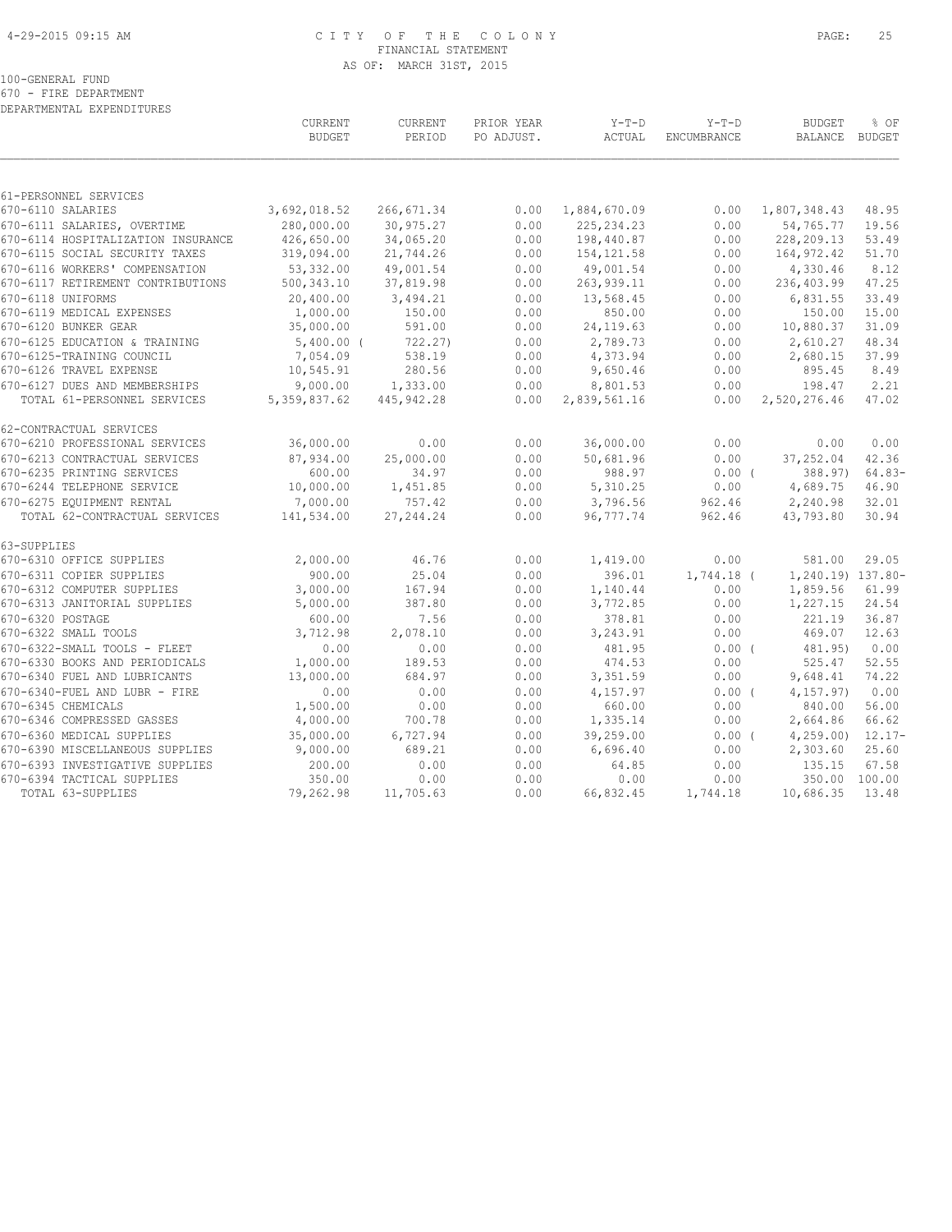# CITY OF THE COLONY
## FINANCIAL STATEMENT
### AS OF: MARCH 31ST, 2015

100-GENERAL FUND
670 - FIRE DEPARTMENT
DEPARTMENTAL EXPENDITURES

| | CURRENT BUDGET | CURRENT PERIOD | PRIOR YEAR PO ADJUST. | Y-T-D ACTUAL | Y-T-D ENCUMBRANCE | BUDGET BALANCE | % OF BUDGET |
|---|---|---|---|---|---|---|---|
| 61-PERSONNEL SERVICES | | | | | | | |
| 670-6110 SALARIES | 3,692,018.52 | 266,671.34 | 0.00 | 1,884,670.09 | 0.00 | 1,807,348.43 | 48.95 |
| 670-6111 SALARIES, OVERTIME | 280,000.00 | 30,975.27 | 0.00 | 225,234.23 | 0.00 | 54,765.77 | 19.56 |
| 670-6114 HOSPITALIZATION INSURANCE | 426,650.00 | 34,065.20 | 0.00 | 198,440.87 | 0.00 | 228,209.13 | 53.49 |
| 670-6115 SOCIAL SECURITY TAXES | 319,094.00 | 21,744.26 | 0.00 | 154,121.58 | 0.00 | 164,972.42 | 51.70 |
| 670-6116 WORKERS' COMPENSATION | 53,332.00 | 49,001.54 | 0.00 | 49,001.54 | 0.00 | 4,330.46 | 8.12 |
| 670-6117 RETIREMENT CONTRIBUTIONS | 500,343.10 | 37,819.98 | 0.00 | 263,939.11 | 0.00 | 236,403.99 | 47.25 |
| 670-6118 UNIFORMS | 20,400.00 | 3,494.21 | 0.00 | 13,568.45 | 0.00 | 6,831.55 | 33.49 |
| 670-6119 MEDICAL EXPENSES | 1,000.00 | 150.00 | 0.00 | 850.00 | 0.00 | 150.00 | 15.00 |
| 670-6120 BUNKER GEAR | 35,000.00 | 591.00 | 0.00 | 24,119.63 | 0.00 | 10,880.37 | 31.09 |
| 670-6125 EDUCATION & TRAINING | 5,400.00 | ( 722.27) | 0.00 | 2,789.73 | 0.00 | 2,610.27 | 48.34 |
| 670-6125-TRAINING COUNCIL | 7,054.09 | 538.19 | 0.00 | 4,373.94 | 0.00 | 2,680.15 | 37.99 |
| 670-6126 TRAVEL EXPENSE | 10,545.91 | 280.56 | 0.00 | 9,650.46 | 0.00 | 895.45 | 8.49 |
| 670-6127 DUES AND MEMBERSHIPS | 9,000.00 | 1,333.00 | 0.00 | 8,801.53 | 0.00 | 198.47 | 2.21 |
| TOTAL 61-PERSONNEL SERVICES | 5,359,837.62 | 445,942.28 | 0.00 | 2,839,561.16 | 0.00 | 2,520,276.46 | 47.02 |
| 62-CONTRACTUAL SERVICES | | | | | | | |
| 670-6210 PROFESSIONAL SERVICES | 36,000.00 | 0.00 | 0.00 | 36,000.00 | 0.00 | 0.00 | 0.00 |
| 670-6213 CONTRACTUAL SERVICES | 87,934.00 | 25,000.00 | 0.00 | 50,681.96 | 0.00 | 37,252.04 | 42.36 |
| 670-6235 PRINTING SERVICES | 600.00 | 34.97 | 0.00 | 988.97 | 0.00 | ( 388.97) | 64.83- |
| 670-6244 TELEPHONE SERVICE | 10,000.00 | 1,451.85 | 0.00 | 5,310.25 | 0.00 | 4,689.75 | 46.90 |
| 670-6275 EQUIPMENT RENTAL | 7,000.00 | 757.42 | 0.00 | 3,796.56 | 962.46 | 2,240.98 | 32.01 |
| TOTAL 62-CONTRACTUAL SERVICES | 141,534.00 | 27,244.24 | 0.00 | 96,777.74 | 962.46 | 43,793.80 | 30.94 |
| 63-SUPPLIES | | | | | | | |
| 670-6310 OFFICE SUPPLIES | 2,000.00 | 46.76 | 0.00 | 1,419.00 | 0.00 | 581.00 | 29.05 |
| 670-6311 COPIER SUPPLIES | 900.00 | 25.04 | 0.00 | 396.01 | 1,744.18 | ( 1,240.19) | 137.80- |
| 670-6312 COMPUTER SUPPLIES | 3,000.00 | 167.94 | 0.00 | 1,140.44 | 0.00 | 1,859.56 | 61.99 |
| 670-6313 JANITORIAL SUPPLIES | 5,000.00 | 387.80 | 0.00 | 3,772.85 | 0.00 | 1,227.15 | 24.54 |
| 670-6320 POSTAGE | 600.00 | 7.56 | 0.00 | 378.81 | 0.00 | 221.19 | 36.87 |
| 670-6322 SMALL TOOLS | 3,712.98 | 2,078.10 | 0.00 | 3,243.91 | 0.00 | 469.07 | 12.63 |
| 670-6322-SMALL TOOLS - FLEET | 0.00 | 0.00 | 0.00 | 481.95 | 0.00 | ( 481.95) | 0.00 |
| 670-6330 BOOKS AND PERIODICALS | 1,000.00 | 189.53 | 0.00 | 474.53 | 0.00 | 525.47 | 52.55 |
| 670-6340 FUEL AND LUBRICANTS | 13,000.00 | 684.97 | 0.00 | 3,351.59 | 0.00 | 9,648.41 | 74.22 |
| 670-6340-FUEL AND LUBR - FIRE | 0.00 | 0.00 | 0.00 | 4,157.97 | 0.00 | ( 4,157.97) | 0.00 |
| 670-6345 CHEMICALS | 1,500.00 | 0.00 | 0.00 | 660.00 | 0.00 | 840.00 | 56.00 |
| 670-6346 COMPRESSED GASSES | 4,000.00 | 700.78 | 0.00 | 1,335.14 | 0.00 | 2,664.86 | 66.62 |
| 670-6360 MEDICAL SUPPLIES | 35,000.00 | 6,727.94 | 0.00 | 39,259.00 | 0.00 | ( 4,259.00) | 12.17- |
| 670-6390 MISCELLANEOUS SUPPLIES | 9,000.00 | 689.21 | 0.00 | 6,696.40 | 0.00 | 2,303.60 | 25.60 |
| 670-6393 INVESTIGATIVE SUPPLIES | 200.00 | 0.00 | 0.00 | 64.85 | 0.00 | 135.15 | 67.58 |
| 670-6394 TACTICAL SUPPLIES | 350.00 | 0.00 | 0.00 | 0.00 | 0.00 | 350.00 | 100.00 |
| TOTAL 63-SUPPLIES | 79,262.98 | 11,705.63 | 0.00 | 66,832.45 | 1,744.18 | 10,686.35 | 13.48 |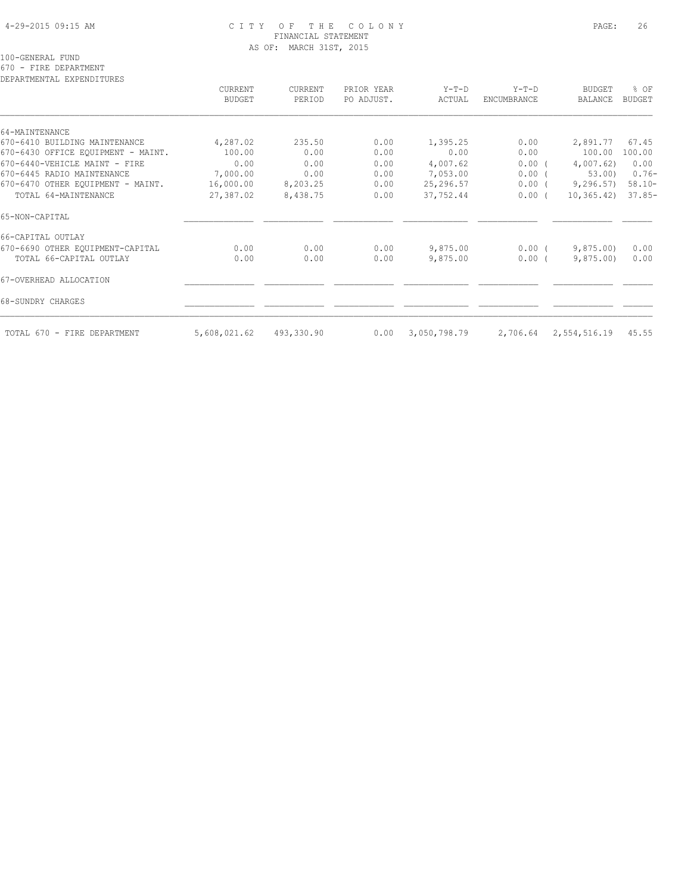CITY OF THE COLONY
FINANCIAL STATEMENT
AS OF: MARCH 31ST, 2015

100-GENERAL FUND
670 - FIRE DEPARTMENT
DEPARTMENTAL EXPENDITURES

| | CURRENT BUDGET | CURRENT PERIOD | PRIOR YEAR PO ADJUST. | Y-T-D ACTUAL | Y-T-D ENCUMBRANCE | BUDGET BALANCE | % OF BUDGET |
|---|---|---|---|---|---|---|---|
| 64-MAINTENANCE | | | | | | | |
| 670-6410 BUILDING MAINTENANCE | 4,287.02 | 235.50 | 0.00 | 1,395.25 | 0.00 | 2,891.77 | 67.45 |
| 670-6430 OFFICE EQUIPMENT - MAINT. | 100.00 | 0.00 | 0.00 | 0.00 | 0.00 | 100.00 | 100.00 |
| 670-6440-VEHICLE MAINT - FIRE | 0.00 | 0.00 | 0.00 | 4,007.62 | 0.00 | ( 4,007.62) | 0.00 |
| 670-6445 RADIO MAINTENANCE | 7,000.00 | 0.00 | 0.00 | 7,053.00 | 0.00 | ( 53.00) | 0.76- |
| 670-6470 OTHER EQUIPMENT - MAINT. | 16,000.00 | 8,203.25 | 0.00 | 25,296.57 | 0.00 | ( 9,296.57) | 58.10- |
| TOTAL 64-MAINTENANCE | 27,387.02 | 8,438.75 | 0.00 | 37,752.44 | 0.00 | ( 10,365.42) | 37.85- |
| 65-NON-CAPITAL | | | | | | | |
| 66-CAPITAL OUTLAY | | | | | | | |
| 670-6690 OTHER EQUIPMENT-CAPITAL | 0.00 | 0.00 | 0.00 | 9,875.00 | 0.00 | ( 9,875.00) | 0.00 |
| TOTAL 66-CAPITAL OUTLAY | 0.00 | 0.00 | 0.00 | 9,875.00 | 0.00 | ( 9,875.00) | 0.00 |
| 67-OVERHEAD ALLOCATION | | | | | | | |
| 68-SUNDRY CHARGES | | | | | | | |
| TOTAL 670 - FIRE DEPARTMENT | 5,608,021.62 | 493,330.90 | 0.00 | 3,050,798.79 | 2,706.64 | 2,554,516.19 | 45.55 |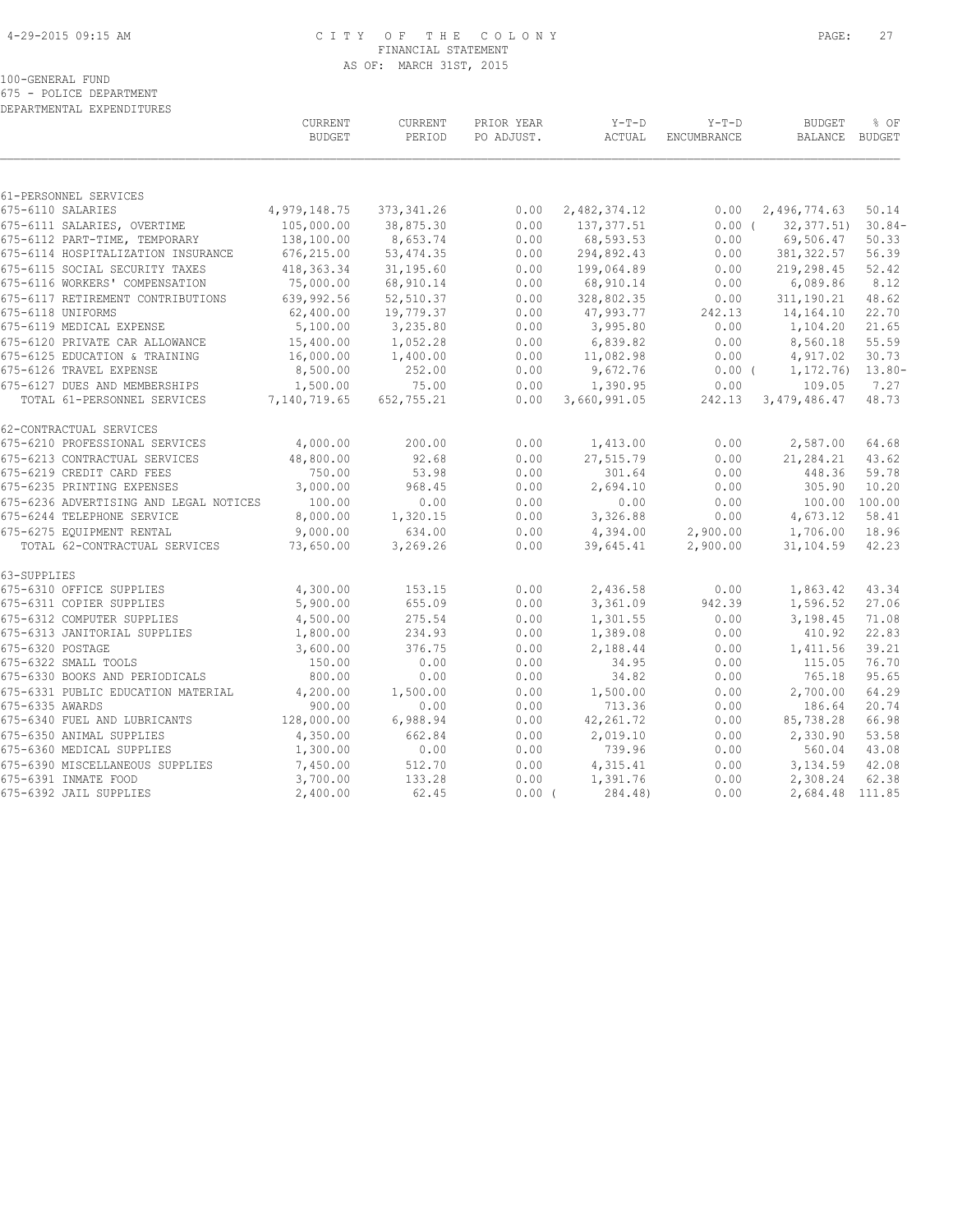CITY OF THE COLONY
FINANCIAL STATEMENT
AS OF: MARCH 31ST, 2015

100-GENERAL FUND
675 - POLICE DEPARTMENT
DEPARTMENTAL EXPENDITURES

| | CURRENT BUDGET | CURRENT PERIOD | PRIOR YEAR PO ADJUST. | Y-T-D ACTUAL | Y-T-D ENCUMBRANCE | BUDGET BALANCE | % OF BUDGET |
|---|---|---|---|---|---|---|---|
| 61-PERSONNEL SERVICES | | | | | | | |
| 675-6110 SALARIES | 4,979,148.75 | 373,341.26 | 0.00 | 2,482,374.12 | 0.00 | 2,496,774.63 | 50.14 |
| 675-6111 SALARIES, OVERTIME | 105,000.00 | 38,875.30 | 0.00 | 137,377.51 | 0.00 | ( 32,377.51) | 30.84- |
| 675-6112 PART-TIME, TEMPORARY | 138,100.00 | 8,653.74 | 0.00 | 68,593.53 | 0.00 | 69,506.47 | 50.33 |
| 675-6114 HOSPITALIZATION INSURANCE | 676,215.00 | 53,474.35 | 0.00 | 294,892.43 | 0.00 | 381,322.57 | 56.39 |
| 675-6115 SOCIAL SECURITY TAXES | 418,363.34 | 31,195.60 | 0.00 | 199,064.89 | 0.00 | 219,298.45 | 52.42 |
| 675-6116 WORKERS' COMPENSATION | 75,000.00 | 68,910.14 | 0.00 | 68,910.14 | 0.00 | 6,089.86 | 8.12 |
| 675-6117 RETIREMENT CONTRIBUTIONS | 639,992.56 | 52,510.37 | 0.00 | 328,802.35 | 0.00 | 311,190.21 | 48.62 |
| 675-6118 UNIFORMS | 62,400.00 | 19,779.37 | 0.00 | 47,993.77 | 242.13 | 14,164.10 | 22.70 |
| 675-6119 MEDICAL EXPENSE | 5,100.00 | 3,235.80 | 0.00 | 3,995.80 | 0.00 | 1,104.20 | 21.65 |
| 675-6120 PRIVATE CAR ALLOWANCE | 15,400.00 | 1,052.28 | 0.00 | 6,839.82 | 0.00 | 8,560.18 | 55.59 |
| 675-6125 EDUCATION & TRAINING | 16,000.00 | 1,400.00 | 0.00 | 11,082.98 | 0.00 | 4,917.02 | 30.73 |
| 675-6126 TRAVEL EXPENSE | 8,500.00 | 252.00 | 0.00 | 9,672.76 | 0.00 | ( 1,172.76) | 13.80- |
| 675-6127 DUES AND MEMBERSHIPS | 1,500.00 | 75.00 | 0.00 | 1,390.95 | 0.00 | 109.05 | 7.27 |
| TOTAL 61-PERSONNEL SERVICES | 7,140,719.65 | 652,755.21 | 0.00 | 3,660,991.05 | 242.13 | 3,479,486.47 | 48.73 |
| 62-CONTRACTUAL SERVICES | | | | | | | |
| 675-6210 PROFESSIONAL SERVICES | 4,000.00 | 200.00 | 0.00 | 1,413.00 | 0.00 | 2,587.00 | 64.68 |
| 675-6213 CONTRACTUAL SERVICES | 48,800.00 | 92.68 | 0.00 | 27,515.79 | 0.00 | 21,284.21 | 43.62 |
| 675-6219 CREDIT CARD FEES | 750.00 | 53.98 | 0.00 | 301.64 | 0.00 | 448.36 | 59.78 |
| 675-6235 PRINTING EXPENSES | 3,000.00 | 968.45 | 0.00 | 2,694.10 | 0.00 | 305.90 | 10.20 |
| 675-6236 ADVERTISING AND LEGAL NOTICES | 100.00 | 0.00 | 0.00 | 0.00 | 0.00 | 100.00 | 100.00 |
| 675-6244 TELEPHONE SERVICE | 8,000.00 | 1,320.15 | 0.00 | 3,326.88 | 0.00 | 4,673.12 | 58.41 |
| 675-6275 EQUIPMENT RENTAL | 9,000.00 | 634.00 | 0.00 | 4,394.00 | 2,900.00 | 1,706.00 | 18.96 |
| TOTAL 62-CONTRACTUAL SERVICES | 73,650.00 | 3,269.26 | 0.00 | 39,645.41 | 2,900.00 | 31,104.59 | 42.23 |
| 63-SUPPLIES | | | | | | | |
| 675-6310 OFFICE SUPPLIES | 4,300.00 | 153.15 | 0.00 | 2,436.58 | 0.00 | 1,863.42 | 43.34 |
| 675-6311 COPIER SUPPLIES | 5,900.00 | 655.09 | 0.00 | 3,361.09 | 942.39 | 1,596.52 | 27.06 |
| 675-6312 COMPUTER SUPPLIES | 4,500.00 | 275.54 | 0.00 | 1,301.55 | 0.00 | 3,198.45 | 71.08 |
| 675-6313 JANITORIAL SUPPLIES | 1,800.00 | 234.93 | 0.00 | 1,389.08 | 0.00 | 410.92 | 22.83 |
| 675-6320 POSTAGE | 3,600.00 | 376.75 | 0.00 | 2,188.44 | 0.00 | 1,411.56 | 39.21 |
| 675-6322 SMALL TOOLS | 150.00 | 0.00 | 0.00 | 34.95 | 0.00 | 115.05 | 76.70 |
| 675-6330 BOOKS AND PERIODICALS | 800.00 | 0.00 | 0.00 | 34.82 | 0.00 | 765.18 | 95.65 |
| 675-6331 PUBLIC EDUCATION MATERIAL | 4,200.00 | 1,500.00 | 0.00 | 1,500.00 | 0.00 | 2,700.00 | 64.29 |
| 675-6335 AWARDS | 900.00 | 0.00 | 0.00 | 713.36 | 0.00 | 186.64 | 20.74 |
| 675-6340 FUEL AND LUBRICANTS | 128,000.00 | 6,988.94 | 0.00 | 42,261.72 | 0.00 | 85,738.28 | 66.98 |
| 675-6350 ANIMAL SUPPLIES | 4,350.00 | 662.84 | 0.00 | 2,019.10 | 0.00 | 2,330.90 | 53.58 |
| 675-6360 MEDICAL SUPPLIES | 1,300.00 | 0.00 | 0.00 | 739.96 | 0.00 | 560.04 | 43.08 |
| 675-6390 MISCELLANEOUS SUPPLIES | 7,450.00 | 512.70 | 0.00 | 4,315.41 | 0.00 | 3,134.59 | 42.08 |
| 675-6391 INMATE FOOD | 3,700.00 | 133.28 | 0.00 | 1,391.76 | 0.00 | 2,308.24 | 62.38 |
| 675-6392 JAIL SUPPLIES | 2,400.00 | 62.45 | 0.00 | ( 284.48) | 0.00 | 2,684.48 | 111.85 |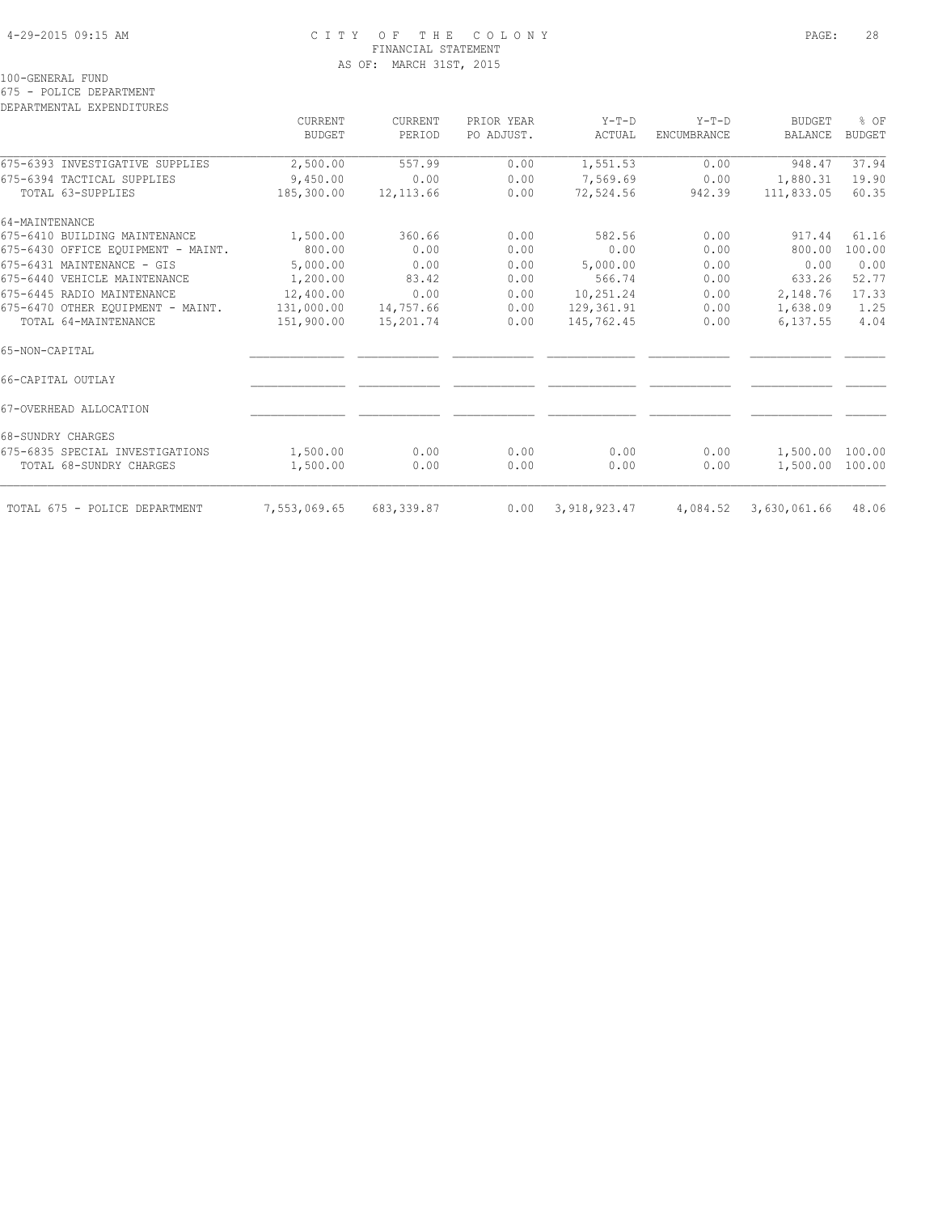4-29-2015 09:15 AM

# CITY OF THE COLONY
## FINANCIAL STATEMENT
### AS OF: MARCH 31ST, 2015

100-GENERAL FUND
675 - POLICE DEPARTMENT
DEPARTMENTAL EXPENDITURES

| | CURRENT BUDGET | CURRENT PERIOD | PRIOR YEAR PO ADJUST. | Y-T-D ACTUAL | Y-T-D ENCUMBRANCE | BUDGET BALANCE | % OF BUDGET |
|---|---|---|---|---|---|---|---|
| 675-6393 INVESTIGATIVE SUPPLIES | 2,500.00 | 557.99 | 0.00 | 1,551.53 | 0.00 | 948.47 | 37.94 |
| 675-6394 TACTICAL SUPPLIES | 9,450.00 | 0.00 | 0.00 | 7,569.69 | 0.00 | 1,880.31 | 19.90 |
| TOTAL 63-SUPPLIES | 185,300.00 | 12,113.66 | 0.00 | 72,524.56 | 942.39 | 111,833.05 | 60.35 |
| 64-MAINTENANCE | | | | | | | |
| 675-6410 BUILDING MAINTENANCE | 1,500.00 | 360.66 | 0.00 | 582.56 | 0.00 | 917.44 | 61.16 |
| 675-6430 OFFICE EQUIPMENT - MAINT. | 800.00 | 0.00 | 0.00 | 0.00 | 0.00 | 800.00 | 100.00 |
| 675-6431 MAINTENANCE - GIS | 5,000.00 | 0.00 | 0.00 | 5,000.00 | 0.00 | 0.00 | 0.00 |
| 675-6440 VEHICLE MAINTENANCE | 1,200.00 | 83.42 | 0.00 | 566.74 | 0.00 | 633.26 | 52.77 |
| 675-6445 RADIO MAINTENANCE | 12,400.00 | 0.00 | 0.00 | 10,251.24 | 0.00 | 2,148.76 | 17.33 |
| 675-6470 OTHER EQUIPMENT - MAINT. | 131,000.00 | 14,757.66 | 0.00 | 129,361.91 | 0.00 | 1,638.09 | 1.25 |
| TOTAL 64-MAINTENANCE | 151,900.00 | 15,201.74 | 0.00 | 145,762.45 | 0.00 | 6,137.55 | 4.04 |
| 65-NON-CAPITAL | | | | | | | |
| 66-CAPITAL OUTLAY | | | | | | | |
| 67-OVERHEAD ALLOCATION | | | | | | | |
| 68-SUNDRY CHARGES | | | | | | | |
| 675-6835 SPECIAL INVESTIGATIONS | 1,500.00 | 0.00 | 0.00 | 0.00 | 0.00 | 1,500.00 | 100.00 |
| TOTAL 68-SUNDRY CHARGES | 1,500.00 | 0.00 | 0.00 | 0.00 | 0.00 | 1,500.00 | 100.00 |
| TOTAL 675 - POLICE DEPARTMENT | 7,553,069.65 | 683,339.87 | 0.00 | 3,918,923.47 | 4,084.52 | 3,630,061.66 | 48.06 |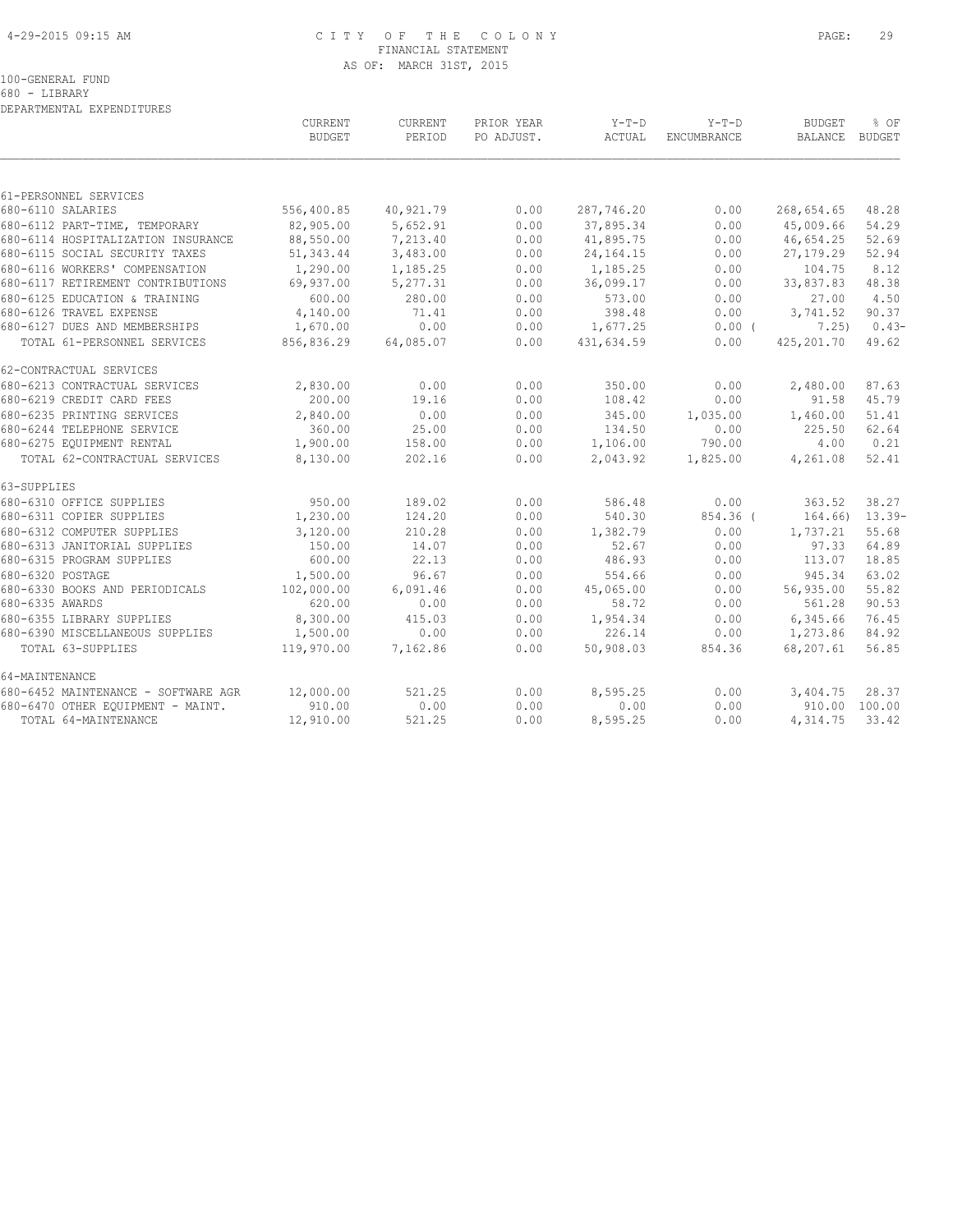# CITY OF THE COLONY
## FINANCIAL STATEMENT
### AS OF: MARCH 31ST, 2015

100-GENERAL FUND
680 - LIBRARY
DEPARTMENTAL EXPENDITURES

| | CURRENT BUDGET | CURRENT PERIOD | PRIOR YEAR PO ADJUST. | Y-T-D ACTUAL | Y-T-D ENCUMBRANCE | BUDGET BALANCE | % OF BUDGET |
|---|---|---|---|---|---|---|---|
| **61-PERSONNEL SERVICES** | | | | | | | |
| 680-6110 SALARIES | 556,400.85 | 40,921.79 | 0.00 | 287,746.20 | 0.00 | 268,654.65 | 48.28 |
| 680-6112 PART-TIME, TEMPORARY | 82,905.00 | 5,652.91 | 0.00 | 37,895.34 | 0.00 | 45,009.66 | 54.29 |
| 680-6114 HOSPITALIZATION INSURANCE | 88,550.00 | 7,213.40 | 0.00 | 41,895.75 | 0.00 | 46,654.25 | 52.69 |
| 680-6115 SOCIAL SECURITY TAXES | 51,343.44 | 3,483.00 | 0.00 | 24,164.15 | 0.00 | 27,179.29 | 52.94 |
| 680-6116 WORKERS' COMPENSATION | 1,290.00 | 1,185.25 | 0.00 | 1,185.25 | 0.00 | 104.75 | 8.12 |
| 680-6117 RETIREMENT CONTRIBUTIONS | 69,937.00 | 5,277.31 | 0.00 | 36,099.17 | 0.00 | 33,837.83 | 48.38 |
| 680-6125 EDUCATION & TRAINING | 600.00 | 280.00 | 0.00 | 573.00 | 0.00 | 27.00 | 4.50 |
| 680-6126 TRAVEL EXPENSE | 4,140.00 | 71.41 | 0.00 | 398.48 | 0.00 | 3,741.52 | 90.37 |
| 680-6127 DUES AND MEMBERSHIPS | 1,670.00 | 0.00 | 0.00 | 1,677.25 | 0.00 | ( 7.25) | 0.43- |
| TOTAL 61-PERSONNEL SERVICES | 856,836.29 | 64,085.07 | 0.00 | 431,634.59 | 0.00 | 425,201.70 | 49.62 |
| **62-CONTRACTUAL SERVICES** | | | | | | | |
| 680-6213 CONTRACTUAL SERVICES | 2,830.00 | 0.00 | 0.00 | 350.00 | 0.00 | 2,480.00 | 87.63 |
| 680-6219 CREDIT CARD FEES | 200.00 | 19.16 | 0.00 | 108.42 | 0.00 | 91.58 | 45.79 |
| 680-6235 PRINTING SERVICES | 2,840.00 | 0.00 | 0.00 | 345.00 | 1,035.00 | 1,460.00 | 51.41 |
| 680-6244 TELEPHONE SERVICE | 360.00 | 25.00 | 0.00 | 134.50 | 0.00 | 225.50 | 62.64 |
| 680-6275 EQUIPMENT RENTAL | 1,900.00 | 158.00 | 0.00 | 1,106.00 | 790.00 | 4.00 | 0.21 |
| TOTAL 62-CONTRACTUAL SERVICES | 8,130.00 | 202.16 | 0.00 | 2,043.92 | 1,825.00 | 4,261.08 | 52.41 |
| **63-SUPPLIES** | | | | | | | |
| 680-6310 OFFICE SUPPLIES | 950.00 | 189.02 | 0.00 | 586.48 | 0.00 | 363.52 | 38.27 |
| 680-6311 COPIER SUPPLIES | 1,230.00 | 124.20 | 0.00 | 540.30 | 854.36 | ( 164.66) | 13.39- |
| 680-6312 COMPUTER SUPPLIES | 3,120.00 | 210.28 | 0.00 | 1,382.79 | 0.00 | 1,737.21 | 55.68 |
| 680-6313 JANITORIAL SUPPLIES | 150.00 | 14.07 | 0.00 | 52.67 | 0.00 | 97.33 | 64.89 |
| 680-6315 PROGRAM SUPPLIES | 600.00 | 22.13 | 0.00 | 486.93 | 0.00 | 113.07 | 18.85 |
| 680-6320 POSTAGE | 1,500.00 | 96.67 | 0.00 | 554.66 | 0.00 | 945.34 | 63.02 |
| 680-6330 BOOKS AND PERIODICALS | 102,000.00 | 6,091.46 | 0.00 | 45,065.00 | 0.00 | 56,935.00 | 55.82 |
| 680-6335 AWARDS | 620.00 | 0.00 | 0.00 | 58.72 | 0.00 | 561.28 | 90.53 |
| 680-6355 LIBRARY SUPPLIES | 8,300.00 | 415.03 | 0.00 | 1,954.34 | 0.00 | 6,345.66 | 76.45 |
| 680-6390 MISCELLANEOUS SUPPLIES | 1,500.00 | 0.00 | 0.00 | 226.14 | 0.00 | 1,273.86 | 84.92 |
| TOTAL 63-SUPPLIES | 119,970.00 | 7,162.86 | 0.00 | 50,908.03 | 854.36 | 68,207.61 | 56.85 |
| **64-MAINTENANCE** | | | | | | | |
| 680-6452 MAINTENANCE - SOFTWARE AGR | 12,000.00 | 521.25 | 0.00 | 8,595.25 | 0.00 | 3,404.75 | 28.37 |
| 680-6470 OTHER EQUIPMENT - MAINT. | 910.00 | 0.00 | 0.00 | 0.00 | 0.00 | 910.00 | 100.00 |
| TOTAL 64-MAINTENANCE | 12,910.00 | 521.25 | 0.00 | 8,595.25 | 0.00 | 4,314.75 | 33.42 |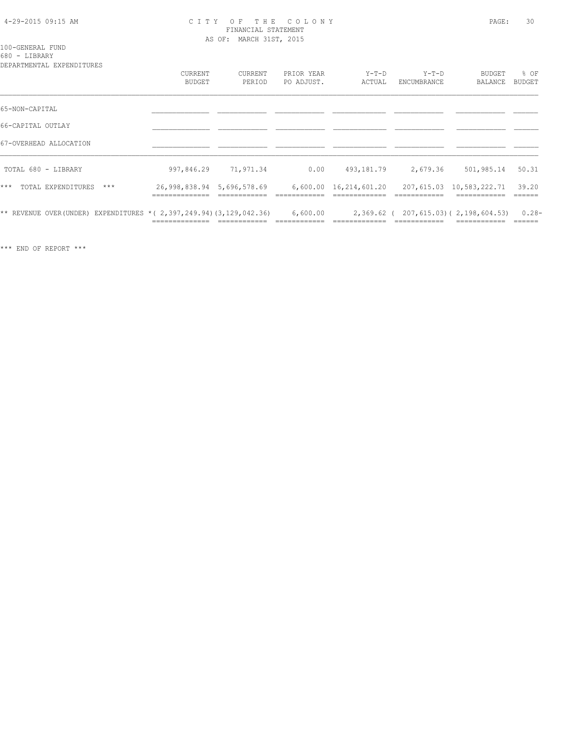CITY OF THE COLONY
FINANCIAL STATEMENT
AS OF: MARCH 31ST, 2015

100-GENERAL FUND
680 - LIBRARY
DEPARTMENTAL EXPENDITURES

| | CURRENT BUDGET | CURRENT PERIOD | PRIOR YEAR PO ADJUST. | Y-T-D ACTUAL | Y-T-D ENCUMBRANCE | BUDGET BALANCE | % OF BUDGET |
|---|---|---|---|---|---|---|---|
| 65-NON-CAPITAL | | | | | | | |
| 66-CAPITAL OUTLAY | | | | | | | |
| 67-OVERHEAD ALLOCATION | | | | | | | |
| TOTAL 680 - LIBRARY | 997,846.29 | 71,971.34 | 0.00 | 493,181.79 | 2,679.36 | 501,985.14 | 50.31 |
| *** TOTAL EXPENDITURES *** | 26,998,838.94 | 5,696,578.69 | 6,600.00 | 16,214,601.20 | 207,615.03 | 10,583,222.71 | 39.20 |
| ** REVENUE OVER(UNDER) EXPENDITURES * | ( 2,397,249.94) | (3,129,042.36) | 6,600.00 | 2,369.62 | ( 207,615.03) | ( 2,198,604.53) | 0.28- |

*** END OF REPORT ***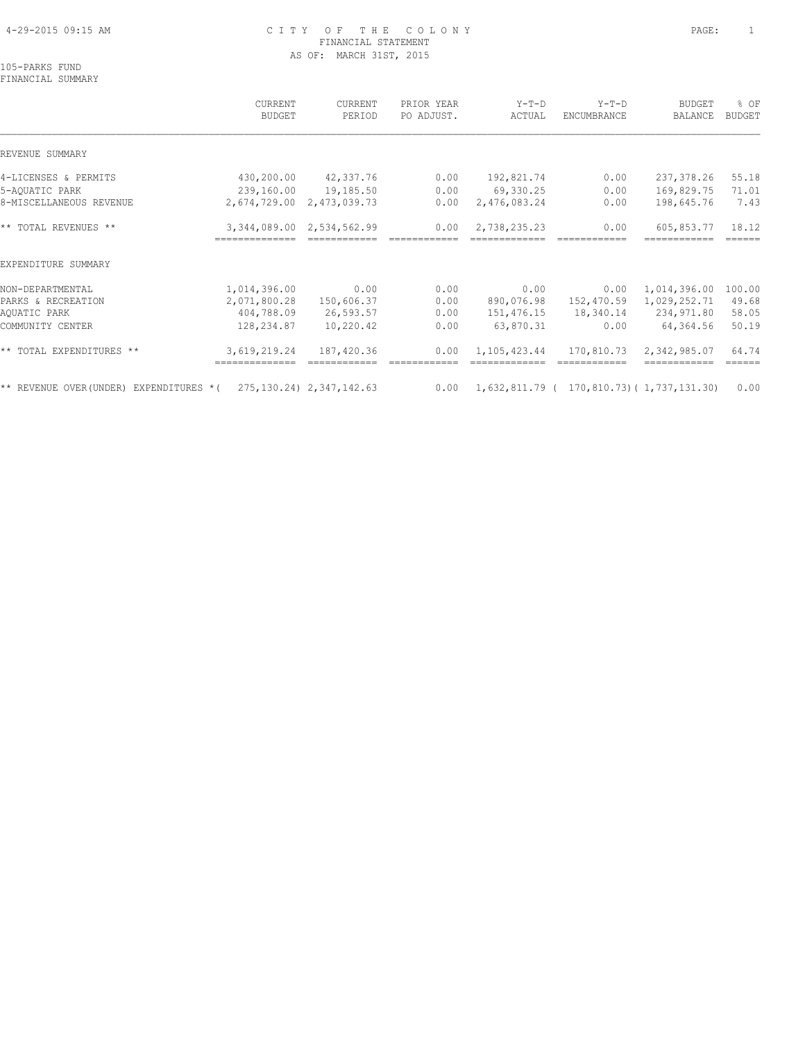4-29-2015 09:15 AM

# CITY OF THE COLONY

FINANCIAL STATEMENT

AS OF: MARCH 31ST, 2015

105-PARKS FUND

FINANCIAL SUMMARY

| | CURRENT BUDGET | CURRENT PERIOD | PRIOR YEAR PO ADJUST. | Y-T-D ACTUAL | Y-T-D ENCUMBRANCE | BUDGET BALANCE | % OF BUDGET |
|---|---|---|---|---|---|---|---|
| REVENUE SUMMARY | | | | | | | |
| 4-LICENSES & PERMITS | 430,200.00 | 42,337.76 | 0.00 | 192,821.74 | 0.00 | 237,378.26 | 55.18 |
| 5-AQUATIC PARK | 239,160.00 | 19,185.50 | 0.00 | 69,330.25 | 0.00 | 169,829.75 | 71.01 |
| 8-MISCELLANEOUS REVENUE | 2,674,729.00 | 2,473,039.73 | 0.00 | 2,476,083.24 | 0.00 | 198,645.76 | 7.43 |
| ** TOTAL REVENUES ** | 3,344,089.00 | 2,534,562.99 | 0.00 | 2,738,235.23 | 0.00 | 605,853.77 | 18.12 |
| EXPENDITURE SUMMARY | | | | | | | |
| NON-DEPARTMENTAL | 1,014,396.00 | 0.00 | 0.00 | 0.00 | 0.00 | 1,014,396.00 | 100.00 |
| PARKS & RECREATION | 2,071,800.28 | 150,606.37 | 0.00 | 890,076.98 | 152,470.59 | 1,029,252.71 | 49.68 |
| AQUATIC PARK | 404,788.09 | 26,593.57 | 0.00 | 151,476.15 | 18,340.14 | 234,971.80 | 58.05 |
| COMMUNITY CENTER | 128,234.87 | 10,220.42 | 0.00 | 63,870.31 | 0.00 | 64,364.56 | 50.19 |
| ** TOTAL EXPENDITURES ** | 3,619,219.24 | 187,420.36 | 0.00 | 1,105,423.44 | 170,810.73 | 2,342,985.07 | 64.74 |
| ** REVENUE OVER(UNDER) EXPENDITURES * | ( 275,130.24) | 2,347,142.63 | 0.00 | 1,632,811.79 | ( 170,810.73) | ( 1,737,131.30) | 0.00 |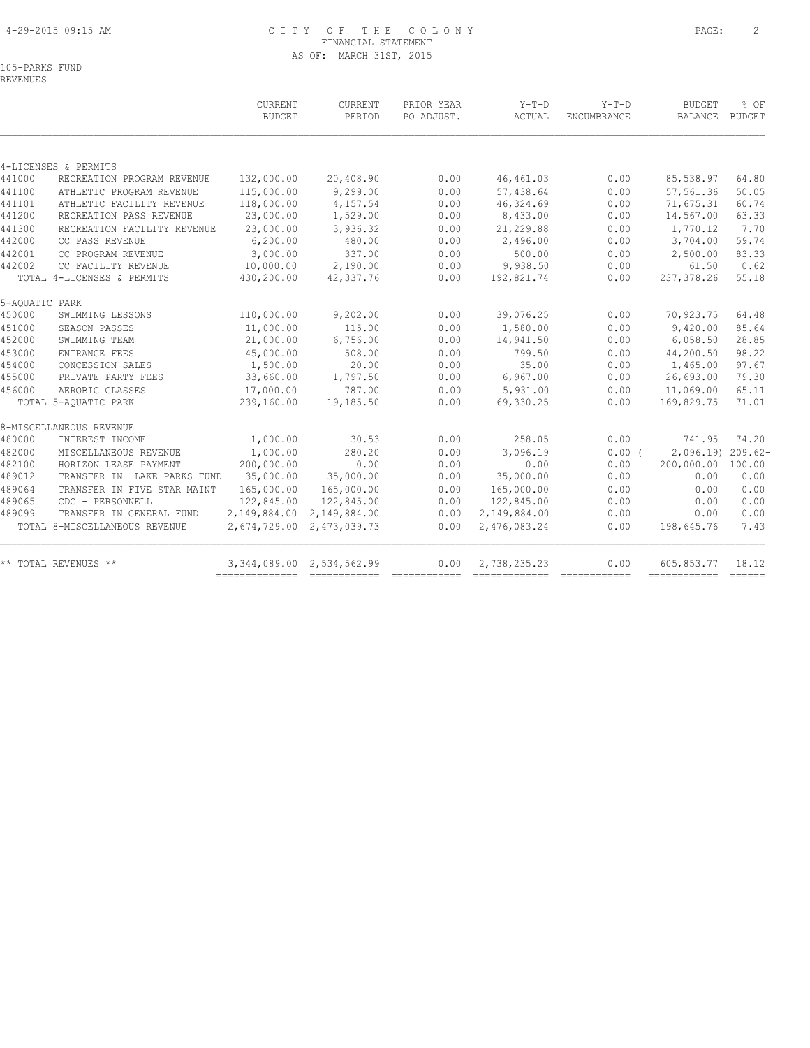# CITY OF THE COLONY
## FINANCIAL STATEMENT
### AS OF: MARCH 31ST, 2015

105-PARKS FUND
REVENUES

| | | CURRENT BUDGET | CURRENT PERIOD | PRIOR YEAR PO ADJUST. | Y-T-D ACTUAL | Y-T-D ENCUMBRANCE | BUDGET BALANCE | % OF BUDGET |
|---|---|---|---|---|---|---|---|---|
| 4-LICENSES & PERMITS | | | | | | | | |
| 441000 | RECREATION PROGRAM REVENUE | 132,000.00 | 20,408.90 | 0.00 | 46,461.03 | 0.00 | 85,538.97 | 64.80 |
| 441100 | ATHLETIC PROGRAM REVENUE | 115,000.00 | 9,299.00 | 0.00 | 57,438.64 | 0.00 | 57,561.36 | 50.05 |
| 441101 | ATHLETIC FACILITY REVENUE | 118,000.00 | 4,157.54 | 0.00 | 46,324.69 | 0.00 | 71,675.31 | 60.74 |
| 441200 | RECREATION PASS REVENUE | 23,000.00 | 1,529.00 | 0.00 | 8,433.00 | 0.00 | 14,567.00 | 63.33 |
| 441300 | RECREATION FACILITY REVENUE | 23,000.00 | 3,936.32 | 0.00 | 21,229.88 | 0.00 | 1,770.12 | 7.70 |
| 442000 | CC PASS REVENUE | 6,200.00 | 480.00 | 0.00 | 2,496.00 | 0.00 | 3,704.00 | 59.74 |
| 442001 | CC PROGRAM REVENUE | 3,000.00 | 337.00 | 0.00 | 500.00 | 0.00 | 2,500.00 | 83.33 |
| 442002 | CC FACILITY REVENUE | 10,000.00 | 2,190.00 | 0.00 | 9,938.50 | 0.00 | 61.50 | 0.62 |
| | TOTAL 4-LICENSES & PERMITS | 430,200.00 | 42,337.76 | 0.00 | 192,821.74 | 0.00 | 237,378.26 | 55.18 |
| 5-AQUATIC PARK | | | | | | | | |
| 450000 | SWIMMING LESSONS | 110,000.00 | 9,202.00 | 0.00 | 39,076.25 | 0.00 | 70,923.75 | 64.48 |
| 451000 | SEASON PASSES | 11,000.00 | 115.00 | 0.00 | 1,580.00 | 0.00 | 9,420.00 | 85.64 |
| 452000 | SWIMMING TEAM | 21,000.00 | 6,756.00 | 0.00 | 14,941.50 | 0.00 | 6,058.50 | 28.85 |
| 453000 | ENTRANCE FEES | 45,000.00 | 508.00 | 0.00 | 799.50 | 0.00 | 44,200.50 | 98.22 |
| 454000 | CONCESSION SALES | 1,500.00 | 20.00 | 0.00 | 35.00 | 0.00 | 1,465.00 | 97.67 |
| 455000 | PRIVATE PARTY FEES | 33,660.00 | 1,797.50 | 0.00 | 6,967.00 | 0.00 | 26,693.00 | 79.30 |
| 456000 | AEROBIC CLASSES | 17,000.00 | 787.00 | 0.00 | 5,931.00 | 0.00 | 11,069.00 | 65.11 |
| | TOTAL 5-AQUATIC PARK | 239,160.00 | 19,185.50 | 0.00 | 69,330.25 | 0.00 | 169,829.75 | 71.01 |
| 8-MISCELLANEOUS REVENUE | | | | | | | | |
| 480000 | INTEREST INCOME | 1,000.00 | 30.53 | 0.00 | 258.05 | 0.00 | 741.95 | 74.20 |
| 482000 | MISCELLANEOUS REVENUE | 1,000.00 | 280.20 | 0.00 | 3,096.19 | 0.00 | ( 2,096.19) | 209.62- |
| 482100 | HORIZON LEASE PAYMENT | 200,000.00 | 0.00 | 0.00 | 0.00 | 0.00 | 200,000.00 | 100.00 |
| 489012 | TRANSFER IN LAKE PARKS FUND | 35,000.00 | 35,000.00 | 0.00 | 35,000.00 | 0.00 | 0.00 | 0.00 |
| 489064 | TRANSFER IN FIVE STAR MAINT | 165,000.00 | 165,000.00 | 0.00 | 165,000.00 | 0.00 | 0.00 | 0.00 |
| 489065 | CDC - PERSONNELL | 122,845.00 | 122,845.00 | 0.00 | 122,845.00 | 0.00 | 0.00 | 0.00 |
| 489099 | TRANSFER IN GENERAL FUND | 2,149,884.00 | 2,149,884.00 | 0.00 | 2,149,884.00 | 0.00 | 0.00 | 0.00 |
| | TOTAL 8-MISCELLANEOUS REVENUE | 2,674,729.00 | 2,473,039.73 | 0.00 | 2,476,083.24 | 0.00 | 198,645.76 | 7.43 |
| ** TOTAL REVENUES ** | | 3,344,089.00 | 2,534,562.99 | 0.00 | 2,738,235.23 | 0.00 | 605,853.77 | 18.12 |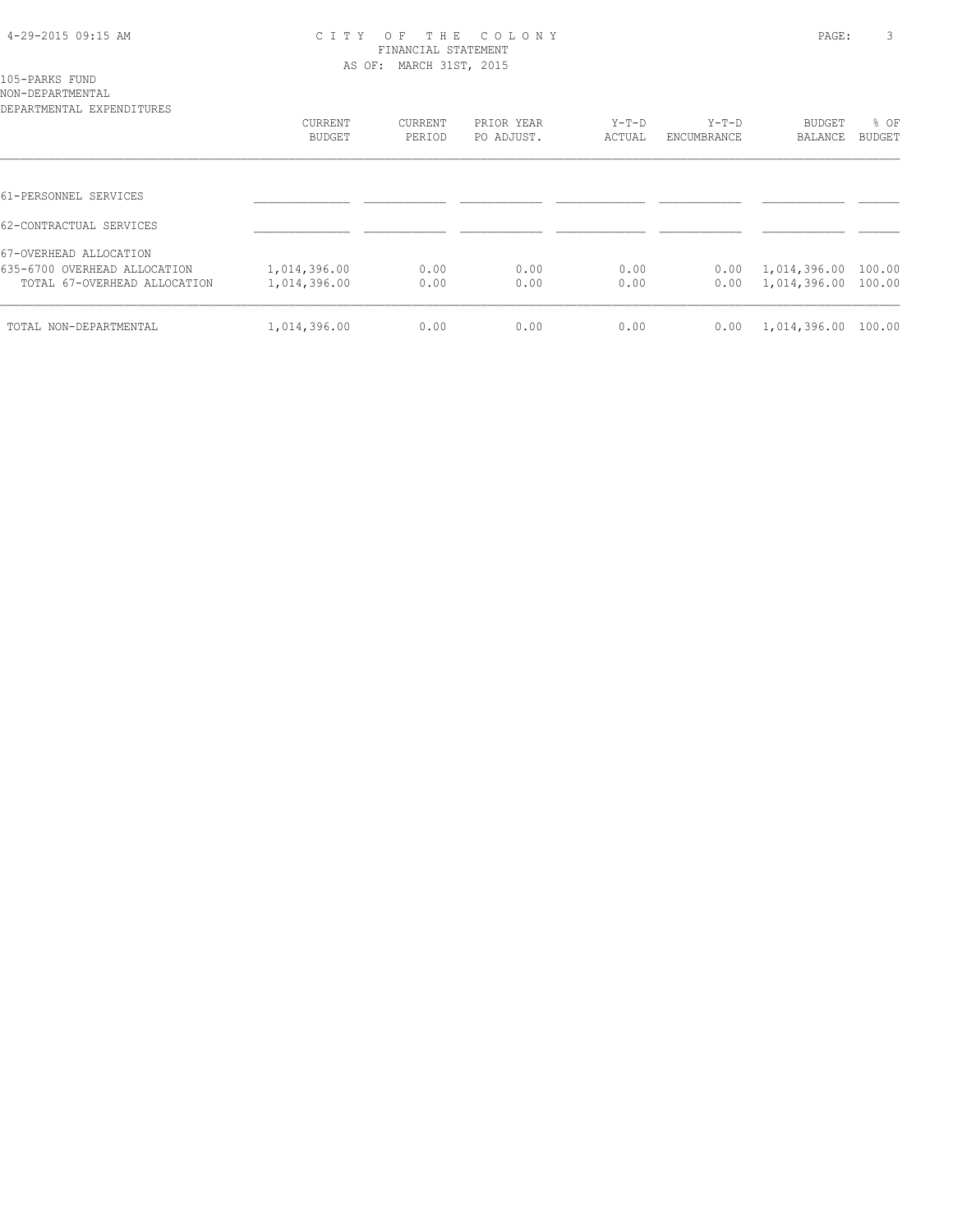CITY OF THE COLONY
FINANCIAL STATEMENT
AS OF: MARCH 31ST, 2015

105-PARKS FUND
NON-DEPARTMENTAL
DEPARTMENTAL EXPENDITURES

| | CURRENT BUDGET | CURRENT PERIOD | PRIOR YEAR PO ADJUST. | Y-T-D ACTUAL | Y-T-D ENCUMBRANCE | BUDGET BALANCE | % OF BUDGET |
|---|---|---|---|---|---|---|---|
| 61-PERSONNEL SERVICES | | | | | | | |
| 62-CONTRACTUAL SERVICES | | | | | | | |
| 67-OVERHEAD ALLOCATION | | | | | | | |
| 635-6700 OVERHEAD ALLOCATION | 1,014,396.00 | 0.00 | 0.00 | 0.00 | 0.00 | 1,014,396.00 | 100.00 |
| TOTAL 67-OVERHEAD ALLOCATION | 1,014,396.00 | 0.00 | 0.00 | 0.00 | 0.00 | 1,014,396.00 | 100.00 |
| TOTAL NON-DEPARTMENTAL | 1,014,396.00 | 0.00 | 0.00 | 0.00 | 0.00 | 1,014,396.00 | 100.00 |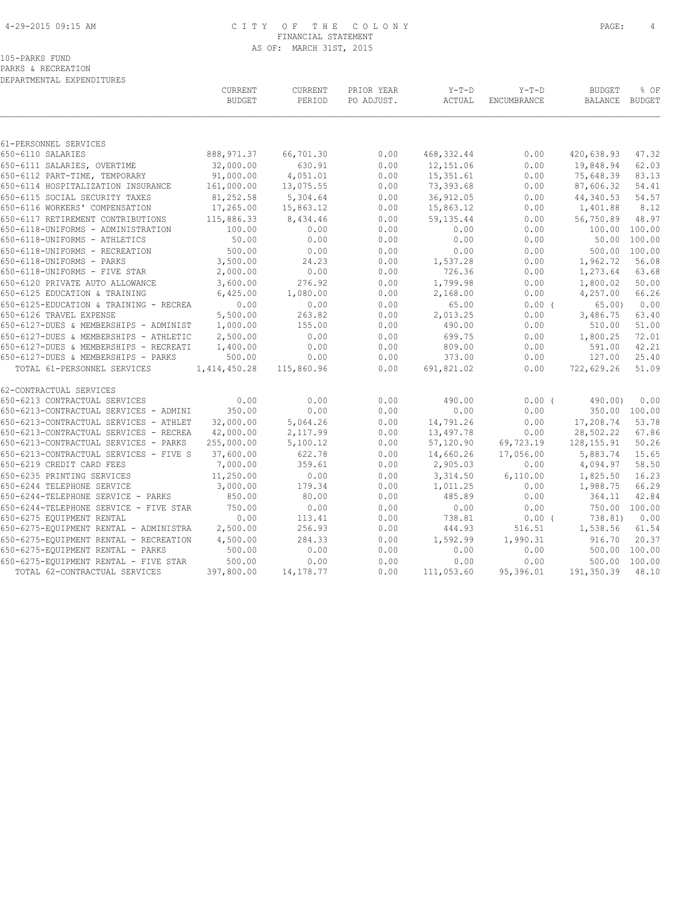CITY OF THE COLONY
FINANCIAL STATEMENT
AS OF: MARCH 31ST, 2015

105-PARKS FUND
PARKS & RECREATION
DEPARTMENTAL EXPENDITURES

| | CURRENT BUDGET | CURRENT PERIOD | PRIOR YEAR PO ADJUST. | Y-T-D ACTUAL | Y-T-D ENCUMBRANCE | BUDGET BALANCE | % OF BUDGET |
|---|---|---|---|---|---|---|---|
| 61-PERSONNEL SERVICES | | | | | | | |
| 650-6110 SALARIES | 888,971.37 | 66,701.30 | 0.00 | 468,332.44 | 0.00 | 420,638.93 | 47.32 |
| 650-6111 SALARIES, OVERTIME | 32,000.00 | 630.91 | 0.00 | 12,151.06 | 0.00 | 19,848.94 | 62.03 |
| 650-6112 PART-TIME, TEMPORARY | 91,000.00 | 4,051.01 | 0.00 | 15,351.61 | 0.00 | 75,648.39 | 83.13 |
| 650-6114 HOSPITALIZATION INSURANCE | 161,000.00 | 13,075.55 | 0.00 | 73,393.68 | 0.00 | 87,606.32 | 54.41 |
| 650-6115 SOCIAL SECURITY TAXES | 81,252.58 | 5,304.64 | 0.00 | 36,912.05 | 0.00 | 44,340.53 | 54.57 |
| 650-6116 WORKERS' COMPENSATION | 17,265.00 | 15,863.12 | 0.00 | 15,863.12 | 0.00 | 1,401.88 | 8.12 |
| 650-6117 RETIREMENT CONTRIBUTIONS | 115,886.33 | 8,434.46 | 0.00 | 59,135.44 | 0.00 | 56,750.89 | 48.97 |
| 650-6118-UNIFORMS - ADMINISTRATION | 100.00 | 0.00 | 0.00 | 0.00 | 0.00 | 100.00 | 100.00 |
| 650-6118-UNIFORMS - ATHLETICS | 50.00 | 0.00 | 0.00 | 0.00 | 0.00 | 50.00 | 100.00 |
| 650-6118-UNIFORMS - RECREATION | 500.00 | 0.00 | 0.00 | 0.00 | 0.00 | 500.00 | 100.00 |
| 650-6118-UNIFORMS - PARKS | 3,500.00 | 24.23 | 0.00 | 1,537.28 | 0.00 | 1,962.72 | 56.08 |
| 650-6118-UNIFORMS - FIVE STAR | 2,000.00 | 0.00 | 0.00 | 726.36 | 0.00 | 1,273.64 | 63.68 |
| 650-6120 PRIVATE AUTO ALLOWANCE | 3,600.00 | 276.92 | 0.00 | 1,799.98 | 0.00 | 1,800.02 | 50.00 |
| 650-6125 EDUCATION & TRAINING | 6,425.00 | 1,080.00 | 0.00 | 2,168.00 | 0.00 | 4,257.00 | 66.26 |
| 650-6125-EDUCATION & TRAINING - RECREA | 0.00 | 0.00 | 0.00 | 65.00 | 0.00 | ( 65.00) | 0.00 |
| 650-6126 TRAVEL EXPENSE | 5,500.00 | 263.82 | 0.00 | 2,013.25 | 0.00 | 3,486.75 | 63.40 |
| 650-6127-DUES & MEMBERSHIPS - ADMINIST | 1,000.00 | 155.00 | 0.00 | 490.00 | 0.00 | 510.00 | 51.00 |
| 650-6127-DUES & MEMBERSHIPS - ATHLETIC | 2,500.00 | 0.00 | 0.00 | 699.75 | 0.00 | 1,800.25 | 72.01 |
| 650-6127-DUES & MEMBERSHIPS - RECREATI | 1,400.00 | 0.00 | 0.00 | 809.00 | 0.00 | 591.00 | 42.21 |
| 650-6127-DUES & MEMBERSHIPS - PARKS | 500.00 | 0.00 | 0.00 | 373.00 | 0.00 | 127.00 | 25.40 |
| TOTAL 61-PERSONNEL SERVICES | 1,414,450.28 | 115,860.96 | 0.00 | 691,821.02 | 0.00 | 722,629.26 | 51.09 |
| 62-CONTRACTUAL SERVICES | | | | | | | |
| 650-6213 CONTRACTUAL SERVICES | 0.00 | 0.00 | 0.00 | 490.00 | 0.00 | ( 490.00) | 0.00 |
| 650-6213-CONTRACTUAL SERVICES - ADMINI | 350.00 | 0.00 | 0.00 | 0.00 | 0.00 | 350.00 | 100.00 |
| 650-6213-CONTRACTUAL SERVICES - ATHLET | 32,000.00 | 5,064.26 | 0.00 | 14,791.26 | 0.00 | 17,208.74 | 53.78 |
| 650-6213-CONTRACTUAL SERVICES - RECREA | 42,000.00 | 2,117.99 | 0.00 | 13,497.78 | 0.00 | 28,502.22 | 67.86 |
| 650-6213-CONTRACTUAL SERVICES - PARKS | 255,000.00 | 5,100.12 | 0.00 | 57,120.90 | 69,723.19 | 128,155.91 | 50.26 |
| 650-6213-CONTRACTUAL SERVICES - FIVE S | 37,600.00 | 622.78 | 0.00 | 14,660.26 | 17,056.00 | 5,883.74 | 15.65 |
| 650-6219 CREDIT CARD FEES | 7,000.00 | 359.61 | 0.00 | 2,905.03 | 0.00 | 4,094.97 | 58.50 |
| 650-6235 PRINTING SERVICES | 11,250.00 | 0.00 | 0.00 | 3,314.50 | 6,110.00 | 1,825.50 | 16.23 |
| 650-6244 TELEPHONE SERVICE | 3,000.00 | 179.34 | 0.00 | 1,011.25 | 0.00 | 1,988.75 | 66.29 |
| 650-6244-TELEPHONE SERVICE - PARKS | 850.00 | 80.00 | 0.00 | 485.89 | 0.00 | 364.11 | 42.84 |
| 650-6244-TELEPHONE SERVICE - FIVE STAR | 750.00 | 0.00 | 0.00 | 0.00 | 0.00 | 750.00 | 100.00 |
| 650-6275 EQUIPMENT RENTAL | 0.00 | 113.41 | 0.00 | 738.81 | 0.00 | ( 738.81) | 0.00 |
| 650-6275-EQUIPMENT RENTAL - ADMINISTRA | 2,500.00 | 256.93 | 0.00 | 444.93 | 516.51 | 1,538.56 | 61.54 |
| 650-6275-EQUIPMENT RENTAL - RECREATION | 4,500.00 | 284.33 | 0.00 | 1,592.99 | 1,990.31 | 916.70 | 20.37 |
| 650-6275-EQUIPMENT RENTAL - PARKS | 500.00 | 0.00 | 0.00 | 0.00 | 0.00 | 500.00 | 100.00 |
| 650-6275-EQUIPMENT RENTAL - FIVE STAR | 500.00 | 0.00 | 0.00 | 0.00 | 0.00 | 500.00 | 100.00 |
| TOTAL 62-CONTRACTUAL SERVICES | 397,800.00 | 14,178.77 | 0.00 | 111,053.60 | 95,396.01 | 191,350.39 | 48.10 |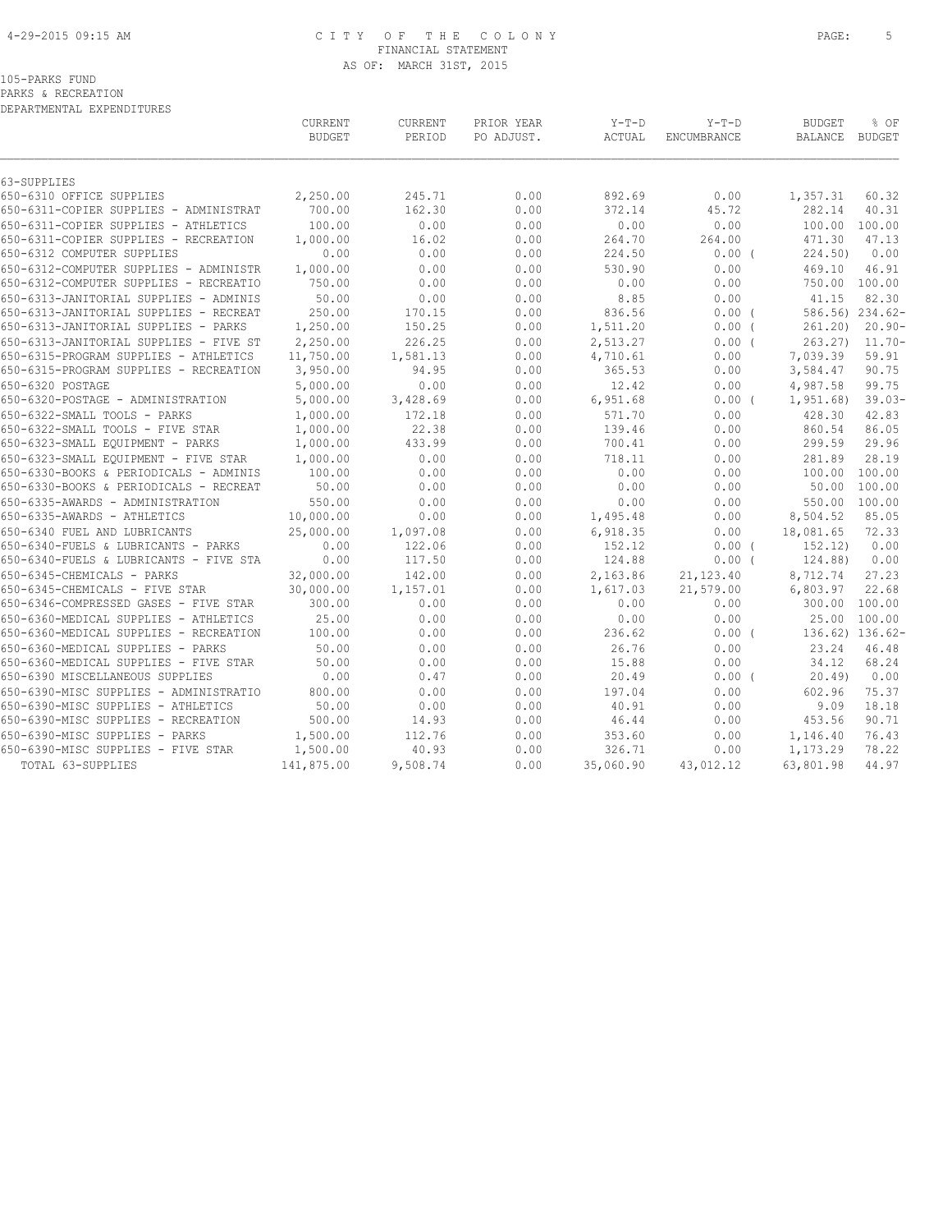105-PARKS FUND
PARKS & RECREATION
DEPARTMENTAL EXPENDITURES

| | CURRENT BUDGET | CURRENT PERIOD | PRIOR YEAR PO ADJUST. | Y-T-D ACTUAL | Y-T-D ENCUMBRANCE | BUDGET BALANCE | % OF BUDGET |
|---|---|---|---|---|---|---|---|
| 63-SUPPLIES | | | | | | | |
| 650-6310 OFFICE SUPPLIES | 2,250.00 | 245.71 | 0.00 | 892.69 | 0.00 | 1,357.31 | 60.32 |
| 650-6311-COPIER SUPPLIES - ADMINISTRAT | 700.00 | 162.30 | 0.00 | 372.14 | 45.72 | 282.14 | 40.31 |
| 650-6311-COPIER SUPPLIES - ATHLETICS | 100.00 | 0.00 | 0.00 | 0.00 | 0.00 | 100.00 | 100.00 |
| 650-6311-COPIER SUPPLIES - RECREATION | 1,000.00 | 16.02 | 0.00 | 264.70 | 264.00 | 471.30 | 47.13 |
| 650-6312 COMPUTER SUPPLIES | 0.00 | 0.00 | 0.00 | 224.50 | 0.00 ( | 224.50) | 0.00 |
| 650-6312-COMPUTER SUPPLIES - ADMINISTR | 1,000.00 | 0.00 | 0.00 | 530.90 | 0.00 | 469.10 | 46.91 |
| 650-6312-COMPUTER SUPPLIES - RECREATIO | 750.00 | 0.00 | 0.00 | 0.00 | 0.00 | 750.00 | 100.00 |
| 650-6313-JANITORIAL SUPPLIES - ADMINIS | 50.00 | 0.00 | 0.00 | 8.85 | 0.00 | 41.15 | 82.30 |
| 650-6313-JANITORIAL SUPPLIES - RECREAT | 250.00 | 170.15 | 0.00 | 836.56 | 0.00 ( | 586.56) | 234.62- |
| 650-6313-JANITORIAL SUPPLIES - PARKS | 1,250.00 | 150.25 | 0.00 | 1,511.20 | 0.00 ( | 261.20) | 20.90- |
| 650-6313-JANITORIAL SUPPLIES - FIVE ST | 2,250.00 | 226.25 | 0.00 | 2,513.27 | 0.00 ( | 263.27) | 11.70- |
| 650-6315-PROGRAM SUPPLIES - ATHLETICS | 11,750.00 | 1,581.13 | 0.00 | 4,710.61 | 0.00 | 7,039.39 | 59.91 |
| 650-6315-PROGRAM SUPPLIES - RECREATION | 3,950.00 | 94.95 | 0.00 | 365.53 | 0.00 | 3,584.47 | 90.75 |
| 650-6320 POSTAGE | 5,000.00 | 0.00 | 0.00 | 12.42 | 0.00 | 4,987.58 | 99.75 |
| 650-6320-POSTAGE - ADMINISTRATION | 5,000.00 | 3,428.69 | 0.00 | 6,951.68 | 0.00 ( | 1,951.68) | 39.03- |
| 650-6322-SMALL TOOLS - PARKS | 1,000.00 | 172.18 | 0.00 | 571.70 | 0.00 | 428.30 | 42.83 |
| 650-6322-SMALL TOOLS - FIVE STAR | 1,000.00 | 22.38 | 0.00 | 139.46 | 0.00 | 860.54 | 86.05 |
| 650-6323-SMALL EQUIPMENT - PARKS | 1,000.00 | 433.99 | 0.00 | 700.41 | 0.00 | 299.59 | 29.96 |
| 650-6323-SMALL EQUIPMENT - FIVE STAR | 1,000.00 | 0.00 | 0.00 | 718.11 | 0.00 | 281.89 | 28.19 |
| 650-6330-BOOKS & PERIODICALS - ADMINIS | 100.00 | 0.00 | 0.00 | 0.00 | 0.00 | 100.00 | 100.00 |
| 650-6330-BOOKS & PERIODICALS - RECREAT | 50.00 | 0.00 | 0.00 | 0.00 | 0.00 | 50.00 | 100.00 |
| 650-6335-AWARDS - ADMINISTRATION | 550.00 | 0.00 | 0.00 | 0.00 | 0.00 | 550.00 | 100.00 |
| 650-6335-AWARDS - ATHLETICS | 10,000.00 | 0.00 | 0.00 | 1,495.48 | 0.00 | 8,504.52 | 85.05 |
| 650-6340 FUEL AND LUBRICANTS | 25,000.00 | 1,097.08 | 0.00 | 6,918.35 | 0.00 | 18,081.65 | 72.33 |
| 650-6340-FUELS & LUBRICANTS - PARKS | 0.00 | 122.06 | 0.00 | 152.12 | 0.00 ( | 152.12) | 0.00 |
| 650-6340-FUELS & LUBRICANTS - FIVE STA | 0.00 | 117.50 | 0.00 | 124.88 | 0.00 ( | 124.88) | 0.00 |
| 650-6345-CHEMICALS - PARKS | 32,000.00 | 142.00 | 0.00 | 2,163.86 | 21,123.40 | 8,712.74 | 27.23 |
| 650-6345-CHEMICALS - FIVE STAR | 30,000.00 | 1,157.01 | 0.00 | 1,617.03 | 21,579.00 | 6,803.97 | 22.68 |
| 650-6346-COMPRESSED GASES - FIVE STAR | 300.00 | 0.00 | 0.00 | 0.00 | 0.00 | 300.00 | 100.00 |
| 650-6360-MEDICAL SUPPLIES - ATHLETICS | 25.00 | 0.00 | 0.00 | 0.00 | 0.00 | 25.00 | 100.00 |
| 650-6360-MEDICAL SUPPLIES - RECREATION | 100.00 | 0.00 | 0.00 | 236.62 | 0.00 ( | 136.62) | 136.62- |
| 650-6360-MEDICAL SUPPLIES - PARKS | 50.00 | 0.00 | 0.00 | 26.76 | 0.00 | 23.24 | 46.48 |
| 650-6360-MEDICAL SUPPLIES - FIVE STAR | 50.00 | 0.00 | 0.00 | 15.88 | 0.00 | 34.12 | 68.24 |
| 650-6390 MISCELLANEOUS SUPPLIES | 0.00 | 0.47 | 0.00 | 20.49 | 0.00 ( | 20.49) | 0.00 |
| 650-6390-MISC SUPPLIES - ADMINISTRATIO | 800.00 | 0.00 | 0.00 | 197.04 | 0.00 | 602.96 | 75.37 |
| 650-6390-MISC SUPPLIES - ATHLETICS | 50.00 | 0.00 | 0.00 | 40.91 | 0.00 | 9.09 | 18.18 |
| 650-6390-MISC SUPPLIES - RECREATION | 500.00 | 14.93 | 0.00 | 46.44 | 0.00 | 453.56 | 90.71 |
| 650-6390-MISC SUPPLIES - PARKS | 1,500.00 | 112.76 | 0.00 | 353.60 | 0.00 | 1,146.40 | 76.43 |
| 650-6390-MISC SUPPLIES - FIVE STAR | 1,500.00 | 40.93 | 0.00 | 326.71 | 0.00 | 1,173.29 | 78.22 |
| TOTAL 63-SUPPLIES | 141,875.00 | 9,508.74 | 0.00 | 35,060.90 | 43,012.12 | 63,801.98 | 44.97 |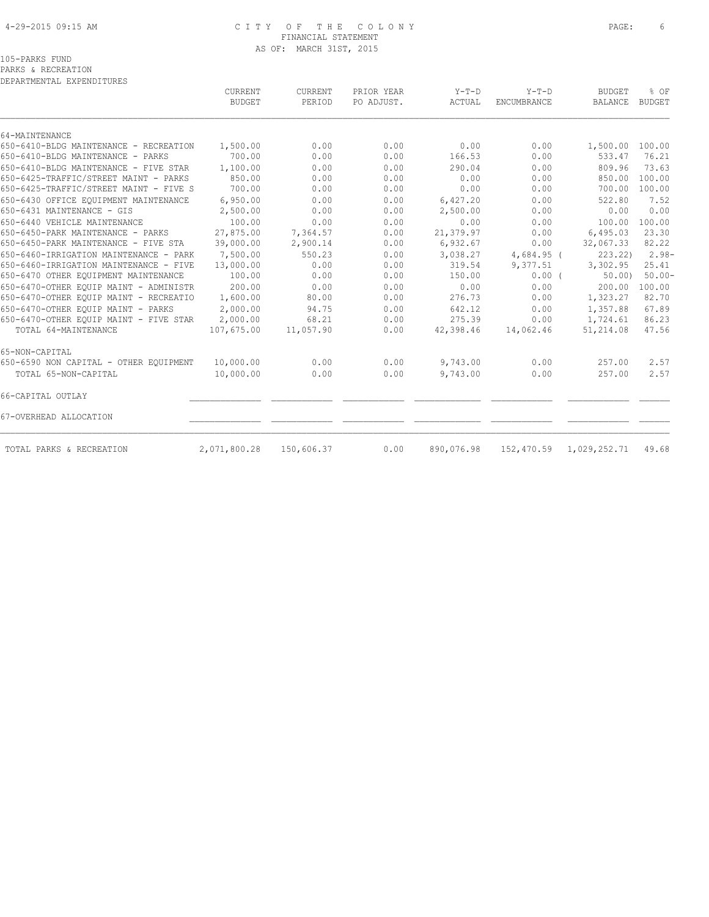CITY OF THE COLONY
FINANCIAL STATEMENT
AS OF: MARCH 31ST, 2015

105-PARKS FUND
PARKS & RECREATION
DEPARTMENTAL EXPENDITURES

| | CURRENT BUDGET | CURRENT PERIOD | PRIOR YEAR PO ADJUST. | Y-T-D ACTUAL | Y-T-D ENCUMBRANCE | BUDGET BALANCE | % OF BUDGET |
|---|---|---|---|---|---|---|---|
| 64-MAINTENANCE | | | | | | | |
| 650-6410-BLDG MAINTENANCE - RECREATION | 1,500.00 | 0.00 | 0.00 | 0.00 | 0.00 | 1,500.00 | 100.00 |
| 650-6410-BLDG MAINTENANCE - PARKS | 700.00 | 0.00 | 0.00 | 166.53 | 0.00 | 533.47 | 76.21 |
| 650-6410-BLDG MAINTENANCE - FIVE STAR | 1,100.00 | 0.00 | 0.00 | 290.04 | 0.00 | 809.96 | 73.63 |
| 650-6425-TRAFFIC/STREET MAINT - PARKS | 850.00 | 0.00 | 0.00 | 0.00 | 0.00 | 850.00 | 100.00 |
| 650-6425-TRAFFIC/STREET MAINT - FIVE S | 700.00 | 0.00 | 0.00 | 0.00 | 0.00 | 700.00 | 100.00 |
| 650-6430 OFFICE EQUIPMENT MAINTENANCE | 6,950.00 | 0.00 | 0.00 | 6,427.20 | 0.00 | 522.80 | 7.52 |
| 650-6431 MAINTENANCE - GIS | 2,500.00 | 0.00 | 0.00 | 2,500.00 | 0.00 | 0.00 | 0.00 |
| 650-6440 VEHICLE MAINTENANCE | 100.00 | 0.00 | 0.00 | 0.00 | 0.00 | 100.00 | 100.00 |
| 650-6450-PARK MAINTENANCE - PARKS | 27,875.00 | 7,364.57 | 0.00 | 21,379.97 | 0.00 | 6,495.03 | 23.30 |
| 650-6450-PARK MAINTENANCE - FIVE STA | 39,000.00 | 2,900.14 | 0.00 | 6,932.67 | 0.00 | 32,067.33 | 82.22 |
| 650-6460-IRRIGATION MAINTENANCE - PARK | 7,500.00 | 550.23 | 0.00 | 3,038.27 | 4,684.95 | ( 223.22) | 2.98- |
| 650-6460-IRRIGATION MAINTENANCE - FIVE | 13,000.00 | 0.00 | 0.00 | 319.54 | 9,377.51 | 3,302.95 | 25.41 |
| 650-6470 OTHER EQUIPMENT MAINTENANCE | 100.00 | 0.00 | 0.00 | 150.00 | 0.00 | ( 50.00) | 50.00- |
| 650-6470-OTHER EQUIP MAINT - ADMINISTR | 200.00 | 0.00 | 0.00 | 0.00 | 0.00 | 200.00 | 100.00 |
| 650-6470-OTHER EQUIP MAINT - RECREATIO | 1,600.00 | 80.00 | 0.00 | 276.73 | 0.00 | 1,323.27 | 82.70 |
| 650-6470-OTHER EQUIP MAINT - PARKS | 2,000.00 | 94.75 | 0.00 | 642.12 | 0.00 | 1,357.88 | 67.89 |
| 650-6470-OTHER EQUIP MAINT - FIVE STAR | 2,000.00 | 68.21 | 0.00 | 275.39 | 0.00 | 1,724.61 | 86.23 |
| TOTAL 64-MAINTENANCE | 107,675.00 | 11,057.90 | 0.00 | 42,398.46 | 14,062.46 | 51,214.08 | 47.56 |
| 65-NON-CAPITAL | | | | | | | |
| 650-6590 NON CAPITAL - OTHER EQUIPMENT | 10,000.00 | 0.00 | 0.00 | 9,743.00 | 0.00 | 257.00 | 2.57 |
| TOTAL 65-NON-CAPITAL | 10,000.00 | 0.00 | 0.00 | 9,743.00 | 0.00 | 257.00 | 2.57 |
| 66-CAPITAL OUTLAY | | | | | | | |
| 67-OVERHEAD ALLOCATION | | | | | | | |
| TOTAL PARKS & RECREATION | 2,071,800.28 | 150,606.37 | 0.00 | 890,076.98 | 152,470.59 | 1,029,252.71 | 49.68 |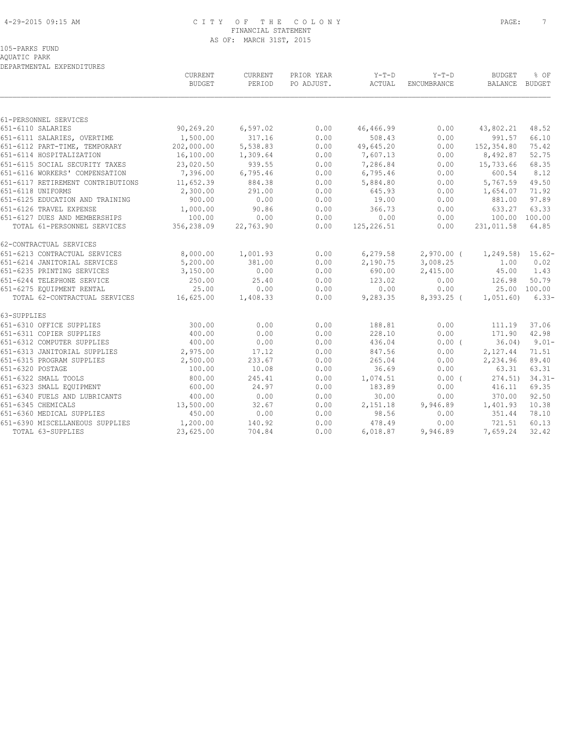CITY OF THE COLONY
FINANCIAL STATEMENT
AS OF: MARCH 31ST, 2015

105-PARKS FUND
AQUATIC PARK
DEPARTMENTAL EXPENDITURES

| | CURRENT BUDGET | CURRENT PERIOD | PRIOR YEAR PO ADJUST. | Y-T-D ACTUAL | Y-T-D ENCUMBRANCE | BUDGET BALANCE | % OF BUDGET |
|---|---|---|---|---|---|---|---|
| 61-PERSONNEL SERVICES | | | | | | | |
| 651-6110 SALARIES | 90,269.20 | 6,597.02 | 0.00 | 46,466.99 | 0.00 | 43,802.21 | 48.52 |
| 651-6111 SALARIES, OVERTIME | 1,500.00 | 317.16 | 0.00 | 508.43 | 0.00 | 991.57 | 66.10 |
| 651-6112 PART-TIME, TEMPORARY | 202,000.00 | 5,538.83 | 0.00 | 49,645.20 | 0.00 | 152,354.80 | 75.42 |
| 651-6114 HOSPITALIZATION | 16,100.00 | 1,309.64 | 0.00 | 7,607.13 | 0.00 | 8,492.87 | 52.75 |
| 651-6115 SOCIAL SECURITY TAXES | 23,020.50 | 939.55 | 0.00 | 7,286.84 | 0.00 | 15,733.66 | 68.35 |
| 651-6116 WORKERS' COMPENSATION | 7,396.00 | 6,795.46 | 0.00 | 6,795.46 | 0.00 | 600.54 | 8.12 |
| 651-6117 RETIREMENT CONTRIBUTIONS | 11,652.39 | 884.38 | 0.00 | 5,884.80 | 0.00 | 5,767.59 | 49.50 |
| 651-6118 UNIFORMS | 2,300.00 | 291.00 | 0.00 | 645.93 | 0.00 | 1,654.07 | 71.92 |
| 651-6125 EDUCATION AND TRAINING | 900.00 | 0.00 | 0.00 | 19.00 | 0.00 | 881.00 | 97.89 |
| 651-6126 TRAVEL EXPENSE | 1,000.00 | 90.86 | 0.00 | 366.73 | 0.00 | 633.27 | 63.33 |
| 651-6127 DUES AND MEMBERSHIPS | 100.00 | 0.00 | 0.00 | 0.00 | 0.00 | 100.00 | 100.00 |
| TOTAL 61-PERSONNEL SERVICES | 356,238.09 | 22,763.90 | 0.00 | 125,226.51 | 0.00 | 231,011.58 | 64.85 |
| 62-CONTRACTUAL SERVICES | | | | | | | |
| 651-6213 CONTRACTUAL SERVICES | 8,000.00 | 1,001.93 | 0.00 | 6,279.58 | 2,970.00 | ( 1,249.58) | 15.62- |
| 651-6214 JANITORIAL SERVICES | 5,200.00 | 381.00 | 0.00 | 2,190.75 | 3,008.25 | 1.00 | 0.02 |
| 651-6235 PRINTING SERVICES | 3,150.00 | 0.00 | 0.00 | 690.00 | 2,415.00 | 45.00 | 1.43 |
| 651-6244 TELEPHONE SERVICE | 250.00 | 25.40 | 0.00 | 123.02 | 0.00 | 126.98 | 50.79 |
| 651-6275 EQUIPMENT RENTAL | 25.00 | 0.00 | 0.00 | 0.00 | 0.00 | 25.00 | 100.00 |
| TOTAL 62-CONTRACTUAL SERVICES | 16,625.00 | 1,408.33 | 0.00 | 9,283.35 | 8,393.25 | ( 1,051.60) | 6.33- |
| 63-SUPPLIES | | | | | | | |
| 651-6310 OFFICE SUPPLIES | 300.00 | 0.00 | 0.00 | 188.81 | 0.00 | 111.19 | 37.06 |
| 651-6311 COPIER SUPPLIES | 400.00 | 0.00 | 0.00 | 228.10 | 0.00 | 171.90 | 42.98 |
| 651-6312 COMPUTER SUPPLIES | 400.00 | 0.00 | 0.00 | 436.04 | 0.00 | ( 36.04) | 9.01- |
| 651-6313 JANITORIAL SUPPLIES | 2,975.00 | 17.12 | 0.00 | 847.56 | 0.00 | 2,127.44 | 71.51 |
| 651-6315 PROGRAM SUPPLIES | 2,500.00 | 233.67 | 0.00 | 265.04 | 0.00 | 2,234.96 | 89.40 |
| 651-6320 POSTAGE | 100.00 | 10.08 | 0.00 | 36.69 | 0.00 | 63.31 | 63.31 |
| 651-6322 SMALL TOOLS | 800.00 | 245.41 | 0.00 | 1,074.51 | 0.00 | ( 274.51) | 34.31- |
| 651-6323 SMALL EQUIPMENT | 600.00 | 24.97 | 0.00 | 183.89 | 0.00 | 416.11 | 69.35 |
| 651-6340 FUELS AND LUBRICANTS | 400.00 | 0.00 | 0.00 | 30.00 | 0.00 | 370.00 | 92.50 |
| 651-6345 CHEMICALS | 13,500.00 | 32.67 | 0.00 | 2,151.18 | 9,946.89 | 1,401.93 | 10.38 |
| 651-6360 MEDICAL SUPPLIES | 450.00 | 0.00 | 0.00 | 98.56 | 0.00 | 351.44 | 78.10 |
| 651-6390 MISCELLANEOUS SUPPLIES | 1,200.00 | 140.92 | 0.00 | 478.49 | 0.00 | 721.51 | 60.13 |
| TOTAL 63-SUPPLIES | 23,625.00 | 704.84 | 0.00 | 6,018.87 | 9,946.89 | 7,659.24 | 32.42 |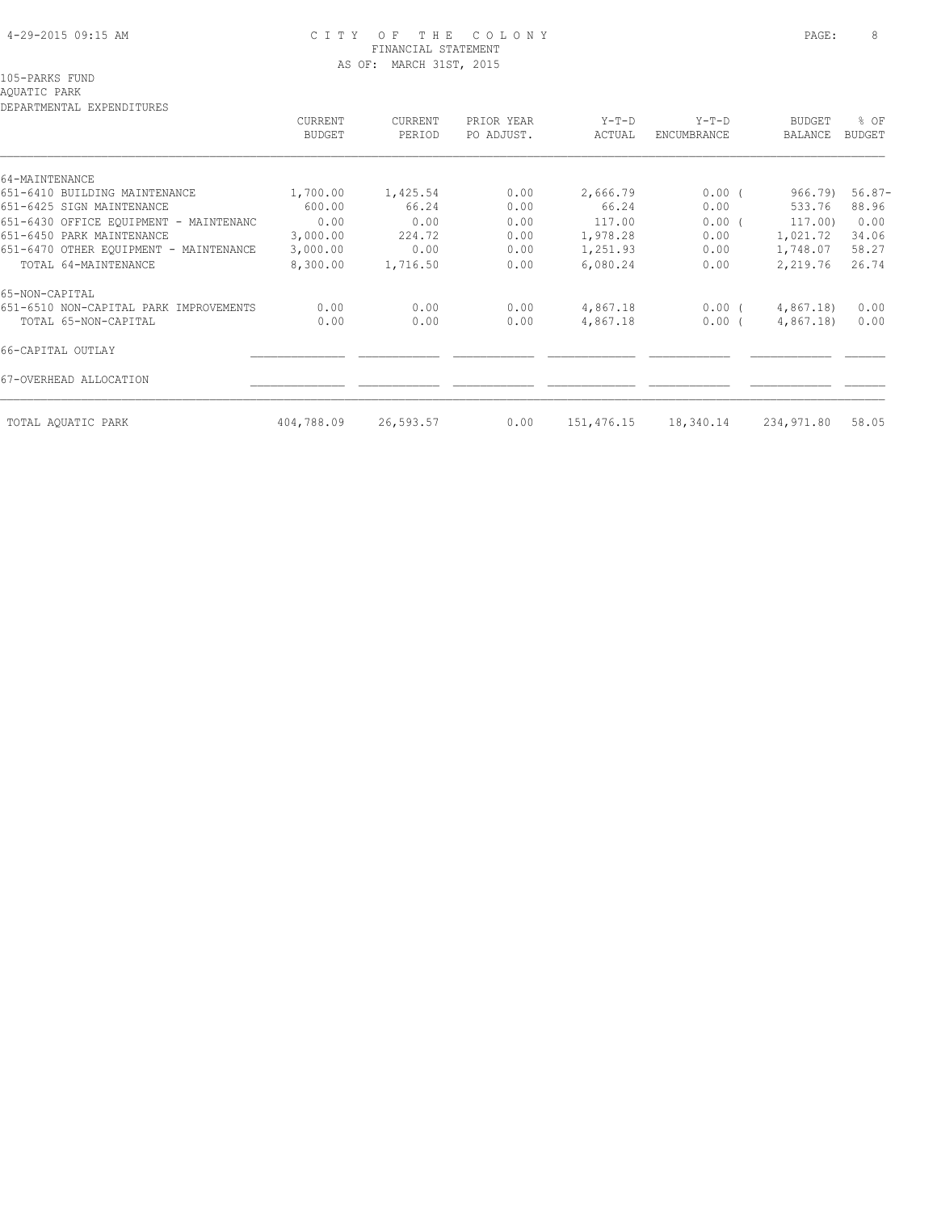CITY OF THE COLONY
FINANCIAL STATEMENT
AS OF: MARCH 31ST, 2015

105-PARKS FUND
AQUATIC PARK
DEPARTMENTAL EXPENDITURES

| | CURRENT BUDGET | CURRENT PERIOD | PRIOR YEAR PO ADJUST. | Y-T-D ACTUAL | Y-T-D ENCUMBRANCE | BUDGET BALANCE | % OF BUDGET |
|---|---|---|---|---|---|---|---|
| 64-MAINTENANCE | | | | | | | |
| 651-6410 BUILDING MAINTENANCE | 1,700.00 | 1,425.54 | 0.00 | 2,666.79 | 0.00 | ( 966.79) | 56.87- |
| 651-6425 SIGN MAINTENANCE | 600.00 | 66.24 | 0.00 | 66.24 | 0.00 | 533.76 | 88.96 |
| 651-6430 OFFICE EQUIPMENT - MAINTENANC | 0.00 | 0.00 | 0.00 | 117.00 | 0.00 | ( 117.00) | 0.00 |
| 651-6450 PARK MAINTENANCE | 3,000.00 | 224.72 | 0.00 | 1,978.28 | 0.00 | 1,021.72 | 34.06 |
| 651-6470 OTHER EQUIPMENT - MAINTENANCE | 3,000.00 | 0.00 | 0.00 | 1,251.93 | 0.00 | 1,748.07 | 58.27 |
| TOTAL 64-MAINTENANCE | 8,300.00 | 1,716.50 | 0.00 | 6,080.24 | 0.00 | 2,219.76 | 26.74 |
| 65-NON-CAPITAL | | | | | | | |
| 651-6510 NON-CAPITAL PARK IMPROVEMENTS | 0.00 | 0.00 | 0.00 | 4,867.18 | 0.00 | ( 4,867.18) | 0.00 |
| TOTAL 65-NON-CAPITAL | 0.00 | 0.00 | 0.00 | 4,867.18 | 0.00 | ( 4,867.18) | 0.00 |
| 66-CAPITAL OUTLAY | | | | | | | |
| 67-OVERHEAD ALLOCATION | | | | | | | |
| TOTAL AQUATIC PARK | 404,788.09 | 26,593.57 | 0.00 | 151,476.15 | 18,340.14 | 234,971.80 | 58.05 |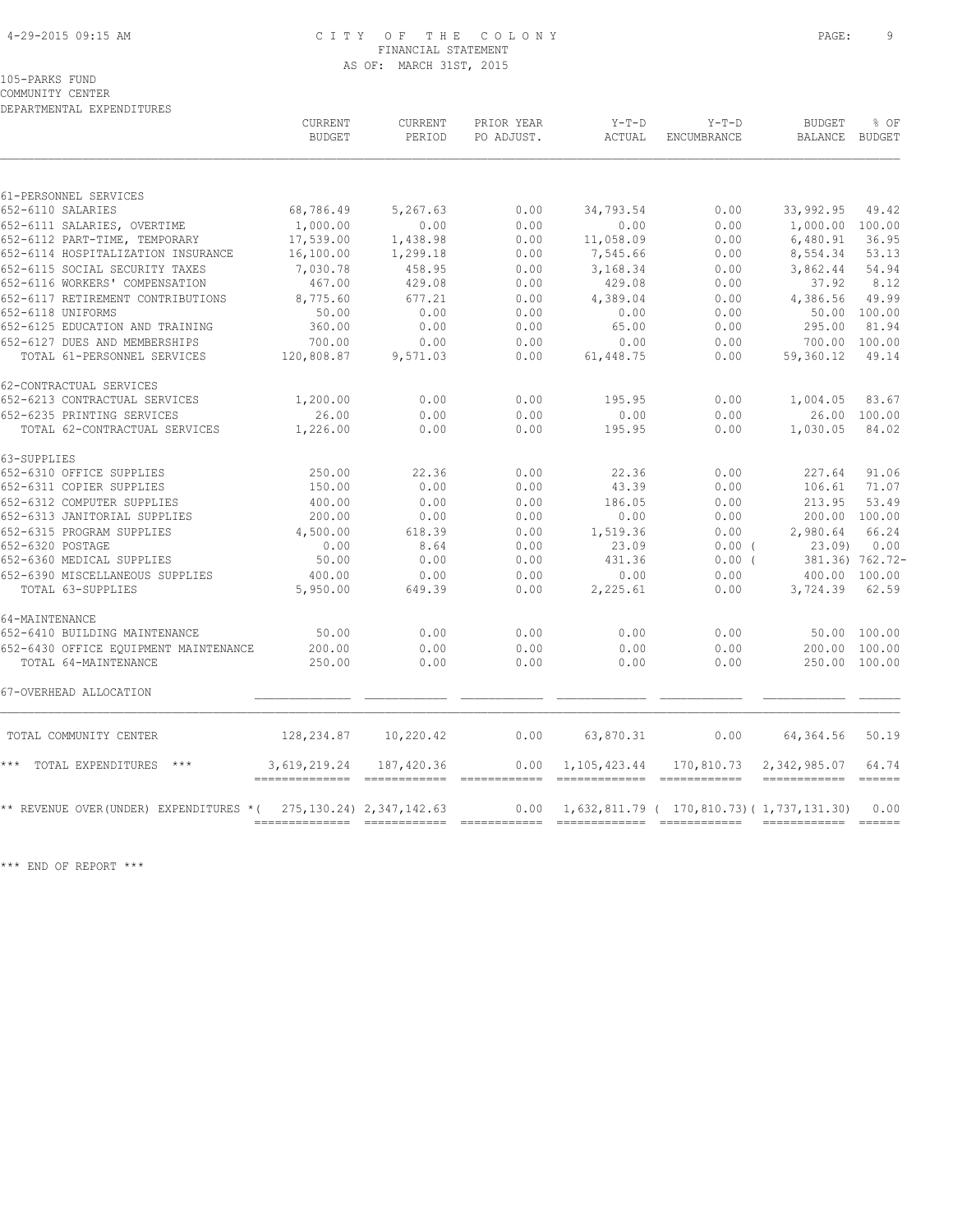CITY OF THE COLONY
FINANCIAL STATEMENT
AS OF: MARCH 31ST, 2015

105-PARKS FUND
COMMUNITY CENTER
DEPARTMENTAL EXPENDITURES

| | CURRENT BUDGET | CURRENT PERIOD | PRIOR YEAR PO ADJUST. | Y-T-D ACTUAL | Y-T-D ENCUMBRANCE | BUDGET BALANCE | % OF BUDGET |
|---|---|---|---|---|---|---|---|
| 61-PERSONNEL SERVICES | | | | | | | |
| 652-6110 SALARIES | 68,786.49 | 5,267.63 | 0.00 | 34,793.54 | 0.00 | 33,992.95 | 49.42 |
| 652-6111 SALARIES, OVERTIME | 1,000.00 | 0.00 | 0.00 | 0.00 | 0.00 | 1,000.00 | 100.00 |
| 652-6112 PART-TIME, TEMPORARY | 17,539.00 | 1,438.98 | 0.00 | 11,058.09 | 0.00 | 6,480.91 | 36.95 |
| 652-6114 HOSPITALIZATION INSURANCE | 16,100.00 | 1,299.18 | 0.00 | 7,545.66 | 0.00 | 8,554.34 | 53.13 |
| 652-6115 SOCIAL SECURITY TAXES | 7,030.78 | 458.95 | 0.00 | 3,168.34 | 0.00 | 3,862.44 | 54.94 |
| 652-6116 WORKERS' COMPENSATION | 467.00 | 429.08 | 0.00 | 429.08 | 0.00 | 37.92 | 8.12 |
| 652-6117 RETIREMENT CONTRIBUTIONS | 8,775.60 | 677.21 | 0.00 | 4,389.04 | 0.00 | 4,386.56 | 49.99 |
| 652-6118 UNIFORMS | 50.00 | 0.00 | 0.00 | 0.00 | 0.00 | 50.00 | 100.00 |
| 652-6125 EDUCATION AND TRAINING | 360.00 | 0.00 | 0.00 | 65.00 | 0.00 | 295.00 | 81.94 |
| 652-6127 DUES AND MEMBERSHIPS | 700.00 | 0.00 | 0.00 | 0.00 | 0.00 | 700.00 | 100.00 |
| TOTAL 61-PERSONNEL SERVICES | 120,808.87 | 9,571.03 | 0.00 | 61,448.75 | 0.00 | 59,360.12 | 49.14 |
| 62-CONTRACTUAL SERVICES | | | | | | | |
| 652-6213 CONTRACTUAL SERVICES | 1,200.00 | 0.00 | 0.00 | 195.95 | 0.00 | 1,004.05 | 83.67 |
| 652-6235 PRINTING SERVICES | 26.00 | 0.00 | 0.00 | 0.00 | 0.00 | 26.00 | 100.00 |
| TOTAL 62-CONTRACTUAL SERVICES | 1,226.00 | 0.00 | 0.00 | 195.95 | 0.00 | 1,030.05 | 84.02 |
| 63-SUPPLIES | | | | | | | |
| 652-6310 OFFICE SUPPLIES | 250.00 | 22.36 | 0.00 | 22.36 | 0.00 | 227.64 | 91.06 |
| 652-6311 COPIER SUPPLIES | 150.00 | 0.00 | 0.00 | 43.39 | 0.00 | 106.61 | 71.07 |
| 652-6312 COMPUTER SUPPLIES | 400.00 | 0.00 | 0.00 | 186.05 | 0.00 | 213.95 | 53.49 |
| 652-6313 JANITORIAL SUPPLIES | 200.00 | 0.00 | 0.00 | 0.00 | 0.00 | 200.00 | 100.00 |
| 652-6315 PROGRAM SUPPLIES | 4,500.00 | 618.39 | 0.00 | 1,519.36 | 0.00 | 2,980.64 | 66.24 |
| 652-6320 POSTAGE | 0.00 | 8.64 | 0.00 | 23.09 | 0.00 | ( 23.09) | 0.00 |
| 652-6360 MEDICAL SUPPLIES | 50.00 | 0.00 | 0.00 | 431.36 | 0.00 | ( 381.36) | 762.72- |
| 652-6390 MISCELLANEOUS SUPPLIES | 400.00 | 0.00 | 0.00 | 0.00 | 0.00 | 400.00 | 100.00 |
| TOTAL 63-SUPPLIES | 5,950.00 | 649.39 | 0.00 | 2,225.61 | 0.00 | 3,724.39 | 62.59 |
| 64-MAINTENANCE | | | | | | | |
| 652-6410 BUILDING MAINTENANCE | 50.00 | 0.00 | 0.00 | 0.00 | 0.00 | 50.00 | 100.00 |
| 652-6430 OFFICE EQUIPMENT MAINTENANCE | 200.00 | 0.00 | 0.00 | 0.00 | 0.00 | 200.00 | 100.00 |
| TOTAL 64-MAINTENANCE | 250.00 | 0.00 | 0.00 | 0.00 | 0.00 | 250.00 | 100.00 |
| 67-OVERHEAD ALLOCATION | | | | | | | |
| TOTAL COMMUNITY CENTER | 128,234.87 | 10,220.42 | 0.00 | 63,870.31 | 0.00 | 64,364.56 | 50.19 |
| *** TOTAL EXPENDITURES *** | 3,619,219.24 | 187,420.36 | 0.00 | 1,105,423.44 | 170,810.73 | 2,342,985.07 | 64.74 |
| ** REVENUE OVER(UNDER) EXPENDITURES * | ( 275,130.24) | 2,347,142.63 | 0.00 | 1,632,811.79 | ( 170,810.73) | ( 1,737,131.30) | 0.00 |

*** END OF REPORT ***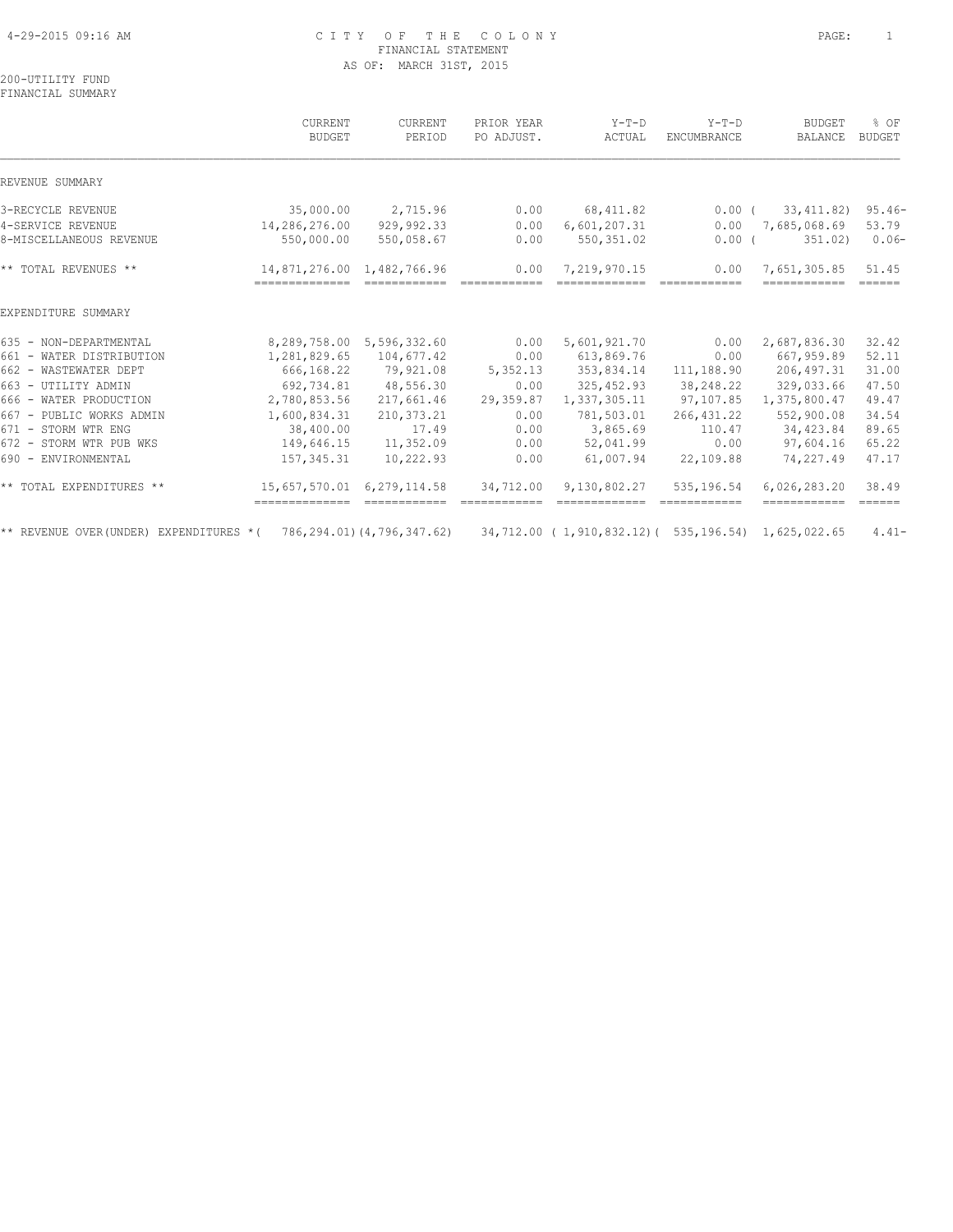CITY OF THE COLONY
FINANCIAL STATEMENT
AS OF: MARCH 31ST, 2015

200-UTILITY FUND
FINANCIAL SUMMARY

| | CURRENT BUDGET | CURRENT PERIOD | PRIOR YEAR PO ADJUST. | Y-T-D ACTUAL | Y-T-D ENCUMBRANCE | BUDGET BALANCE | % OF BUDGET |
|---|---|---|---|---|---|---|---|
| REVENUE SUMMARY | | | | | | | |
| 3-RECYCLE REVENUE | 35,000.00 | 2,715.96 | 0.00 | 68,411.82 | 0.00 | ( 33,411.82) | 95.46- |
| 4-SERVICE REVENUE | 14,286,276.00 | 929,992.33 | 0.00 | 6,601,207.31 | 0.00 | 7,685,068.69 | 53.79 |
| 8-MISCELLANEOUS REVENUE | 550,000.00 | 550,058.67 | 0.00 | 550,351.02 | 0.00 | ( 351.02) | 0.06- |
| ** TOTAL REVENUES ** | 14,871,276.00 | 1,482,766.96 | 0.00 | 7,219,970.15 | 0.00 | 7,651,305.85 | 51.45 |
| EXPENDITURE SUMMARY | | | | | | | |
| 635 - NON-DEPARTMENTAL | 8,289,758.00 | 5,596,332.60 | 0.00 | 5,601,921.70 | 0.00 | 2,687,836.30 | 32.42 |
| 661 - WATER DISTRIBUTION | 1,281,829.65 | 104,677.42 | 0.00 | 613,869.76 | 0.00 | 667,959.89 | 52.11 |
| 662 - WASTEWATER DEPT | 666,168.22 | 79,921.08 | 5,352.13 | 353,834.14 | 111,188.90 | 206,497.31 | 31.00 |
| 663 - UTILITY ADMIN | 692,734.81 | 48,556.30 | 0.00 | 325,452.93 | 38,248.22 | 329,033.66 | 47.50 |
| 666 - WATER PRODUCTION | 2,780,853.56 | 217,661.46 | 29,359.87 | 1,337,305.11 | 97,107.85 | 1,375,800.47 | 49.47 |
| 667 - PUBLIC WORKS ADMIN | 1,600,834.31 | 210,373.21 | 0.00 | 781,503.01 | 266,431.22 | 552,900.08 | 34.54 |
| 671 - STORM WTR ENG | 38,400.00 | 17.49 | 0.00 | 3,865.69 | 110.47 | 34,423.84 | 89.65 |
| 672 - STORM WTR PUB WKS | 149,646.15 | 11,352.09 | 0.00 | 52,041.99 | 0.00 | 97,604.16 | 65.22 |
| 690 - ENVIRONMENTAL | 157,345.31 | 10,222.93 | 0.00 | 61,007.94 | 22,109.88 | 74,227.49 | 47.17 |
| ** TOTAL EXPENDITURES ** | 15,657,570.01 | 6,279,114.58 | 34,712.00 | 9,130,802.27 | 535,196.54 | 6,026,283.20 | 38.49 |
| ** REVENUE OVER(UNDER) EXPENDITURES * | ( 786,294.01) | (4,796,347.62) | 34,712.00 | ( 1,910,832.12) | ( 535,196.54) | 1,625,022.65 | 4.41- |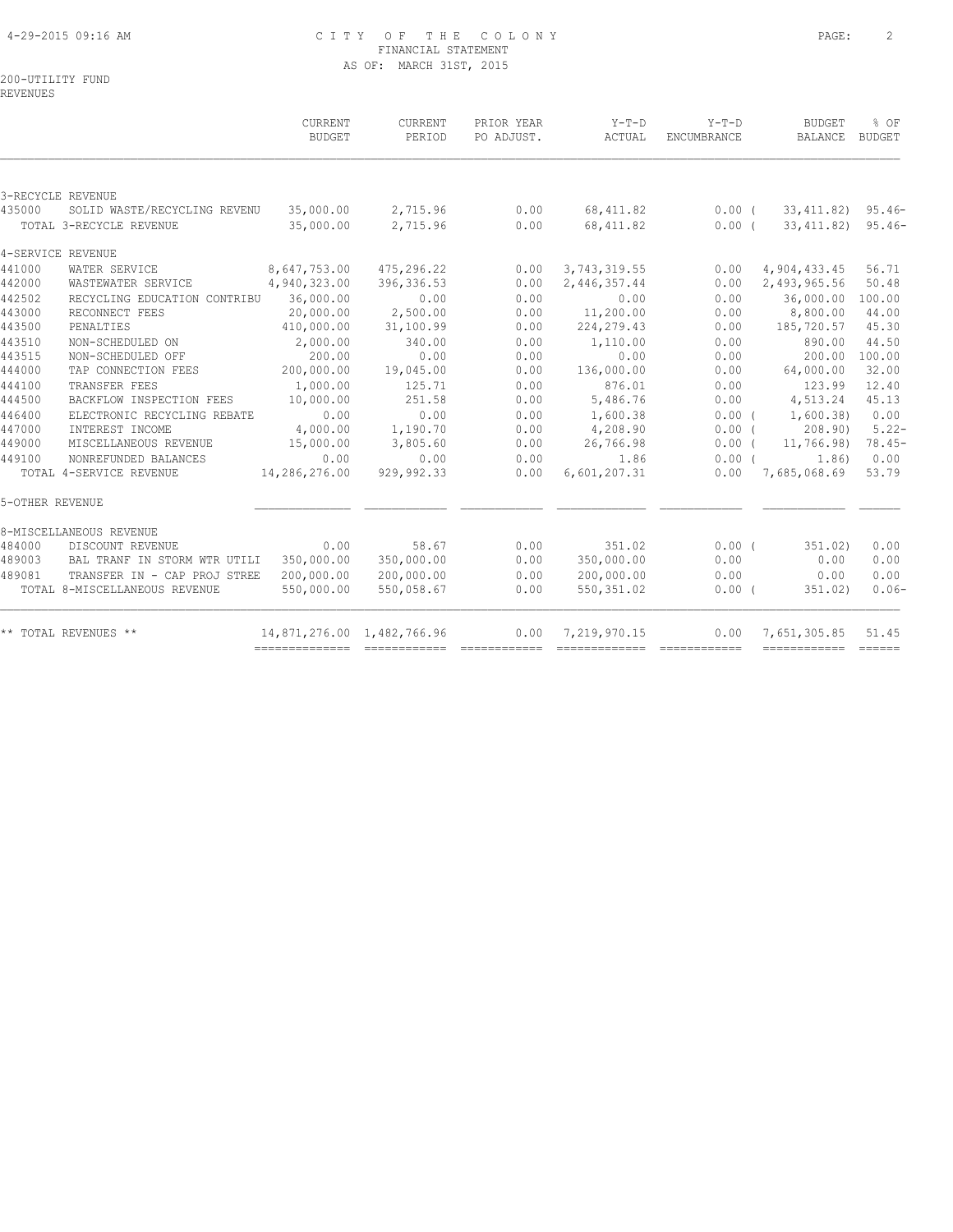CITY OF THE COLONY
FINANCIAL STATEMENT
AS OF: MARCH 31ST, 2015

200-UTILITY FUND
REVENUES

| | | CURRENT BUDGET | CURRENT PERIOD | PRIOR YEAR PO ADJUST. | Y-T-D ACTUAL | Y-T-D ENCUMBRANCE | BUDGET BALANCE | % OF BUDGET |
|---|---|---|---|---|---|---|---|---|
| 3-RECYCLE REVENUE | | | | | | | | |
| 435000 | SOLID WASTE/RECYCLING REVENU | 35,000.00 | 2,715.96 | 0.00 | 68,411.82 | 0.00 | ( 33,411.82) | 95.46- |
| | TOTAL 3-RECYCLE REVENUE | 35,000.00 | 2,715.96 | 0.00 | 68,411.82 | 0.00 | ( 33,411.82) | 95.46- |
| 4-SERVICE REVENUE | | | | | | | | |
| 441000 | WATER SERVICE | 8,647,753.00 | 475,296.22 | 0.00 | 3,743,319.55 | 0.00 | 4,904,433.45 | 56.71 |
| 442000 | WASTEWATER SERVICE | 4,940,323.00 | 396,336.53 | 0.00 | 2,446,357.44 | 0.00 | 2,493,965.56 | 50.48 |
| 442502 | RECYCLING EDUCATION CONTRIBU | 36,000.00 | 0.00 | 0.00 | 0.00 | 0.00 | 36,000.00 | 100.00 |
| 443000 | RECONNECT FEES | 20,000.00 | 2,500.00 | 0.00 | 11,200.00 | 0.00 | 8,800.00 | 44.00 |
| 443500 | PENALTIES | 410,000.00 | 31,100.99 | 0.00 | 224,279.43 | 0.00 | 185,720.57 | 45.30 |
| 443510 | NON-SCHEDULED ON | 2,000.00 | 340.00 | 0.00 | 1,110.00 | 0.00 | 890.00 | 44.50 |
| 443515 | NON-SCHEDULED OFF | 200.00 | 0.00 | 0.00 | 0.00 | 0.00 | 200.00 | 100.00 |
| 444000 | TAP CONNECTION FEES | 200,000.00 | 19,045.00 | 0.00 | 136,000.00 | 0.00 | 64,000.00 | 32.00 |
| 444100 | TRANSFER FEES | 1,000.00 | 125.71 | 0.00 | 876.01 | 0.00 | 123.99 | 12.40 |
| 444500 | BACKFLOW INSPECTION FEES | 10,000.00 | 251.58 | 0.00 | 5,486.76 | 0.00 | 4,513.24 | 45.13 |
| 446400 | ELECTRONIC RECYCLING REBATE | 0.00 | 0.00 | 0.00 | 1,600.38 | 0.00 | ( 1,600.38) | 0.00 |
| 447000 | INTEREST INCOME | 4,000.00 | 1,190.70 | 0.00 | 4,208.90 | 0.00 | ( 208.90) | 5.22- |
| 449000 | MISCELLANEOUS REVENUE | 15,000.00 | 3,805.60 | 0.00 | 26,766.98 | 0.00 | ( 11,766.98) | 78.45- |
| 449100 | NONREFUNDED BALANCES | 0.00 | 0.00 | 0.00 | 1.86 | 0.00 | ( 1.86) | 0.00 |
| | TOTAL 4-SERVICE REVENUE | 14,286,276.00 | 929,992.33 | 0.00 | 6,601,207.31 | 0.00 | 7,685,068.69 | 53.79 |
| 5-OTHER REVENUE | | | | | | | | |
| 8-MISCELLANEOUS REVENUE | | | | | | | | |
| 484000 | DISCOUNT REVENUE | 0.00 | 58.67 | 0.00 | 351.02 | 0.00 | ( 351.02) | 0.00 |
| 489003 | BAL TRANF IN STORM WTR UTILI | 350,000.00 | 350,000.00 | 0.00 | 350,000.00 | 0.00 | 0.00 | 0.00 |
| 489081 | TRANSFER IN - CAP PROJ STREE | 200,000.00 | 200,000.00 | 0.00 | 200,000.00 | 0.00 | 0.00 | 0.00 |
| | TOTAL 8-MISCELLANEOUS REVENUE | 550,000.00 | 550,058.67 | 0.00 | 550,351.02 | 0.00 | ( 351.02) | 0.06- |
| ** TOTAL REVENUES ** | | 14,871,276.00 | 1,482,766.96 | 0.00 | 7,219,970.15 | 0.00 | 7,651,305.85 | 51.45 |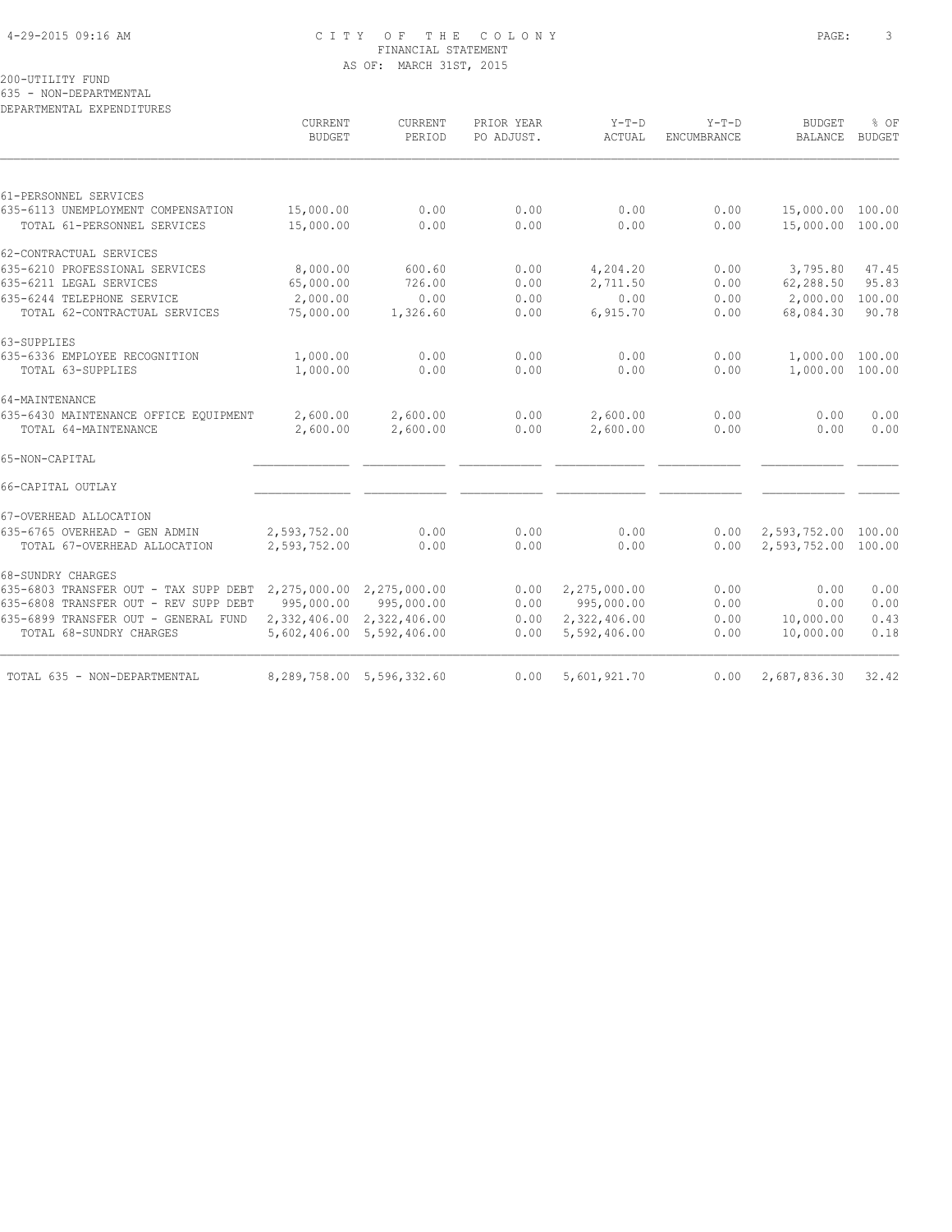CITY OF THE COLONY
FINANCIAL STATEMENT
AS OF: MARCH 31ST, 2015

200-UTILITY FUND
635 - NON-DEPARTMENTAL
DEPARTMENTAL EXPENDITURES

| | CURRENT BUDGET | CURRENT PERIOD | PRIOR YEAR PO ADJUST. | Y-T-D ACTUAL | Y-T-D ENCUMBRANCE | BUDGET BALANCE | % OF BUDGET |
|---|---|---|---|---|---|---|---|
| 61-PERSONNEL SERVICES | | | | | | | |
| 635-6113 UNEMPLOYMENT COMPENSATION | 15,000.00 | 0.00 | 0.00 | 0.00 | 0.00 | 15,000.00 | 100.00 |
| TOTAL 61-PERSONNEL SERVICES | 15,000.00 | 0.00 | 0.00 | 0.00 | 0.00 | 15,000.00 | 100.00 |
| 62-CONTRACTUAL SERVICES | | | | | | | |
| 635-6210 PROFESSIONAL SERVICES | 8,000.00 | 600.60 | 0.00 | 4,204.20 | 0.00 | 3,795.80 | 47.45 |
| 635-6211 LEGAL SERVICES | 65,000.00 | 726.00 | 0.00 | 2,711.50 | 0.00 | 62,288.50 | 95.83 |
| 635-6244 TELEPHONE SERVICE | 2,000.00 | 0.00 | 0.00 | 0.00 | 0.00 | 2,000.00 | 100.00 |
| TOTAL 62-CONTRACTUAL SERVICES | 75,000.00 | 1,326.60 | 0.00 | 6,915.70 | 0.00 | 68,084.30 | 90.78 |
| 63-SUPPLIES | | | | | | | |
| 635-6336 EMPLOYEE RECOGNITION | 1,000.00 | 0.00 | 0.00 | 0.00 | 0.00 | 1,000.00 | 100.00 |
| TOTAL 63-SUPPLIES | 1,000.00 | 0.00 | 0.00 | 0.00 | 0.00 | 1,000.00 | 100.00 |
| 64-MAINTENANCE | | | | | | | |
| 635-6430 MAINTENANCE OFFICE EQUIPMENT | 2,600.00 | 2,600.00 | 0.00 | 2,600.00 | 0.00 | 0.00 | 0.00 |
| TOTAL 64-MAINTENANCE | 2,600.00 | 2,600.00 | 0.00 | 2,600.00 | 0.00 | 0.00 | 0.00 |
| 65-NON-CAPITAL | | | | | | | |
| 66-CAPITAL OUTLAY | | | | | | | |
| 67-OVERHEAD ALLOCATION | | | | | | | |
| 635-6765 OVERHEAD - GEN ADMIN | 2,593,752.00 | 0.00 | 0.00 | 0.00 | 0.00 | 2,593,752.00 | 100.00 |
| TOTAL 67-OVERHEAD ALLOCATION | 2,593,752.00 | 0.00 | 0.00 | 0.00 | 0.00 | 2,593,752.00 | 100.00 |
| 68-SUNDRY CHARGES | | | | | | | |
| 635-6803 TRANSFER OUT - TAX SUPP DEBT | 2,275,000.00 | 2,275,000.00 | 0.00 | 2,275,000.00 | 0.00 | 0.00 | 0.00 |
| 635-6808 TRANSFER OUT - REV SUPP DEBT | 995,000.00 | 995,000.00 | 0.00 | 995,000.00 | 0.00 | 0.00 | 0.00 |
| 635-6899 TRANSFER OUT - GENERAL FUND | 2,332,406.00 | 2,322,406.00 | 0.00 | 2,322,406.00 | 0.00 | 10,000.00 | 0.43 |
| TOTAL 68-SUNDRY CHARGES | 5,602,406.00 | 5,592,406.00 | 0.00 | 5,592,406.00 | 0.00 | 10,000.00 | 0.18 |
| TOTAL 635 - NON-DEPARTMENTAL | 8,289,758.00 | 5,596,332.60 | 0.00 | 5,601,921.70 | 0.00 | 2,687,836.30 | 32.42 |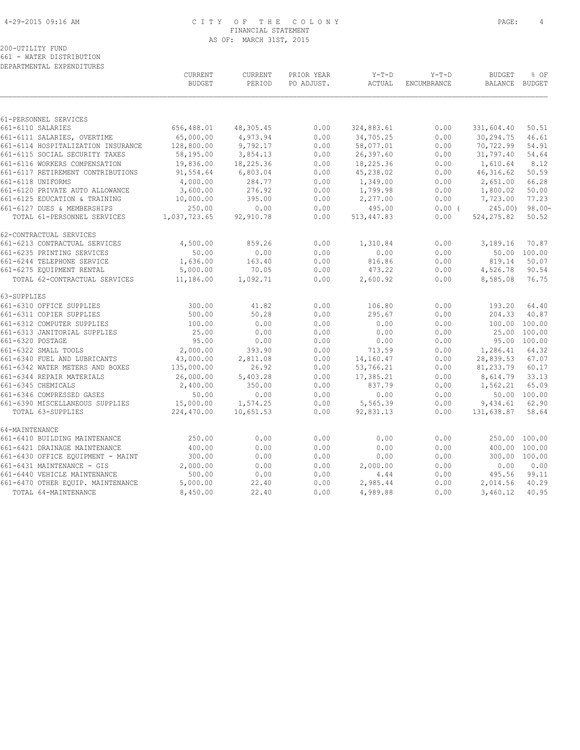# CITY OF THE COLONY
## FINANCIAL STATEMENT
### AS OF: MARCH 31ST, 2015

200-UTILITY FUND
661 - WATER DISTRIBUTION
DEPARTMENTAL EXPENDITURES

| | CURRENT BUDGET | CURRENT PERIOD | PRIOR YEAR PO ADJUST. | Y-T-D ACTUAL | Y-T-D ENCUMBRANCE | BUDGET BALANCE | % OF BUDGET |
|---|---|---|---|---|---|---|---|
| **61-PERSONNEL SERVICES** | | | | | | | |
| 661-6110 SALARIES | 656,488.01 | 48,305.45 | 0.00 | 324,883.61 | 0.00 | 331,604.40 | 50.51 |
| 661-6111 SALARIES, OVERTIME | 65,000.00 | 4,973.94 | 0.00 | 34,705.25 | 0.00 | 30,294.75 | 46.61 |
| 661-6114 HOSPITALIZATION INSURANCE | 128,800.00 | 9,792.17 | 0.00 | 58,077.01 | 0.00 | 70,722.99 | 54.91 |
| 661-6115 SOCIAL SECURITY TAXES | 58,195.00 | 3,854.13 | 0.00 | 26,397.60 | 0.00 | 31,797.40 | 54.64 |
| 661-6116 WORKERS COMPENSATION | 19,836.00 | 18,225.36 | 0.00 | 18,225.36 | 0.00 | 1,610.64 | 8.12 |
| 661-6117 RETIREMENT CONTRIBUTIONS | 91,554.64 | 6,803.04 | 0.00 | 45,238.02 | 0.00 | 46,316.62 | 50.59 |
| 661-6118 UNIFORMS | 4,000.00 | 284.77 | 0.00 | 1,349.00 | 0.00 | 2,651.00 | 66.28 |
| 661-6120 PRIVATE AUTO ALLOWANCE | 3,600.00 | 276.92 | 0.00 | 1,799.98 | 0.00 | 1,800.02 | 50.00 |
| 661-6125 EDUCATION & TRAINING | 10,000.00 | 395.00 | 0.00 | 2,277.00 | 0.00 | 7,723.00 | 77.23 |
| 661-6127 DUES & MEMBERSHIPS | 250.00 | 0.00 | 0.00 | 495.00 | 0.00 | ( 245.00) | 98.00- |
| TOTAL 61-PERSONNEL SERVICES | 1,037,723.65 | 92,910.78 | 0.00 | 513,447.83 | 0.00 | 524,275.82 | 50.52 |
| **62-CONTRACTUAL SERVICES** | | | | | | | |
| 661-6213 CONTRACTUAL SERVICES | 4,500.00 | 859.26 | 0.00 | 1,310.84 | 0.00 | 3,189.16 | 70.87 |
| 661-6235 PRINTING SERVICES | 50.00 | 0.00 | 0.00 | 0.00 | 0.00 | 50.00 | 100.00 |
| 661-6244 TELEPHONE SERVICE | 1,636.00 | 163.40 | 0.00 | 816.86 | 0.00 | 819.14 | 50.07 |
| 661-6275 EQUIPMENT RENTAL | 5,000.00 | 70.05 | 0.00 | 473.22 | 0.00 | 4,526.78 | 90.54 |
| TOTAL 62-CONTRACTUAL SERVICES | 11,186.00 | 1,092.71 | 0.00 | 2,600.92 | 0.00 | 8,585.08 | 76.75 |
| **63-SUPPLIES** | | | | | | | |
| 661-6310 OFFICE SUPPLIES | 300.00 | 41.82 | 0.00 | 106.80 | 0.00 | 193.20 | 64.40 |
| 661-6311 COPIER SUPPLIES | 500.00 | 50.28 | 0.00 | 295.67 | 0.00 | 204.33 | 40.87 |
| 661-6312 COMPUTER SUPPLIES | 100.00 | 0.00 | 0.00 | 0.00 | 0.00 | 100.00 | 100.00 |
| 661-6313 JANITORIAL SUPPLIES | 25.00 | 0.00 | 0.00 | 0.00 | 0.00 | 25.00 | 100.00 |
| 661-6320 POSTAGE | 95.00 | 0.00 | 0.00 | 0.00 | 0.00 | 95.00 | 100.00 |
| 661-6322 SMALL TOOLS | 2,000.00 | 393.90 | 0.00 | 713.59 | 0.00 | 1,286.41 | 64.32 |
| 661-6340 FUEL AND LUBRICANTS | 43,000.00 | 2,811.08 | 0.00 | 14,160.47 | 0.00 | 28,839.53 | 67.07 |
| 661-6342 WATER METERS AND BOXES | 135,000.00 | 26.92 | 0.00 | 53,766.21 | 0.00 | 81,233.79 | 60.17 |
| 661-6344 REPAIR MATERIALS | 26,000.00 | 5,403.28 | 0.00 | 17,385.21 | 0.00 | 8,614.79 | 33.13 |
| 661-6345 CHEMICALS | 2,400.00 | 350.00 | 0.00 | 837.79 | 0.00 | 1,562.21 | 65.09 |
| 661-6346 COMPRESSED GASES | 50.00 | 0.00 | 0.00 | 0.00 | 0.00 | 50.00 | 100.00 |
| 661-6390 MISCELLANEOUS SUPPLIES | 15,000.00 | 1,574.25 | 0.00 | 5,565.39 | 0.00 | 9,434.61 | 62.90 |
| TOTAL 63-SUPPLIES | 224,470.00 | 10,651.53 | 0.00 | 92,831.13 | 0.00 | 131,638.87 | 58.64 |
| **64-MAINTENANCE** | | | | | | | |
| 661-6410 BUILDING MAINTENANCE | 250.00 | 0.00 | 0.00 | 0.00 | 0.00 | 250.00 | 100.00 |
| 661-6421 DRAINAGE MAINTENANCE | 400.00 | 0.00 | 0.00 | 0.00 | 0.00 | 400.00 | 100.00 |
| 661-6430 OFFICE EQUIPMENT - MAINT | 300.00 | 0.00 | 0.00 | 0.00 | 0.00 | 300.00 | 100.00 |
| 661-6431 MAINTENANCE - GIS | 2,000.00 | 0.00 | 0.00 | 2,000.00 | 0.00 | 0.00 | 0.00 |
| 661-6440 VEHICLE MAINTENANCE | 500.00 | 0.00 | 0.00 | 4.44 | 0.00 | 495.56 | 99.11 |
| 661-6470 OTHER EQUIP. MAINTENANCE | 5,000.00 | 22.40 | 0.00 | 2,985.44 | 0.00 | 2,014.56 | 40.29 |
| TOTAL 64-MAINTENANCE | 8,450.00 | 22.40 | 0.00 | 4,989.88 | 0.00 | 3,460.12 | 40.95 |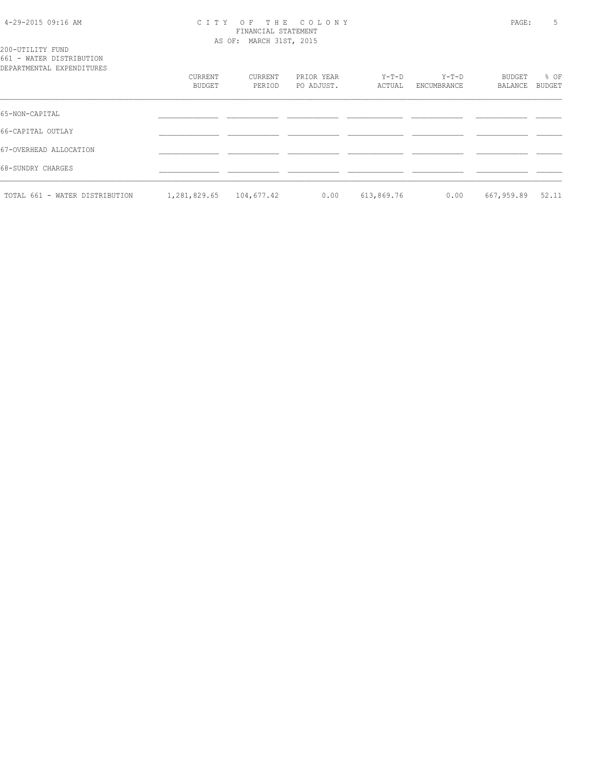CITY OF THE COLONY
FINANCIAL STATEMENT
AS OF: MARCH 31ST, 2015

200-UTILITY FUND
661 - WATER DISTRIBUTION
DEPARTMENTAL EXPENDITURES

| | CURRENT BUDGET | CURRENT PERIOD | PRIOR YEAR PO ADJUST. | Y-T-D ACTUAL | Y-T-D ENCUMBRANCE | BUDGET BALANCE | % OF BUDGET |
|---|---|---|---|---|---|---|---|
| 65-NON-CAPITAL | | | | | | | |
| 66-CAPITAL OUTLAY | | | | | | | |
| 67-OVERHEAD ALLOCATION | | | | | | | |
| 68-SUNDRY CHARGES | | | | | | | |
| TOTAL 661 - WATER DISTRIBUTION | 1,281,829.65 | 104,677.42 | 0.00 | 613,869.76 | 0.00 | 667,959.89 | 52.11 |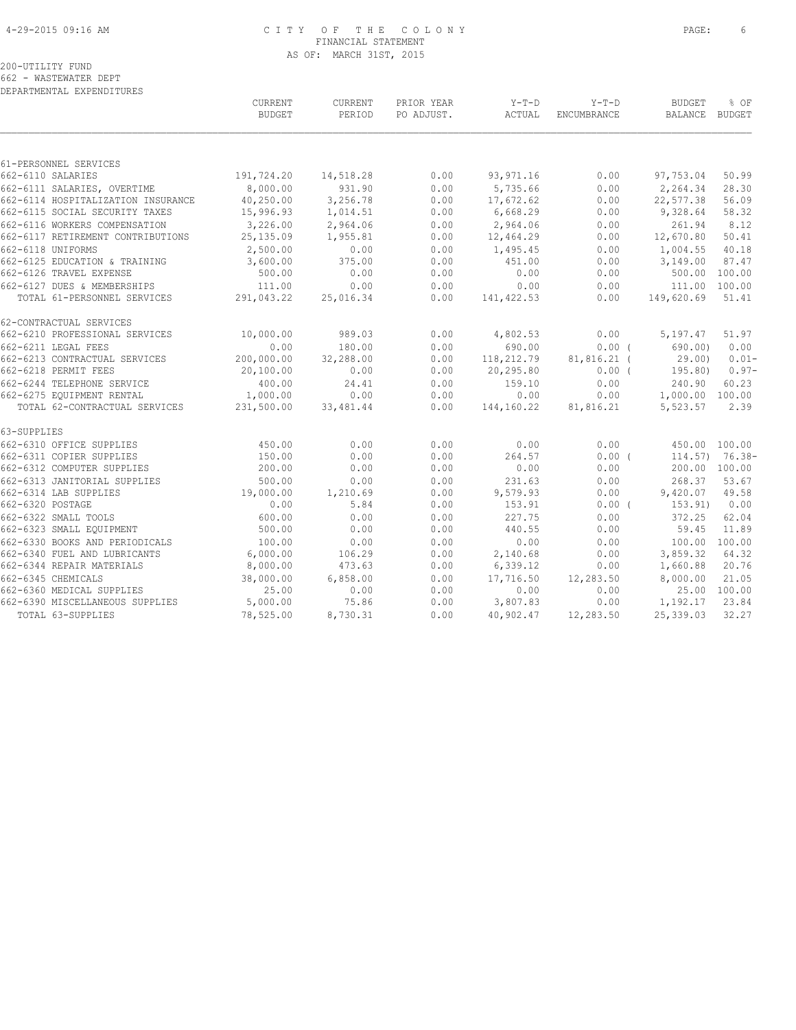CITY OF THE COLONY
FINANCIAL STATEMENT
AS OF: MARCH 31ST, 2015

200-UTILITY FUND
662 - WASTEWATER DEPT
DEPARTMENTAL EXPENDITURES

| | CURRENT BUDGET | CURRENT PERIOD | PRIOR YEAR PO ADJUST. | Y-T-D ACTUAL | Y-T-D ENCUMBRANCE | BUDGET BALANCE | % OF BUDGET |
|---|---|---|---|---|---|---|---|
| 61-PERSONNEL SERVICES | | | | | | | |
| 662-6110 SALARIES | 191,724.20 | 14,518.28 | 0.00 | 93,971.16 | 0.00 | 97,753.04 | 50.99 |
| 662-6111 SALARIES, OVERTIME | 8,000.00 | 931.90 | 0.00 | 5,735.66 | 0.00 | 2,264.34 | 28.30 |
| 662-6114 HOSPITALIZATION INSURANCE | 40,250.00 | 3,256.78 | 0.00 | 17,672.62 | 0.00 | 22,577.38 | 56.09 |
| 662-6115 SOCIAL SECURITY TAXES | 15,996.93 | 1,014.51 | 0.00 | 6,668.29 | 0.00 | 9,328.64 | 58.32 |
| 662-6116 WORKERS COMPENSATION | 3,226.00 | 2,964.06 | 0.00 | 2,964.06 | 0.00 | 261.94 | 8.12 |
| 662-6117 RETIREMENT CONTRIBUTIONS | 25,135.09 | 1,955.81 | 0.00 | 12,464.29 | 0.00 | 12,670.80 | 50.41 |
| 662-6118 UNIFORMS | 2,500.00 | 0.00 | 0.00 | 1,495.45 | 0.00 | 1,004.55 | 40.18 |
| 662-6125 EDUCATION & TRAINING | 3,600.00 | 375.00 | 0.00 | 451.00 | 0.00 | 3,149.00 | 87.47 |
| 662-6126 TRAVEL EXPENSE | 500.00 | 0.00 | 0.00 | 0.00 | 0.00 | 500.00 | 100.00 |
| 662-6127 DUES & MEMBERSHIPS | 111.00 | 0.00 | 0.00 | 0.00 | 0.00 | 111.00 | 100.00 |
| TOTAL 61-PERSONNEL SERVICES | 291,043.22 | 25,016.34 | 0.00 | 141,422.53 | 0.00 | 149,620.69 | 51.41 |
| 62-CONTRACTUAL SERVICES | | | | | | | |
| 662-6210 PROFESSIONAL SERVICES | 10,000.00 | 989.03 | 0.00 | 4,802.53 | 0.00 | 5,197.47 | 51.97 |
| 662-6211 LEGAL FEES | 0.00 | 180.00 | 0.00 | 690.00 | 0.00 | ( 690.00) | 0.00 |
| 662-6213 CONTRACTUAL SERVICES | 200,000.00 | 32,288.00 | 0.00 | 118,212.79 | 81,816.21 | ( 29.00) | 0.01- |
| 662-6218 PERMIT FEES | 20,100.00 | 0.00 | 0.00 | 20,295.80 | 0.00 | ( 195.80) | 0.97- |
| 662-6244 TELEPHONE SERVICE | 400.00 | 24.41 | 0.00 | 159.10 | 0.00 | 240.90 | 60.23 |
| 662-6275 EQUIPMENT RENTAL | 1,000.00 | 0.00 | 0.00 | 0.00 | 0.00 | 1,000.00 | 100.00 |
| TOTAL 62-CONTRACTUAL SERVICES | 231,500.00 | 33,481.44 | 0.00 | 144,160.22 | 81,816.21 | 5,523.57 | 2.39 |
| 63-SUPPLIES | | | | | | | |
| 662-6310 OFFICE SUPPLIES | 450.00 | 0.00 | 0.00 | 0.00 | 0.00 | 450.00 | 100.00 |
| 662-6311 COPIER SUPPLIES | 150.00 | 0.00 | 0.00 | 264.57 | 0.00 | ( 114.57) | 76.38- |
| 662-6312 COMPUTER SUPPLIES | 200.00 | 0.00 | 0.00 | 0.00 | 0.00 | 200.00 | 100.00 |
| 662-6313 JANITORIAL SUPPLIES | 500.00 | 0.00 | 0.00 | 231.63 | 0.00 | 268.37 | 53.67 |
| 662-6314 LAB SUPPLIES | 19,000.00 | 1,210.69 | 0.00 | 9,579.93 | 0.00 | 9,420.07 | 49.58 |
| 662-6320 POSTAGE | 0.00 | 5.84 | 0.00 | 153.91 | 0.00 | ( 153.91) | 0.00 |
| 662-6322 SMALL TOOLS | 600.00 | 0.00 | 0.00 | 227.75 | 0.00 | 372.25 | 62.04 |
| 662-6323 SMALL EQUIPMENT | 500.00 | 0.00 | 0.00 | 440.55 | 0.00 | 59.45 | 11.89 |
| 662-6330 BOOKS AND PERIODICALS | 100.00 | 0.00 | 0.00 | 0.00 | 0.00 | 100.00 | 100.00 |
| 662-6340 FUEL AND LUBRICANTS | 6,000.00 | 106.29 | 0.00 | 2,140.68 | 0.00 | 3,859.32 | 64.32 |
| 662-6344 REPAIR MATERIALS | 8,000.00 | 473.63 | 0.00 | 6,339.12 | 0.00 | 1,660.88 | 20.76 |
| 662-6345 CHEMICALS | 38,000.00 | 6,858.00 | 0.00 | 17,716.50 | 12,283.50 | 8,000.00 | 21.05 |
| 662-6360 MEDICAL SUPPLIES | 25.00 | 0.00 | 0.00 | 0.00 | 0.00 | 25.00 | 100.00 |
| 662-6390 MISCELLANEOUS SUPPLIES | 5,000.00 | 75.86 | 0.00 | 3,807.83 | 0.00 | 1,192.17 | 23.84 |
| TOTAL 63-SUPPLIES | 78,525.00 | 8,730.31 | 0.00 | 40,902.47 | 12,283.50 | 25,339.03 | 32.27 |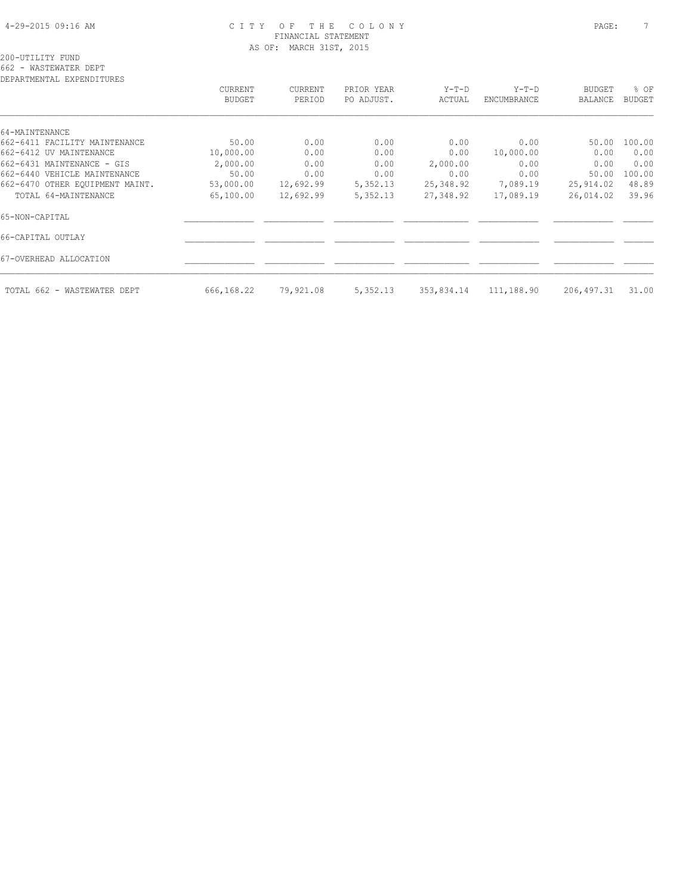CITY OF THE COLONY
FINANCIAL STATEMENT
AS OF: MARCH 31ST, 2015

200-UTILITY FUND
662 - WASTEWATER DEPT
DEPARTMENTAL EXPENDITURES

| | CURRENT BUDGET | CURRENT PERIOD | PRIOR YEAR PO ADJUST. | Y-T-D ACTUAL | Y-T-D ENCUMBRANCE | BUDGET BALANCE | % OF BUDGET |
|---|---|---|---|---|---|---|---|
| 64-MAINTENANCE | | | | | | | |
| 662-6411 FACILITY MAINTENANCE | 50.00 | 0.00 | 0.00 | 0.00 | 0.00 | 50.00 | 100.00 |
| 662-6412 UV MAINTENANCE | 10,000.00 | 0.00 | 0.00 | 0.00 | 10,000.00 | 0.00 | 0.00 |
| 662-6431 MAINTENANCE - GIS | 2,000.00 | 0.00 | 0.00 | 2,000.00 | 0.00 | 0.00 | 0.00 |
| 662-6440 VEHICLE MAINTENANCE | 50.00 | 0.00 | 0.00 | 0.00 | 0.00 | 50.00 | 100.00 |
| 662-6470 OTHER EQUIPMENT MAINT. | 53,000.00 | 12,692.99 | 5,352.13 | 25,348.92 | 7,089.19 | 25,914.02 | 48.89 |
| TOTAL 64-MAINTENANCE | 65,100.00 | 12,692.99 | 5,352.13 | 27,348.92 | 17,089.19 | 26,014.02 | 39.96 |
| 65-NON-CAPITAL | | | | | | | |
| 66-CAPITAL OUTLAY | | | | | | | |
| 67-OVERHEAD ALLOCATION | | | | | | | |
| TOTAL 662 - WASTEWATER DEPT | 666,168.22 | 79,921.08 | 5,352.13 | 353,834.14 | 111,188.90 | 206,497.31 | 31.00 |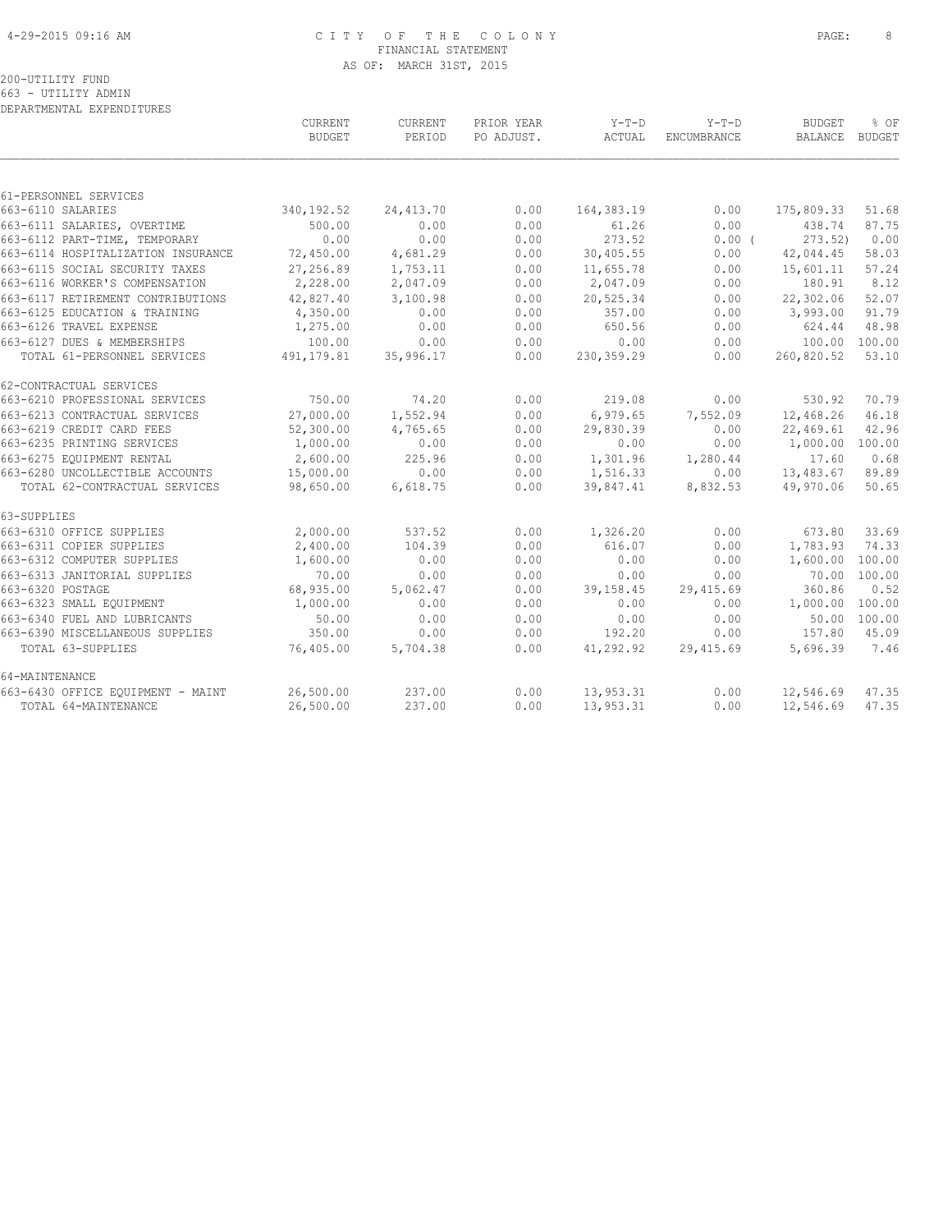CITY OF THE COLONY
FINANCIAL STATEMENT
AS OF: MARCH 31ST, 2015

200-UTILITY FUND
663 - UTILITY ADMIN
DEPARTMENTAL EXPENDITURES

| | CURRENT BUDGET | CURRENT PERIOD | PRIOR YEAR PO ADJUST. | Y-T-D ACTUAL | Y-T-D ENCUMBRANCE | BUDGET BALANCE | % OF BUDGET |
|---|---|---|---|---|---|---|---|
| 61-PERSONNEL SERVICES | | | | | | | |
| 663-6110 SALARIES | 340,192.52 | 24,413.70 | 0.00 | 164,383.19 | 0.00 | 175,809.33 | 51.68 |
| 663-6111 SALARIES, OVERTIME | 500.00 | 0.00 | 0.00 | 61.26 | 0.00 | 438.74 | 87.75 |
| 663-6112 PART-TIME, TEMPORARY | 0.00 | 0.00 | 0.00 | 273.52 | 0.00 | ( 273.52) | 0.00 |
| 663-6114 HOSPITALIZATION INSURANCE | 72,450.00 | 4,681.29 | 0.00 | 30,405.55 | 0.00 | 42,044.45 | 58.03 |
| 663-6115 SOCIAL SECURITY TAXES | 27,256.89 | 1,753.11 | 0.00 | 11,655.78 | 0.00 | 15,601.11 | 57.24 |
| 663-6116 WORKER'S COMPENSATION | 2,228.00 | 2,047.09 | 0.00 | 2,047.09 | 0.00 | 180.91 | 8.12 |
| 663-6117 RETIREMENT CONTRIBUTIONS | 42,827.40 | 3,100.98 | 0.00 | 20,525.34 | 0.00 | 22,302.06 | 52.07 |
| 663-6125 EDUCATION & TRAINING | 4,350.00 | 0.00 | 0.00 | 357.00 | 0.00 | 3,993.00 | 91.79 |
| 663-6126 TRAVEL EXPENSE | 1,275.00 | 0.00 | 0.00 | 650.56 | 0.00 | 624.44 | 48.98 |
| 663-6127 DUES & MEMBERSHIPS | 100.00 | 0.00 | 0.00 | 0.00 | 0.00 | 100.00 | 100.00 |
| TOTAL 61-PERSONNEL SERVICES | 491,179.81 | 35,996.17 | 0.00 | 230,359.29 | 0.00 | 260,820.52 | 53.10 |
| 62-CONTRACTUAL SERVICES | | | | | | | |
| 663-6210 PROFESSIONAL SERVICES | 750.00 | 74.20 | 0.00 | 219.08 | 0.00 | 530.92 | 70.79 |
| 663-6213 CONTRACTUAL SERVICES | 27,000.00 | 1,552.94 | 0.00 | 6,979.65 | 7,552.09 | 12,468.26 | 46.18 |
| 663-6219 CREDIT CARD FEES | 52,300.00 | 4,765.65 | 0.00 | 29,830.39 | 0.00 | 22,469.61 | 42.96 |
| 663-6235 PRINTING SERVICES | 1,000.00 | 0.00 | 0.00 | 0.00 | 0.00 | 1,000.00 | 100.00 |
| 663-6275 EQUIPMENT RENTAL | 2,600.00 | 225.96 | 0.00 | 1,301.96 | 1,280.44 | 17.60 | 0.68 |
| 663-6280 UNCOLLECTIBLE ACCOUNTS | 15,000.00 | 0.00 | 0.00 | 1,516.33 | 0.00 | 13,483.67 | 89.89 |
| TOTAL 62-CONTRACTUAL SERVICES | 98,650.00 | 6,618.75 | 0.00 | 39,847.41 | 8,832.53 | 49,970.06 | 50.65 |
| 63-SUPPLIES | | | | | | | |
| 663-6310 OFFICE SUPPLIES | 2,000.00 | 537.52 | 0.00 | 1,326.20 | 0.00 | 673.80 | 33.69 |
| 663-6311 COPIER SUPPLIES | 2,400.00 | 104.39 | 0.00 | 616.07 | 0.00 | 1,783.93 | 74.33 |
| 663-6312 COMPUTER SUPPLIES | 1,600.00 | 0.00 | 0.00 | 0.00 | 0.00 | 1,600.00 | 100.00 |
| 663-6313 JANITORIAL SUPPLIES | 70.00 | 0.00 | 0.00 | 0.00 | 0.00 | 70.00 | 100.00 |
| 663-6320 POSTAGE | 68,935.00 | 5,062.47 | 0.00 | 39,158.45 | 29,415.69 | 360.86 | 0.52 |
| 663-6323 SMALL EQUIPMENT | 1,000.00 | 0.00 | 0.00 | 0.00 | 0.00 | 1,000.00 | 100.00 |
| 663-6340 FUEL AND LUBRICANTS | 50.00 | 0.00 | 0.00 | 0.00 | 0.00 | 50.00 | 100.00 |
| 663-6390 MISCELLANEOUS SUPPLIES | 350.00 | 0.00 | 0.00 | 192.20 | 0.00 | 157.80 | 45.09 |
| TOTAL 63-SUPPLIES | 76,405.00 | 5,704.38 | 0.00 | 41,292.92 | 29,415.69 | 5,696.39 | 7.46 |
| 64-MAINTENANCE | | | | | | | |
| 663-6430 OFFICE EQUIPMENT - MAINT | 26,500.00 | 237.00 | 0.00 | 13,953.31 | 0.00 | 12,546.69 | 47.35 |
| TOTAL 64-MAINTENANCE | 26,500.00 | 237.00 | 0.00 | 13,953.31 | 0.00 | 12,546.69 | 47.35 |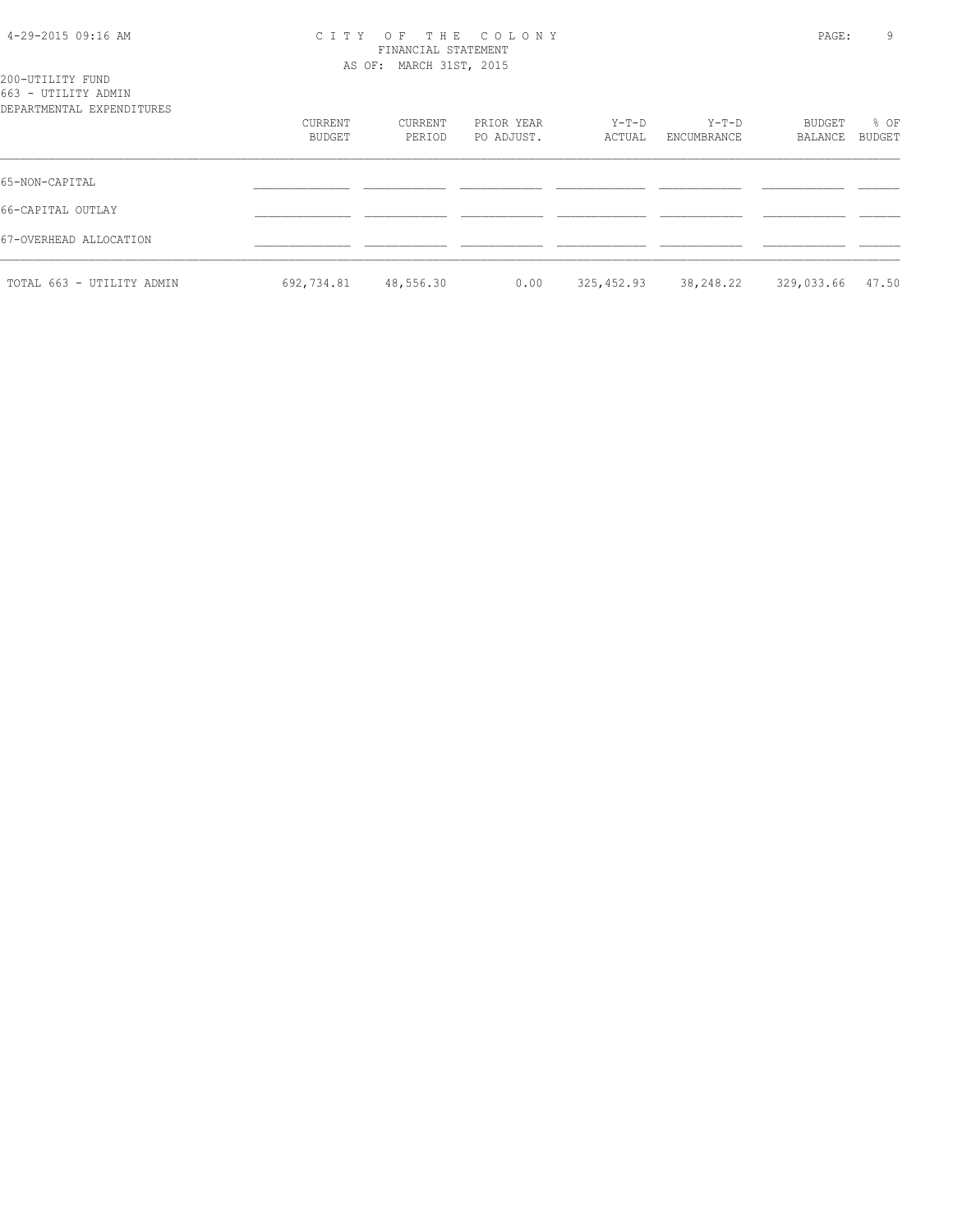200-UTILITY FUND
663 - UTILITY ADMIN
DEPARTMENTAL EXPENDITURES

| | CURRENT BUDGET | CURRENT PERIOD | PRIOR YEAR PO ADJUST. | Y-T-D ACTUAL | Y-T-D ENCUMBRANCE | BUDGET BALANCE | % OF BUDGET |
|---|---|---|---|---|---|---|---|
| 65-NON-CAPITAL | | | | | | | |
| 66-CAPITAL OUTLAY | | | | | | | |
| 67-OVERHEAD ALLOCATION | | | | | | | |
| TOTAL 663 - UTILITY ADMIN | 692,734.81 | 48,556.30 | 0.00 | 325,452.93 | 38,248.22 | 329,033.66 | 47.50 |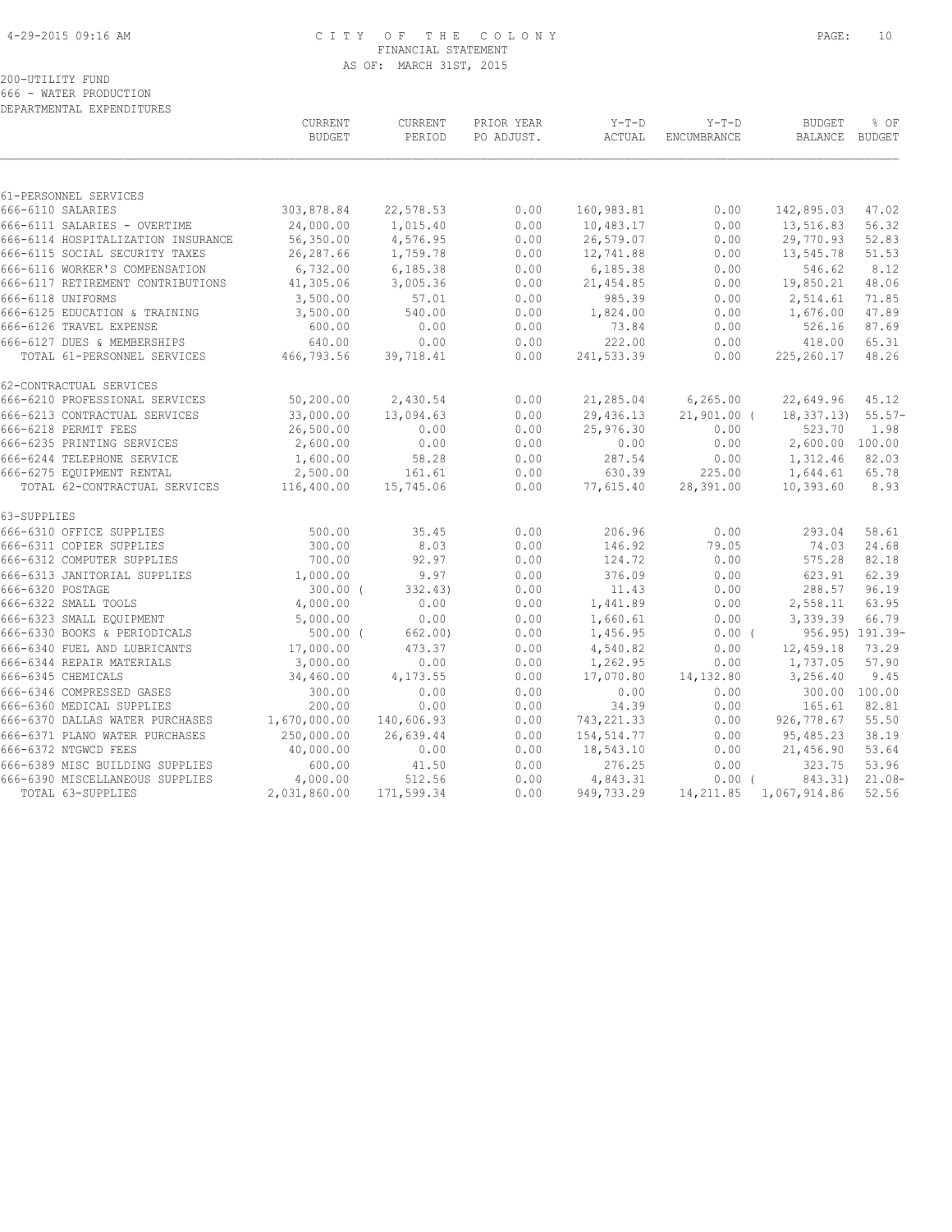CITY OF THE COLONY
FINANCIAL STATEMENT
AS OF: MARCH 31ST, 2015

200-UTILITY FUND
666 - WATER PRODUCTION
DEPARTMENTAL EXPENDITURES

| | CURRENT BUDGET | CURRENT PERIOD | PRIOR YEAR PO ADJUST. | Y-T-D ACTUAL | Y-T-D ENCUMBRANCE | BUDGET BALANCE | % OF BUDGET |
|---|---|---|---|---|---|---|---|
| 61-PERSONNEL SERVICES | | | | | | | |
| 666-6110 SALARIES | 303,878.84 | 22,578.53 | 0.00 | 160,983.81 | 0.00 | 142,895.03 | 47.02 |
| 666-6111 SALARIES - OVERTIME | 24,000.00 | 1,015.40 | 0.00 | 10,483.17 | 0.00 | 13,516.83 | 56.32 |
| 666-6114 HOSPITALIZATION INSURANCE | 56,350.00 | 4,576.95 | 0.00 | 26,579.07 | 0.00 | 29,770.93 | 52.83 |
| 666-6115 SOCIAL SECURITY TAXES | 26,287.66 | 1,759.78 | 0.00 | 12,741.88 | 0.00 | 13,545.78 | 51.53 |
| 666-6116 WORKER'S COMPENSATION | 6,732.00 | 6,185.38 | 0.00 | 6,185.38 | 0.00 | 546.62 | 8.12 |
| 666-6117 RETIREMENT CONTRIBUTIONS | 41,305.06 | 3,005.36 | 0.00 | 21,454.85 | 0.00 | 19,850.21 | 48.06 |
| 666-6118 UNIFORMS | 3,500.00 | 57.01 | 0.00 | 985.39 | 0.00 | 2,514.61 | 71.85 |
| 666-6125 EDUCATION & TRAINING | 3,500.00 | 540.00 | 0.00 | 1,824.00 | 0.00 | 1,676.00 | 47.89 |
| 666-6126 TRAVEL EXPENSE | 600.00 | 0.00 | 0.00 | 73.84 | 0.00 | 526.16 | 87.69 |
| 666-6127 DUES & MEMBERSHIPS | 640.00 | 0.00 | 0.00 | 222.00 | 0.00 | 418.00 | 65.31 |
| TOTAL 61-PERSONNEL SERVICES | 466,793.56 | 39,718.41 | 0.00 | 241,533.39 | 0.00 | 225,260.17 | 48.26 |
| 62-CONTRACTUAL SERVICES | | | | | | | |
| 666-6210 PROFESSIONAL SERVICES | 50,200.00 | 2,430.54 | 0.00 | 21,285.04 | 6,265.00 | 22,649.96 | 45.12 |
| 666-6213 CONTRACTUAL SERVICES | 33,000.00 | 13,094.63 | 0.00 | 29,436.13 | 21,901.00 | ( 18,337.13) | 55.57- |
| 666-6218 PERMIT FEES | 26,500.00 | 0.00 | 0.00 | 25,976.30 | 0.00 | 523.70 | 1.98 |
| 666-6235 PRINTING SERVICES | 2,600.00 | 0.00 | 0.00 | 0.00 | 0.00 | 2,600.00 | 100.00 |
| 666-6244 TELEPHONE SERVICE | 1,600.00 | 58.28 | 0.00 | 287.54 | 0.00 | 1,312.46 | 82.03 |
| 666-6275 EQUIPMENT RENTAL | 2,500.00 | 161.61 | 0.00 | 630.39 | 225.00 | 1,644.61 | 65.78 |
| TOTAL 62-CONTRACTUAL SERVICES | 116,400.00 | 15,745.06 | 0.00 | 77,615.40 | 28,391.00 | 10,393.60 | 8.93 |
| 63-SUPPLIES | | | | | | | |
| 666-6310 OFFICE SUPPLIES | 500.00 | 35.45 | 0.00 | 206.96 | 0.00 | 293.04 | 58.61 |
| 666-6311 COPIER SUPPLIES | 300.00 | 8.03 | 0.00 | 146.92 | 79.05 | 74.03 | 24.68 |
| 666-6312 COMPUTER SUPPLIES | 700.00 | 92.97 | 0.00 | 124.72 | 0.00 | 575.28 | 82.18 |
| 666-6313 JANITORIAL SUPPLIES | 1,000.00 | 9.97 | 0.00 | 376.09 | 0.00 | 623.91 | 62.39 |
| 666-6320 POSTAGE | 300.00 | ( 332.43) | 0.00 | 11.43 | 0.00 | 288.57 | 96.19 |
| 666-6322 SMALL TOOLS | 4,000.00 | 0.00 | 0.00 | 1,441.89 | 0.00 | 2,558.11 | 63.95 |
| 666-6323 SMALL EQUIPMENT | 5,000.00 | 0.00 | 0.00 | 1,660.61 | 0.00 | 3,339.39 | 66.79 |
| 666-6330 BOOKS & PERIODICALS | 500.00 | ( 662.00) | 0.00 | 1,456.95 | 0.00 | ( 956.95) | 191.39- |
| 666-6340 FUEL AND LUBRICANTS | 17,000.00 | 473.37 | 0.00 | 4,540.82 | 0.00 | 12,459.18 | 73.29 |
| 666-6344 REPAIR MATERIALS | 3,000.00 | 0.00 | 0.00 | 1,262.95 | 0.00 | 1,737.05 | 57.90 |
| 666-6345 CHEMICALS | 34,460.00 | 4,173.55 | 0.00 | 17,070.80 | 14,132.80 | 3,256.40 | 9.45 |
| 666-6346 COMPRESSED GASES | 300.00 | 0.00 | 0.00 | 0.00 | 0.00 | 300.00 | 100.00 |
| 666-6360 MEDICAL SUPPLIES | 200.00 | 0.00 | 0.00 | 34.39 | 0.00 | 165.61 | 82.81 |
| 666-6370 DALLAS WATER PURCHASES | 1,670,000.00 | 140,606.93 | 0.00 | 743,221.33 | 0.00 | 926,778.67 | 55.50 |
| 666-6371 PLANO WATER PURCHASES | 250,000.00 | 26,639.44 | 0.00 | 154,514.77 | 0.00 | 95,485.23 | 38.19 |
| 666-6372 NTGWCD FEES | 40,000.00 | 0.00 | 0.00 | 18,543.10 | 0.00 | 21,456.90 | 53.64 |
| 666-6389 MISC BUILDING SUPPLIES | 600.00 | 41.50 | 0.00 | 276.25 | 0.00 | 323.75 | 53.96 |
| 666-6390 MISCELLANEOUS SUPPLIES | 4,000.00 | 512.56 | 0.00 | 4,843.31 | 0.00 | ( 843.31) | 21.08- |
| TOTAL 63-SUPPLIES | 2,031,860.00 | 171,599.34 | 0.00 | 949,733.29 | 14,211.85 | 1,067,914.86 | 52.56 |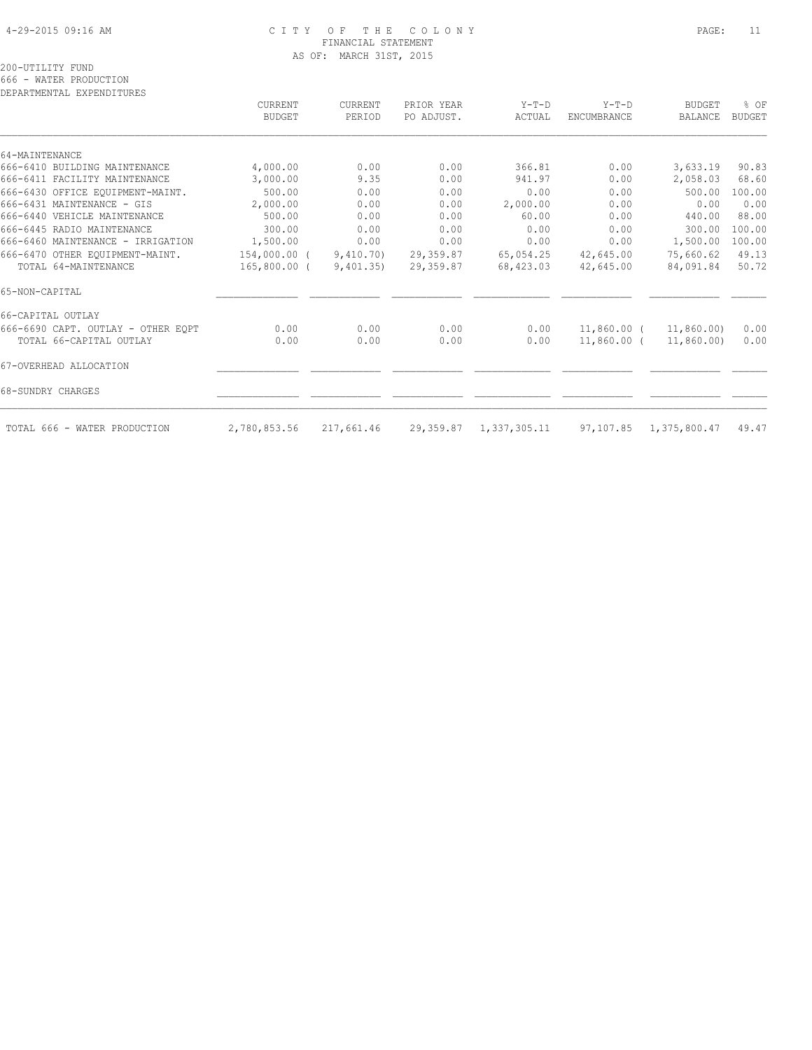CITY OF THE COLONY
FINANCIAL STATEMENT
AS OF: MARCH 31ST, 2015

200-UTILITY FUND
666 - WATER PRODUCTION
DEPARTMENTAL EXPENDITURES

| | CURRENT BUDGET | CURRENT PERIOD | PRIOR YEAR PO ADJUST. | Y-T-D ACTUAL | Y-T-D ENCUMBRANCE | BUDGET BALANCE | % OF BUDGET |
|---|---|---|---|---|---|---|---|
| 64-MAINTENANCE | | | | | | | |
| 666-6410 BUILDING MAINTENANCE | 4,000.00 | 0.00 | 0.00 | 366.81 | 0.00 | 3,633.19 | 90.83 |
| 666-6411 FACILITY MAINTENANCE | 3,000.00 | 9.35 | 0.00 | 941.97 | 0.00 | 2,058.03 | 68.60 |
| 666-6430 OFFICE EQUIPMENT-MAINT. | 500.00 | 0.00 | 0.00 | 0.00 | 0.00 | 500.00 | 100.00 |
| 666-6431 MAINTENANCE - GIS | 2,000.00 | 0.00 | 0.00 | 2,000.00 | 0.00 | 0.00 | 0.00 |
| 666-6440 VEHICLE MAINTENANCE | 500.00 | 0.00 | 0.00 | 60.00 | 0.00 | 440.00 | 88.00 |
| 666-6445 RADIO MAINTENANCE | 300.00 | 0.00 | 0.00 | 0.00 | 0.00 | 300.00 | 100.00 |
| 666-6460 MAINTENANCE - IRRIGATION | 1,500.00 | 0.00 | 0.00 | 0.00 | 0.00 | 1,500.00 | 100.00 |
| 666-6470 OTHER EQUIPMENT-MAINT. | 154,000.00 | (9,410.70) | 29,359.87 | 65,054.25 | 42,645.00 | 75,660.62 | 49.13 |
| TOTAL 64-MAINTENANCE | 165,800.00 | (9,401.35) | 29,359.87 | 68,423.03 | 42,645.00 | 84,091.84 | 50.72 |
| 65-NON-CAPITAL | | | | | | | |
| 66-CAPITAL OUTLAY | | | | | | | |
| 666-6690 CAPT. OUTLAY - OTHER EQPT | 0.00 | 0.00 | 0.00 | 0.00 | 11,860.00 | (11,860.00) | 0.00 |
| TOTAL 66-CAPITAL OUTLAY | 0.00 | 0.00 | 0.00 | 0.00 | 11,860.00 | (11,860.00) | 0.00 |
| 67-OVERHEAD ALLOCATION | | | | | | | |
| 68-SUNDRY CHARGES | | | | | | | |
| TOTAL 666 - WATER PRODUCTION | 2,780,853.56 | 217,661.46 | 29,359.87 | 1,337,305.11 | 97,107.85 | 1,375,800.47 | 49.47 |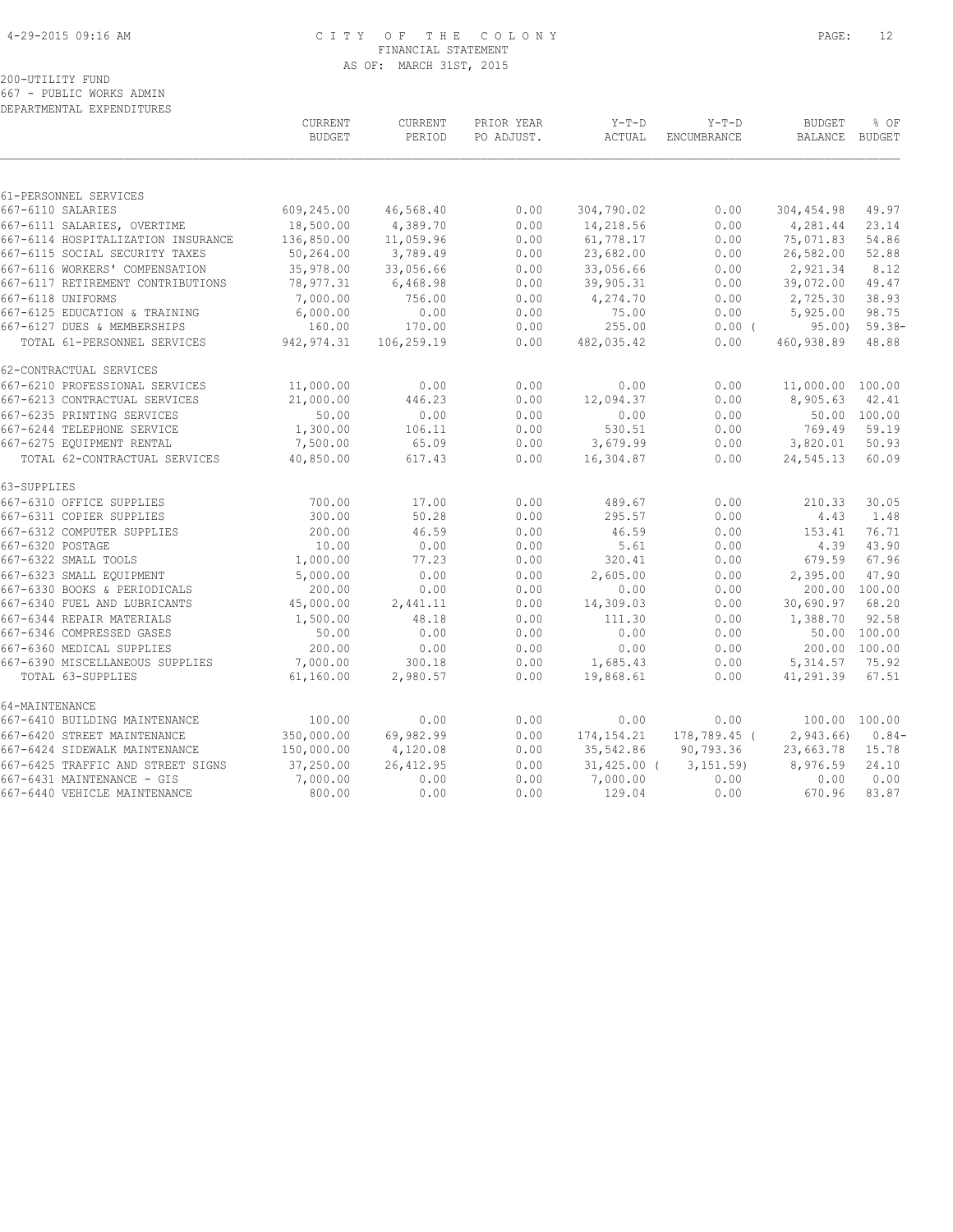CITY OF THE COLONY
FINANCIAL STATEMENT
AS OF: MARCH 31ST, 2015

200-UTILITY FUND
667 - PUBLIC WORKS ADMIN
DEPARTMENTAL EXPENDITURES

| | CURRENT BUDGET | CURRENT PERIOD | PRIOR YEAR PO ADJUST. | Y-T-D ACTUAL | Y-T-D ENCUMBRANCE | BUDGET BALANCE | % OF BUDGET |
|---|---|---|---|---|---|---|---|
| **61-PERSONNEL SERVICES** | | | | | | | |
| 667-6110 SALARIES | 609,245.00 | 46,568.40 | 0.00 | 304,790.02 | 0.00 | 304,454.98 | 49.97 |
| 667-6111 SALARIES, OVERTIME | 18,500.00 | 4,389.70 | 0.00 | 14,218.56 | 0.00 | 4,281.44 | 23.14 |
| 667-6114 HOSPITALIZATION INSURANCE | 136,850.00 | 11,059.96 | 0.00 | 61,778.17 | 0.00 | 75,071.83 | 54.86 |
| 667-6115 SOCIAL SECURITY TAXES | 50,264.00 | 3,789.49 | 0.00 | 23,682.00 | 0.00 | 26,582.00 | 52.88 |
| 667-6116 WORKERS' COMPENSATION | 35,978.00 | 33,056.66 | 0.00 | 33,056.66 | 0.00 | 2,921.34 | 8.12 |
| 667-6117 RETIREMENT CONTRIBUTIONS | 78,977.31 | 6,468.98 | 0.00 | 39,905.31 | 0.00 | 39,072.00 | 49.47 |
| 667-6118 UNIFORMS | 7,000.00 | 756.00 | 0.00 | 4,274.70 | 0.00 | 2,725.30 | 38.93 |
| 667-6125 EDUCATION & TRAINING | 6,000.00 | 0.00 | 0.00 | 75.00 | 0.00 | 5,925.00 | 98.75 |
| 667-6127 DUES & MEMBERSHIPS | 160.00 | 170.00 | 0.00 | 255.00 | 0.00 | ( 95.00) | 59.38- |
| TOTAL 61-PERSONNEL SERVICES | 942,974.31 | 106,259.19 | 0.00 | 482,035.42 | 0.00 | 460,938.89 | 48.88 |
| **62-CONTRACTUAL SERVICES** | | | | | | | |
| 667-6210 PROFESSIONAL SERVICES | 11,000.00 | 0.00 | 0.00 | 0.00 | 0.00 | 11,000.00 | 100.00 |
| 667-6213 CONTRACTUAL SERVICES | 21,000.00 | 446.23 | 0.00 | 12,094.37 | 0.00 | 8,905.63 | 42.41 |
| 667-6235 PRINTING SERVICES | 50.00 | 0.00 | 0.00 | 0.00 | 0.00 | 50.00 | 100.00 |
| 667-6244 TELEPHONE SERVICE | 1,300.00 | 106.11 | 0.00 | 530.51 | 0.00 | 769.49 | 59.19 |
| 667-6275 EQUIPMENT RENTAL | 7,500.00 | 65.09 | 0.00 | 3,679.99 | 0.00 | 3,820.01 | 50.93 |
| TOTAL 62-CONTRACTUAL SERVICES | 40,850.00 | 617.43 | 0.00 | 16,304.87 | 0.00 | 24,545.13 | 60.09 |
| **63-SUPPLIES** | | | | | | | |
| 667-6310 OFFICE SUPPLIES | 700.00 | 17.00 | 0.00 | 489.67 | 0.00 | 210.33 | 30.05 |
| 667-6311 COPIER SUPPLIES | 300.00 | 50.28 | 0.00 | 295.57 | 0.00 | 4.43 | 1.48 |
| 667-6312 COMPUTER SUPPLIES | 200.00 | 46.59 | 0.00 | 46.59 | 0.00 | 153.41 | 76.71 |
| 667-6320 POSTAGE | 10.00 | 0.00 | 0.00 | 5.61 | 0.00 | 4.39 | 43.90 |
| 667-6322 SMALL TOOLS | 1,000.00 | 77.23 | 0.00 | 320.41 | 0.00 | 679.59 | 67.96 |
| 667-6323 SMALL EQUIPMENT | 5,000.00 | 0.00 | 0.00 | 2,605.00 | 0.00 | 2,395.00 | 47.90 |
| 667-6330 BOOKS & PERIODICALS | 200.00 | 0.00 | 0.00 | 0.00 | 0.00 | 200.00 | 100.00 |
| 667-6340 FUEL AND LUBRICANTS | 45,000.00 | 2,441.11 | 0.00 | 14,309.03 | 0.00 | 30,690.97 | 68.20 |
| 667-6344 REPAIR MATERIALS | 1,500.00 | 48.18 | 0.00 | 111.30 | 0.00 | 1,388.70 | 92.58 |
| 667-6346 COMPRESSED GASES | 50.00 | 0.00 | 0.00 | 0.00 | 0.00 | 50.00 | 100.00 |
| 667-6360 MEDICAL SUPPLIES | 200.00 | 0.00 | 0.00 | 0.00 | 0.00 | 200.00 | 100.00 |
| 667-6390 MISCELLANEOUS SUPPLIES | 7,000.00 | 300.18 | 0.00 | 1,685.43 | 0.00 | 5,314.57 | 75.92 |
| TOTAL 63-SUPPLIES | 61,160.00 | 2,980.57 | 0.00 | 19,868.61 | 0.00 | 41,291.39 | 67.51 |
| **64-MAINTENANCE** | | | | | | | |
| 667-6410 BUILDING MAINTENANCE | 100.00 | 0.00 | 0.00 | 0.00 | 0.00 | 100.00 | 100.00 |
| 667-6420 STREET MAINTENANCE | 350,000.00 | 69,982.99 | 0.00 | 174,154.21 | 178,789.45 | ( 2,943.66) | 0.84- |
| 667-6424 SIDEWALK MAINTENANCE | 150,000.00 | 4,120.08 | 0.00 | 35,542.86 | 90,793.36 | 23,663.78 | 15.78 |
| 667-6425 TRAFFIC AND STREET SIGNS | 37,250.00 | 26,412.95 | 0.00 | 31,425.00 | ( 3,151.59) | 8,976.59 | 24.10 |
| 667-6431 MAINTENANCE - GIS | 7,000.00 | 0.00 | 0.00 | 7,000.00 | 0.00 | 0.00 | 0.00 |
| 667-6440 VEHICLE MAINTENANCE | 800.00 | 0.00 | 0.00 | 129.04 | 0.00 | 670.96 | 83.87 |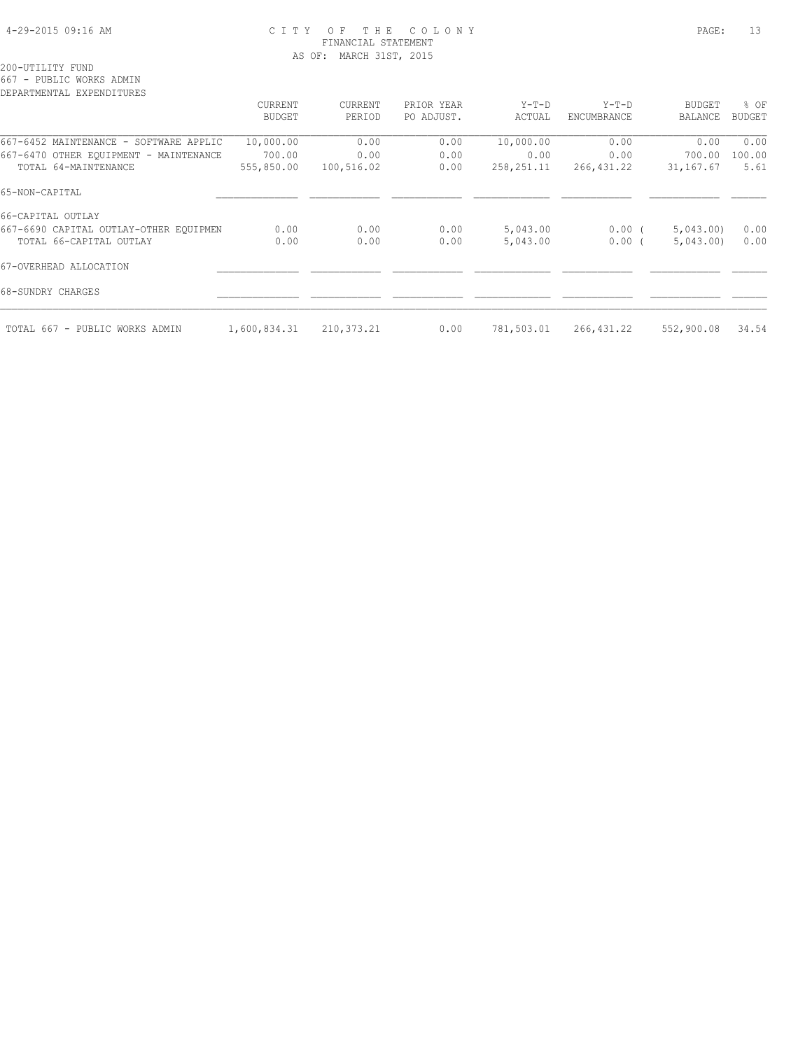CITY OF THE COLONY
FINANCIAL STATEMENT
AS OF: MARCH 31ST, 2015

200-UTILITY FUND
667 - PUBLIC WORKS ADMIN
DEPARTMENTAL EXPENDITURES

| | CURRENT BUDGET | CURRENT PERIOD | PRIOR YEAR PO ADJUST. | Y-T-D ACTUAL | Y-T-D ENCUMBRANCE | BUDGET BALANCE | % OF BUDGET |
|---|---|---|---|---|---|---|---|
| 667-6452 MAINTENANCE - SOFTWARE APPLIC | 10,000.00 | 0.00 | 0.00 | 10,000.00 | 0.00 | 0.00 | 0.00 |
| 667-6470 OTHER EQUIPMENT - MAINTENANCE | 700.00 | 0.00 | 0.00 | 0.00 | 0.00 | 700.00 | 100.00 |
| TOTAL 64-MAINTENANCE | 555,850.00 | 100,516.02 | 0.00 | 258,251.11 | 266,431.22 | 31,167.67 | 5.61 |
| 65-NON-CAPITAL | | | | | | | |
| 66-CAPITAL OUTLAY | | | | | | | |
| 667-6690 CAPITAL OUTLAY-OTHER EQUIPMEN | 0.00 | 0.00 | 0.00 | 5,043.00 | 0.00 | ( 5,043.00) | 0.00 |
| TOTAL 66-CAPITAL OUTLAY | 0.00 | 0.00 | 0.00 | 5,043.00 | 0.00 | ( 5,043.00) | 0.00 |
| 67-OVERHEAD ALLOCATION | | | | | | | |
| 68-SUNDRY CHARGES | | | | | | | |
| TOTAL 667 - PUBLIC WORKS ADMIN | 1,600,834.31 | 210,373.21 | 0.00 | 781,503.01 | 266,431.22 | 552,900.08 | 34.54 |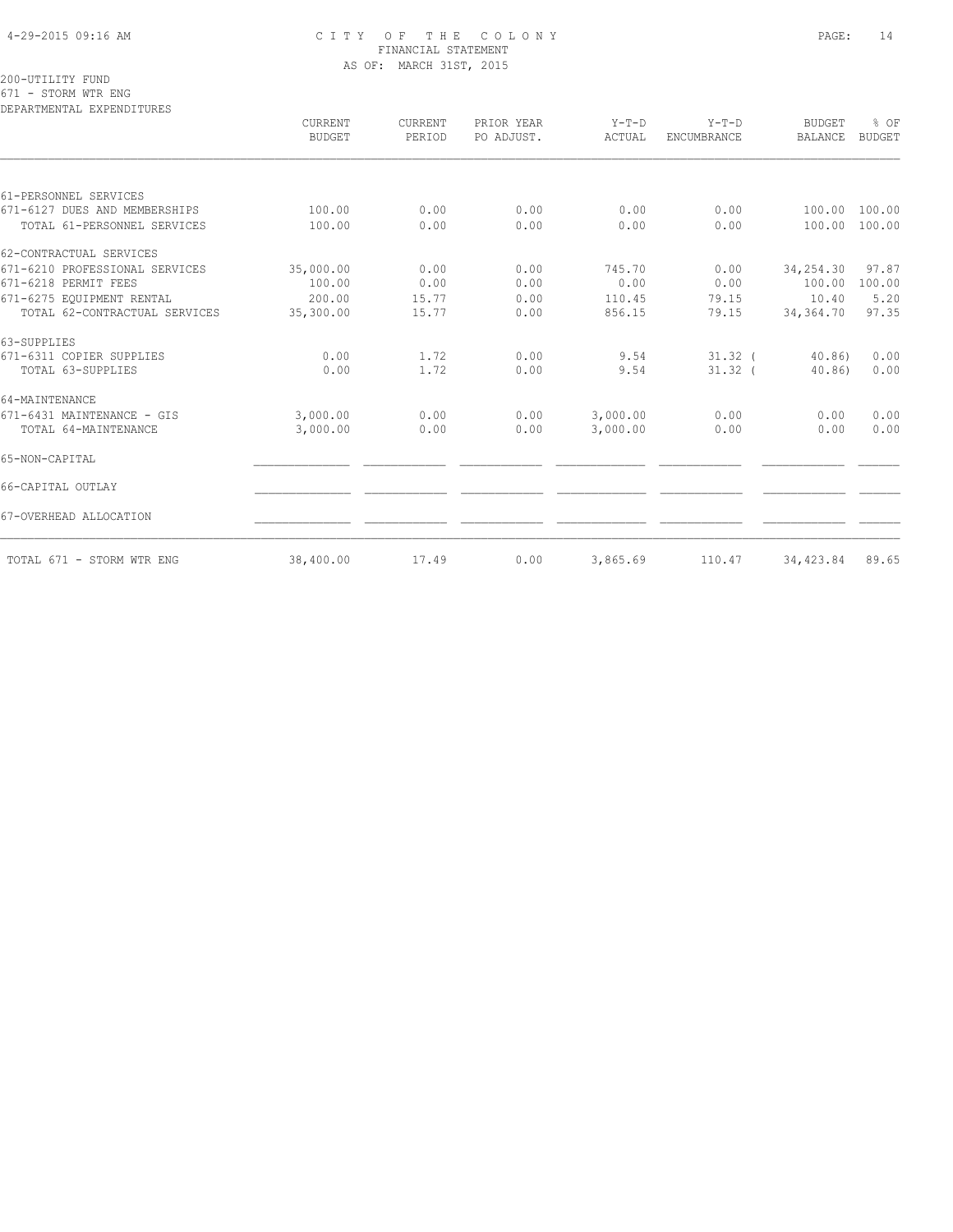CITY OF THE COLONY
FINANCIAL STATEMENT
AS OF: MARCH 31ST, 2015

200-UTILITY FUND
671 - STORM WTR ENG
DEPARTMENTAL EXPENDITURES

| | CURRENT BUDGET | CURRENT PERIOD | PRIOR YEAR PO ADJUST. | Y-T-D ACTUAL | Y-T-D ENCUMBRANCE | BUDGET BALANCE | % OF BUDGET |
|---|---|---|---|---|---|---|---|
| 61-PERSONNEL SERVICES | | | | | | | |
| 671-6127 DUES AND MEMBERSHIPS | 100.00 | 0.00 | 0.00 | 0.00 | 0.00 | 100.00 | 100.00 |
| TOTAL 61-PERSONNEL SERVICES | 100.00 | 0.00 | 0.00 | 0.00 | 0.00 | 100.00 | 100.00 |
| 62-CONTRACTUAL SERVICES | | | | | | | |
| 671-6210 PROFESSIONAL SERVICES | 35,000.00 | 0.00 | 0.00 | 745.70 | 0.00 | 34,254.30 | 97.87 |
| 671-6218 PERMIT FEES | 100.00 | 0.00 | 0.00 | 0.00 | 0.00 | 100.00 | 100.00 |
| 671-6275 EQUIPMENT RENTAL | 200.00 | 15.77 | 0.00 | 110.45 | 79.15 | 10.40 | 5.20 |
| TOTAL 62-CONTRACTUAL SERVICES | 35,300.00 | 15.77 | 0.00 | 856.15 | 79.15 | 34,364.70 | 97.35 |
| 63-SUPPLIES | | | | | | | |
| 671-6311 COPIER SUPPLIES | 0.00 | 1.72 | 0.00 | 9.54 | 31.32 | ( 40.86) | 0.00 |
| TOTAL 63-SUPPLIES | 0.00 | 1.72 | 0.00 | 9.54 | 31.32 | ( 40.86) | 0.00 |
| 64-MAINTENANCE | | | | | | | |
| 671-6431 MAINTENANCE - GIS | 3,000.00 | 0.00 | 0.00 | 3,000.00 | 0.00 | 0.00 | 0.00 |
| TOTAL 64-MAINTENANCE | 3,000.00 | 0.00 | 0.00 | 3,000.00 | 0.00 | 0.00 | 0.00 |
| 65-NON-CAPITAL | | | | | | | |
| 66-CAPITAL OUTLAY | | | | | | | |
| 67-OVERHEAD ALLOCATION | | | | | | | |
| TOTAL 671 - STORM WTR ENG | 38,400.00 | 17.49 | 0.00 | 3,865.69 | 110.47 | 34,423.84 | 89.65 |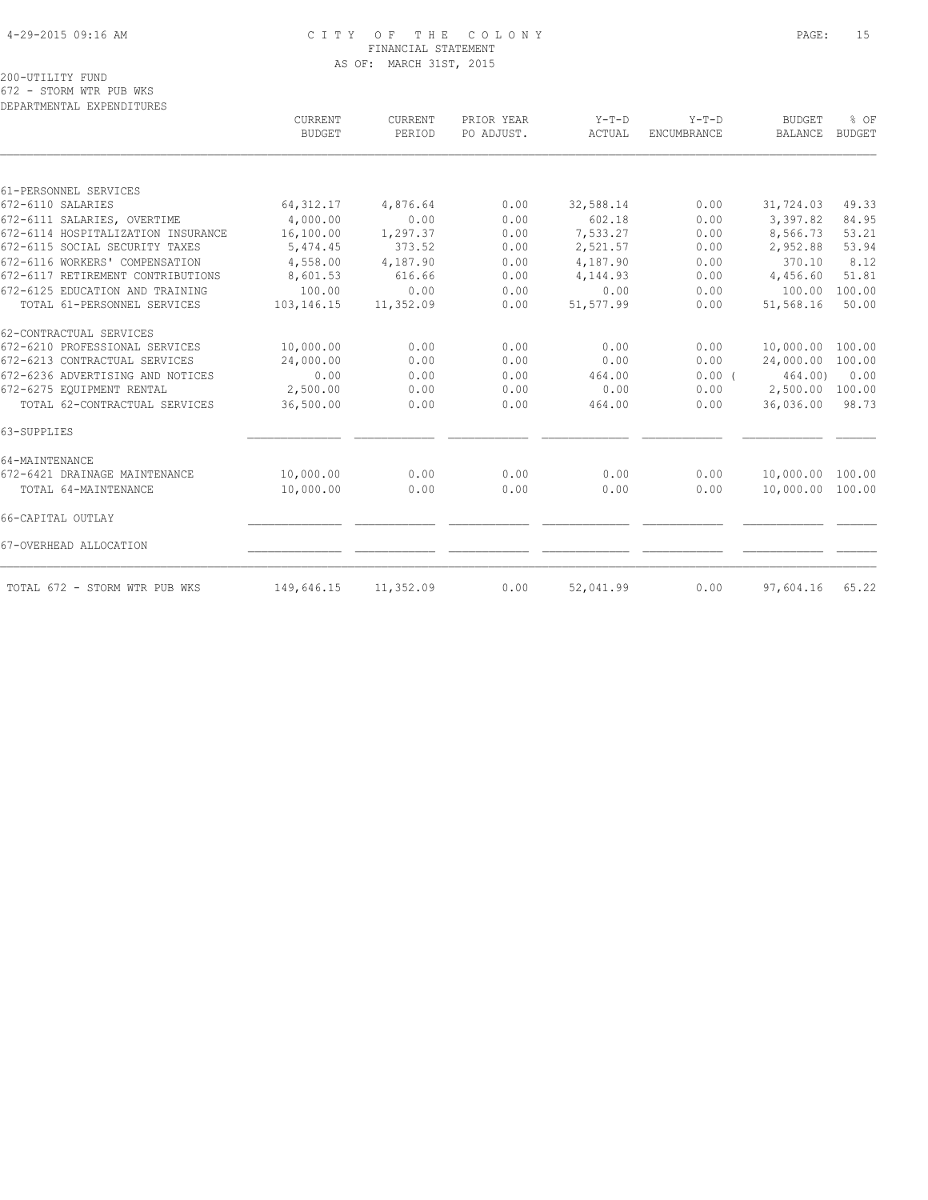CITY OF THE COLONY
FINANCIAL STATEMENT
AS OF: MARCH 31ST, 2015

200-UTILITY FUND
672 - STORM WTR PUB WKS
DEPARTMENTAL EXPENDITURES

| | CURRENT BUDGET | CURRENT PERIOD | PRIOR YEAR PO ADJUST. | Y-T-D ACTUAL | Y-T-D ENCUMBRANCE | BUDGET BALANCE | % OF BUDGET |
|---|---|---|---|---|---|---|---|
| 61-PERSONNEL SERVICES | | | | | | | |
| 672-6110 SALARIES | 64,312.17 | 4,876.64 | 0.00 | 32,588.14 | 0.00 | 31,724.03 | 49.33 |
| 672-6111 SALARIES, OVERTIME | 4,000.00 | 0.00 | 0.00 | 602.18 | 0.00 | 3,397.82 | 84.95 |
| 672-6114 HOSPITALIZATION INSURANCE | 16,100.00 | 1,297.37 | 0.00 | 7,533.27 | 0.00 | 8,566.73 | 53.21 |
| 672-6115 SOCIAL SECURITY TAXES | 5,474.45 | 373.52 | 0.00 | 2,521.57 | 0.00 | 2,952.88 | 53.94 |
| 672-6116 WORKERS' COMPENSATION | 4,558.00 | 4,187.90 | 0.00 | 4,187.90 | 0.00 | 370.10 | 8.12 |
| 672-6117 RETIREMENT CONTRIBUTIONS | 8,601.53 | 616.66 | 0.00 | 4,144.93 | 0.00 | 4,456.60 | 51.81 |
| 672-6125 EDUCATION AND TRAINING | 100.00 | 0.00 | 0.00 | 0.00 | 0.00 | 100.00 | 100.00 |
| TOTAL 61-PERSONNEL SERVICES | 103,146.15 | 11,352.09 | 0.00 | 51,577.99 | 0.00 | 51,568.16 | 50.00 |
| 62-CONTRACTUAL SERVICES | | | | | | | |
| 672-6210 PROFESSIONAL SERVICES | 10,000.00 | 0.00 | 0.00 | 0.00 | 0.00 | 10,000.00 | 100.00 |
| 672-6213 CONTRACTUAL SERVICES | 24,000.00 | 0.00 | 0.00 | 0.00 | 0.00 | 24,000.00 | 100.00 |
| 672-6236 ADVERTISING AND NOTICES | 0.00 | 0.00 | 0.00 | 464.00 | 0.00 | ( 464.00) | 0.00 |
| 672-6275 EQUIPMENT RENTAL | 2,500.00 | 0.00 | 0.00 | 0.00 | 0.00 | 2,500.00 | 100.00 |
| TOTAL 62-CONTRACTUAL SERVICES | 36,500.00 | 0.00 | 0.00 | 464.00 | 0.00 | 36,036.00 | 98.73 |
| 63-SUPPLIES | | | | | | | |
| 64-MAINTENANCE | | | | | | | |
| 672-6421 DRAINAGE MAINTENANCE | 10,000.00 | 0.00 | 0.00 | 0.00 | 0.00 | 10,000.00 | 100.00 |
| TOTAL 64-MAINTENANCE | 10,000.00 | 0.00 | 0.00 | 0.00 | 0.00 | 10,000.00 | 100.00 |
| 66-CAPITAL OUTLAY | | | | | | | |
| 67-OVERHEAD ALLOCATION | | | | | | | |
| TOTAL 672 - STORM WTR PUB WKS | 149,646.15 | 11,352.09 | 0.00 | 52,041.99 | 0.00 | 97,604.16 | 65.22 |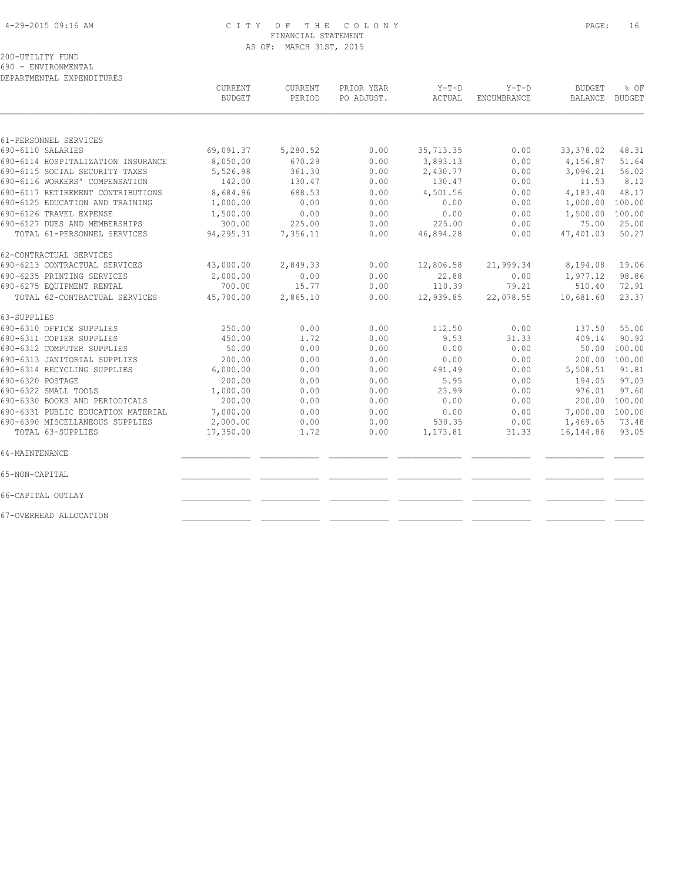4-29-2015 09:16 AM — CITY OF THE COLONY — FINANCIAL STATEMENT — AS OF: MARCH 31ST, 2015

200-UTILITY FUND
690 - ENVIRONMENTAL
DEPARTMENTAL EXPENDITURES

| | CURRENT BUDGET | CURRENT PERIOD | PRIOR YEAR PO ADJUST. | Y-T-D ACTUAL | Y-T-D ENCUMBRANCE | BUDGET BALANCE | % OF BUDGET |
|---|---|---|---|---|---|---|---|
| 61-PERSONNEL SERVICES | | | | | | | |
| 690-6110 SALARIES | 69,091.37 | 5,280.52 | 0.00 | 35,713.35 | 0.00 | 33,378.02 | 48.31 |
| 690-6114 HOSPITALIZATION INSURANCE | 8,050.00 | 670.29 | 0.00 | 3,893.13 | 0.00 | 4,156.87 | 51.64 |
| 690-6115 SOCIAL SECURITY TAXES | 5,526.98 | 361.30 | 0.00 | 2,430.77 | 0.00 | 3,096.21 | 56.02 |
| 690-6116 WORKERS' COMPENSATION | 142.00 | 130.47 | 0.00 | 130.47 | 0.00 | 11.53 | 8.12 |
| 690-6117 RETIREMENT CONTRIBUTIONS | 8,684.96 | 688.53 | 0.00 | 4,501.56 | 0.00 | 4,183.40 | 48.17 |
| 690-6125 EDUCATION AND TRAINING | 1,000.00 | 0.00 | 0.00 | 0.00 | 0.00 | 1,000.00 | 100.00 |
| 690-6126 TRAVEL EXPENSE | 1,500.00 | 0.00 | 0.00 | 0.00 | 0.00 | 1,500.00 | 100.00 |
| 690-6127 DUES AND MEMBERSHIPS | 300.00 | 225.00 | 0.00 | 225.00 | 0.00 | 75.00 | 25.00 |
| TOTAL 61-PERSONNEL SERVICES | 94,295.31 | 7,356.11 | 0.00 | 46,894.28 | 0.00 | 47,401.03 | 50.27 |
| 62-CONTRACTUAL SERVICES | | | | | | | |
| 690-6213 CONTRACTUAL SERVICES | 43,000.00 | 2,849.33 | 0.00 | 12,806.58 | 21,999.34 | 8,194.08 | 19.06 |
| 690-6235 PRINTING SERVICES | 2,000.00 | 0.00 | 0.00 | 22.88 | 0.00 | 1,977.12 | 98.86 |
| 690-6275 EQUIPMENT RENTAL | 700.00 | 15.77 | 0.00 | 110.39 | 79.21 | 510.40 | 72.91 |
| TOTAL 62-CONTRACTUAL SERVICES | 45,700.00 | 2,865.10 | 0.00 | 12,939.85 | 22,078.55 | 10,681.60 | 23.37 |
| 63-SUPPLIES | | | | | | | |
| 690-6310 OFFICE SUPPLIES | 250.00 | 0.00 | 0.00 | 112.50 | 0.00 | 137.50 | 55.00 |
| 690-6311 COPIER SUPPLIES | 450.00 | 1.72 | 0.00 | 9.53 | 31.33 | 409.14 | 90.92 |
| 690-6312 COMPUTER SUPPLIES | 50.00 | 0.00 | 0.00 | 0.00 | 0.00 | 50.00 | 100.00 |
| 690-6313 JANITORIAL SUPPLIES | 200.00 | 0.00 | 0.00 | 0.00 | 0.00 | 200.00 | 100.00 |
| 690-6314 RECYCLING SUPPLIES | 6,000.00 | 0.00 | 0.00 | 491.49 | 0.00 | 5,508.51 | 91.81 |
| 690-6320 POSTAGE | 200.00 | 0.00 | 0.00 | 5.95 | 0.00 | 194.05 | 97.03 |
| 690-6322 SMALL TOOLS | 1,000.00 | 0.00 | 0.00 | 23.99 | 0.00 | 976.01 | 97.60 |
| 690-6330 BOOKS AND PERIODICALS | 200.00 | 0.00 | 0.00 | 0.00 | 0.00 | 200.00 | 100.00 |
| 690-6331 PUBLIC EDUCATION MATERIAL | 7,000.00 | 0.00 | 0.00 | 0.00 | 0.00 | 7,000.00 | 100.00 |
| 690-6390 MISCELLANEOUS SUPPLIES | 2,000.00 | 0.00 | 0.00 | 530.35 | 0.00 | 1,469.65 | 73.48 |
| TOTAL 63-SUPPLIES | 17,350.00 | 1.72 | 0.00 | 1,173.81 | 31.33 | 16,144.86 | 93.05 |
| 64-MAINTENANCE | | | | | | | |
| 65-NON-CAPITAL | | | | | | | |
| 66-CAPITAL OUTLAY | | | | | | | |
| 67-OVERHEAD ALLOCATION | | | | | | | |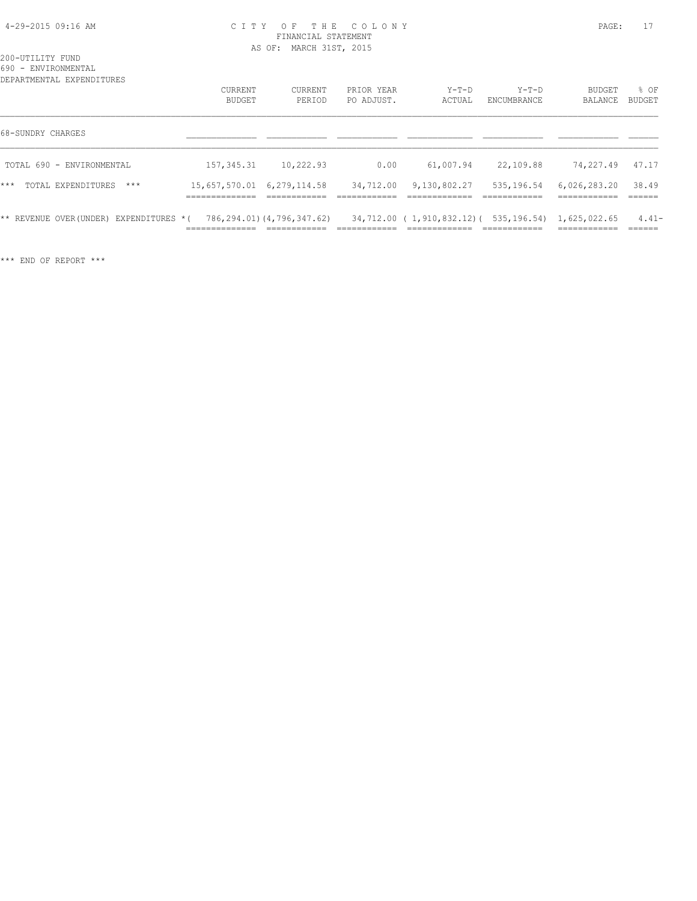CITY OF THE COLONY
FINANCIAL STATEMENT
AS OF: MARCH 31ST, 2015

200-UTILITY FUND
690 - ENVIRONMENTAL
DEPARTMENTAL EXPENDITURES

| | CURRENT BUDGET | CURRENT PERIOD | PRIOR YEAR PO ADJUST. | Y-T-D ACTUAL | Y-T-D ENCUMBRANCE | BUDGET BALANCE | % OF BUDGET |
|---|---|---|---|---|---|---|---|
| 68-SUNDRY CHARGES | | | | | | | |
| TOTAL 690 - ENVIRONMENTAL | 157,345.31 | 10,222.93 | 0.00 | 61,007.94 | 22,109.88 | 74,227.49 | 47.17 |
| *** TOTAL EXPENDITURES *** | 15,657,570.01 | 6,279,114.58 | 34,712.00 | 9,130,802.27 | 535,196.54 | 6,026,283.20 | 38.49 |
| ** REVENUE OVER(UNDER) EXPENDITURES * | ( 786,294.01) | (4,796,347.62) | 34,712.00 | ( 1,910,832.12) | ( 535,196.54) | 1,625,022.65 | 4.41- |

*** END OF REPORT ***